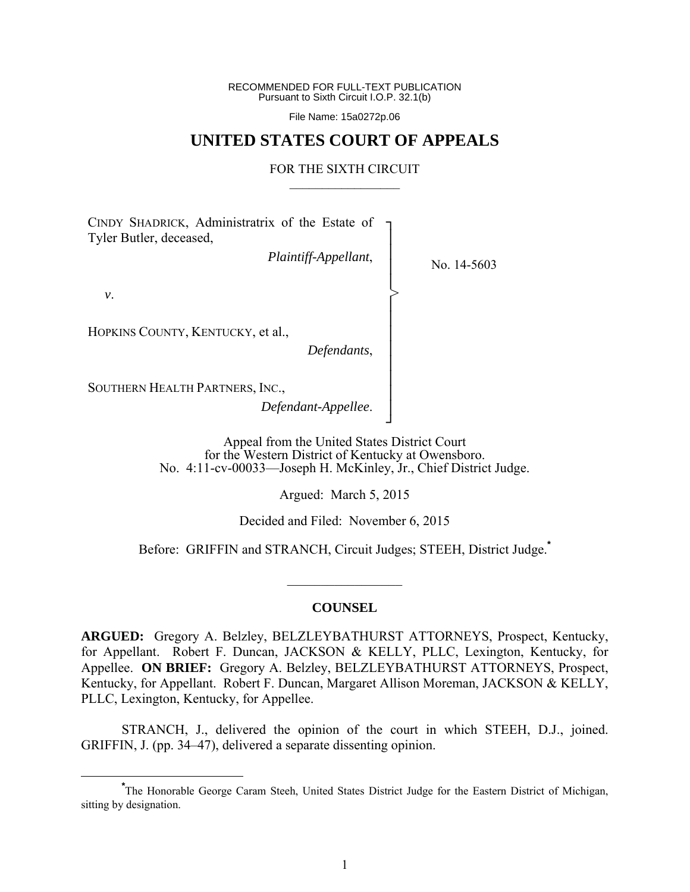RECOMMENDED FOR FULL-TEXT PUBLICATION
Pursuant to Sixth Circuit I.O.P. 32.1(b)

File Name: 15a0272p.06

# UNITED STATES COURT OF APPEALS

FOR THE SIXTH CIRCUIT

CINDY SHADRICK, Administratrix of the Estate of Tyler Butler, deceased,

*Plaintiff-Appellant*,

*v*.

HOPKINS COUNTY, KENTUCKY, et al.,

*Defendants*,

SOUTHERN HEALTH PARTNERS, INC.,

*Defendant-Appellee*.

No. 14-5603

Appeal from the United States District Court
for the Western District of Kentucky at Owensboro.
No. 4:11-cv-00033—Joseph H. McKinley, Jr., Chief District Judge.

Argued: March 5, 2015

Decided and Filed: November 6, 2015

Before: GRIFFIN and STRANCH, Circuit Judges; STEEH, District Judge.*

## COUNSEL

**ARGUED:** Gregory A. Belzley, BELZLEYBATHURST ATTORNEYS, Prospect, Kentucky, for Appellant. Robert F. Duncan, JACKSON & KELLY, PLLC, Lexington, Kentucky, for Appellee. **ON BRIEF:** Gregory A. Belzley, BELZLEYBATHURST ATTORNEYS, Prospect, Kentucky, for Appellant. Robert F. Duncan, Margaret Allison Moreman, JACKSON & KELLY, PLLC, Lexington, Kentucky, for Appellee.

STRANCH, J., delivered the opinion of the court in which STEEH, D.J., joined. GRIFFIN, J. (pp. 34–47), delivered a separate dissenting opinion.

*The Honorable George Caram Steeh, United States District Judge for the Eastern District of Michigan, sitting by designation.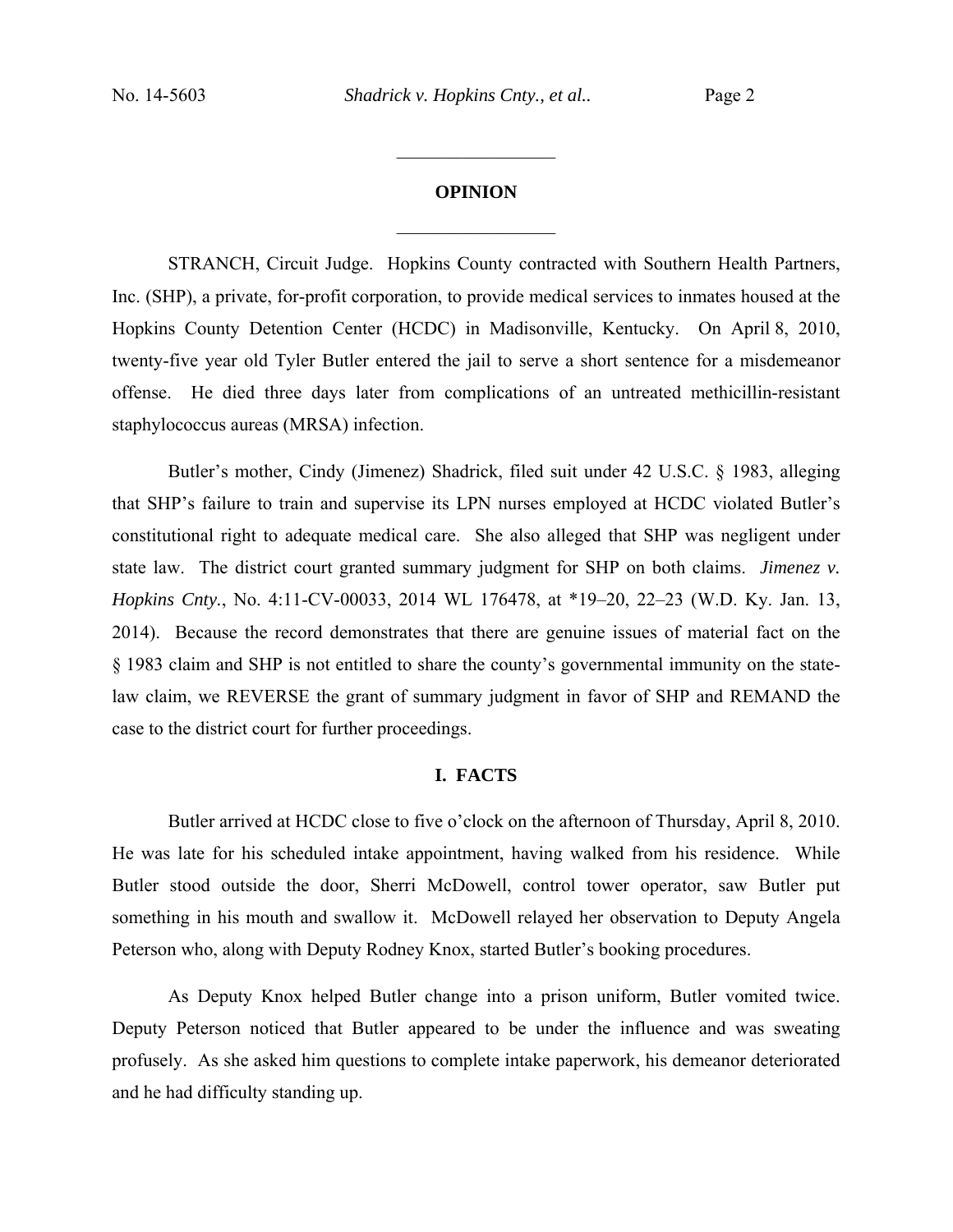## OPINION

STRANCH, Circuit Judge. Hopkins County contracted with Southern Health Partners, Inc. (SHP), a private, for-profit corporation, to provide medical services to inmates housed at the Hopkins County Detention Center (HCDC) in Madisonville, Kentucky. On April 8, 2010, twenty-five year old Tyler Butler entered the jail to serve a short sentence for a misdemeanor offense. He died three days later from complications of an untreated methicillin-resistant staphylococcus aureas (MRSA) infection.

Butler's mother, Cindy (Jimenez) Shadrick, filed suit under 42 U.S.C. § 1983, alleging that SHP's failure to train and supervise its LPN nurses employed at HCDC violated Butler's constitutional right to adequate medical care. She also alleged that SHP was negligent under state law. The district court granted summary judgment for SHP on both claims. *Jimenez v. Hopkins Cnty.*, No. 4:11-CV-00033, 2014 WL 176478, at *19–20, 22–23 (W.D. Ky. Jan. 13, 2014). Because the record demonstrates that there are genuine issues of material fact on the § 1983 claim and SHP is not entitled to share the county's governmental immunity on the state-law claim, we REVERSE the grant of summary judgment in favor of SHP and REMAND the case to the district court for further proceedings.

## I. FACTS

Butler arrived at HCDC close to five o'clock on the afternoon of Thursday, April 8, 2010. He was late for his scheduled intake appointment, having walked from his residence. While Butler stood outside the door, Sherri McDowell, control tower operator, saw Butler put something in his mouth and swallow it. McDowell relayed her observation to Deputy Angela Peterson who, along with Deputy Rodney Knox, started Butler's booking procedures.

As Deputy Knox helped Butler change into a prison uniform, Butler vomited twice. Deputy Peterson noticed that Butler appeared to be under the influence and was sweating profusely. As she asked him questions to complete intake paperwork, his demeanor deteriorated and he had difficulty standing up.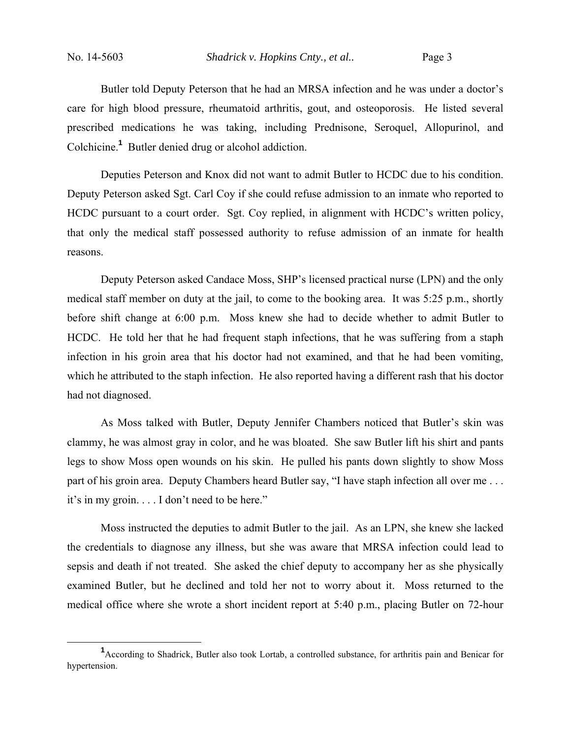Butler told Deputy Peterson that he had an MRSA infection and he was under a doctor's care for high blood pressure, rheumatoid arthritis, gout, and osteoporosis. He listed several prescribed medications he was taking, including Prednisone, Seroquel, Allopurinol, and Colchicine.[1] Butler denied drug or alcohol addiction.

Deputies Peterson and Knox did not want to admit Butler to HCDC due to his condition. Deputy Peterson asked Sgt. Carl Coy if she could refuse admission to an inmate who reported to HCDC pursuant to a court order. Sgt. Coy replied, in alignment with HCDC's written policy, that only the medical staff possessed authority to refuse admission of an inmate for health reasons.

Deputy Peterson asked Candace Moss, SHP's licensed practical nurse (LPN) and the only medical staff member on duty at the jail, to come to the booking area. It was 5:25 p.m., shortly before shift change at 6:00 p.m. Moss knew she had to decide whether to admit Butler to HCDC. He told her that he had frequent staph infections, that he was suffering from a staph infection in his groin area that his doctor had not examined, and that he had been vomiting, which he attributed to the staph infection. He also reported having a different rash that his doctor had not diagnosed.

As Moss talked with Butler, Deputy Jennifer Chambers noticed that Butler's skin was clammy, he was almost gray in color, and he was bloated. She saw Butler lift his shirt and pants legs to show Moss open wounds on his skin. He pulled his pants down slightly to show Moss part of his groin area. Deputy Chambers heard Butler say, "I have staph infection all over me . . . it's in my groin. . . . I don't need to be here."

Moss instructed the deputies to admit Butler to the jail. As an LPN, she knew she lacked the credentials to diagnose any illness, but she was aware that MRSA infection could lead to sepsis and death if not treated. She asked the chief deputy to accompany her as she physically examined Butler, but he declined and told her not to worry about it. Moss returned to the medical office where she wrote a short incident report at 5:40 p.m., placing Butler on 72-hour

---

[1] According to Shadrick, Butler also took Lortab, a controlled substance, for arthritis pain and Benicar for hypertension.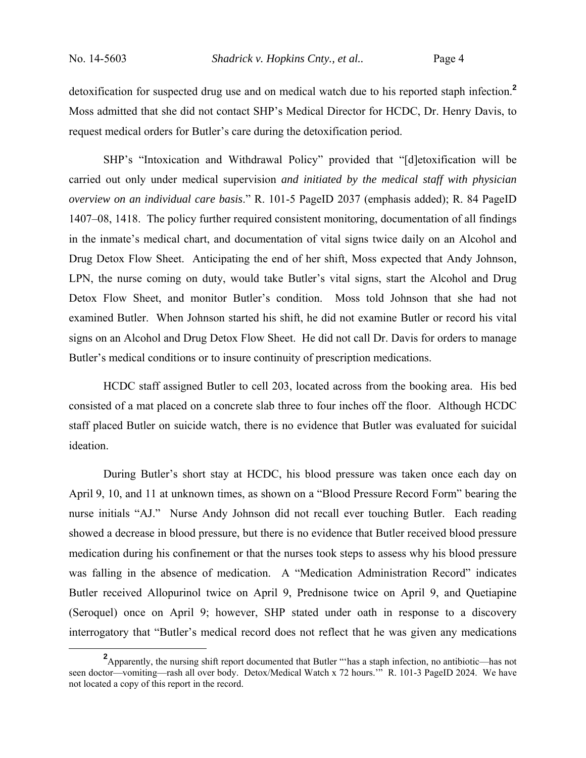detoxification for suspected drug use and on medical watch due to his reported staph infection.[2] Moss admitted that she did not contact SHP's Medical Director for HCDC, Dr. Henry Davis, to request medical orders for Butler's care during the detoxification period.

SHP's "Intoxication and Withdrawal Policy" provided that "[d]etoxification will be carried out only under medical supervision *and initiated by the medical staff with physician overview on an individual care basis*." R. 101-5 PageID 2037 (emphasis added); R. 84 PageID 1407–08, 1418. The policy further required consistent monitoring, documentation of all findings in the inmate's medical chart, and documentation of vital signs twice daily on an Alcohol and Drug Detox Flow Sheet. Anticipating the end of her shift, Moss expected that Andy Johnson, LPN, the nurse coming on duty, would take Butler's vital signs, start the Alcohol and Drug Detox Flow Sheet, and monitor Butler's condition. Moss told Johnson that she had not examined Butler. When Johnson started his shift, he did not examine Butler or record his vital signs on an Alcohol and Drug Detox Flow Sheet. He did not call Dr. Davis for orders to manage Butler's medical conditions or to insure continuity of prescription medications.

HCDC staff assigned Butler to cell 203, located across from the booking area. His bed consisted of a mat placed on a concrete slab three to four inches off the floor. Although HCDC staff placed Butler on suicide watch, there is no evidence that Butler was evaluated for suicidal ideation.

During Butler's short stay at HCDC, his blood pressure was taken once each day on April 9, 10, and 11 at unknown times, as shown on a "Blood Pressure Record Form" bearing the nurse initials "AJ." Nurse Andy Johnson did not recall ever touching Butler. Each reading showed a decrease in blood pressure, but there is no evidence that Butler received blood pressure medication during his confinement or that the nurses took steps to assess why his blood pressure was falling in the absence of medication. A "Medication Administration Record" indicates Butler received Allopurinol twice on April 9, Prednisone twice on April 9, and Quetiapine (Seroquel) once on April 9; however, SHP stated under oath in response to a discovery interrogatory that "Butler's medical record does not reflect that he was given any medications

---

[2] Apparently, the nursing shift report documented that Butler "'has a staph infection, no antibiotic—has not seen doctor—vomiting—rash all over body. Detox/Medical Watch x 72 hours.'" R. 101-3 PageID 2024. We have not located a copy of this report in the record.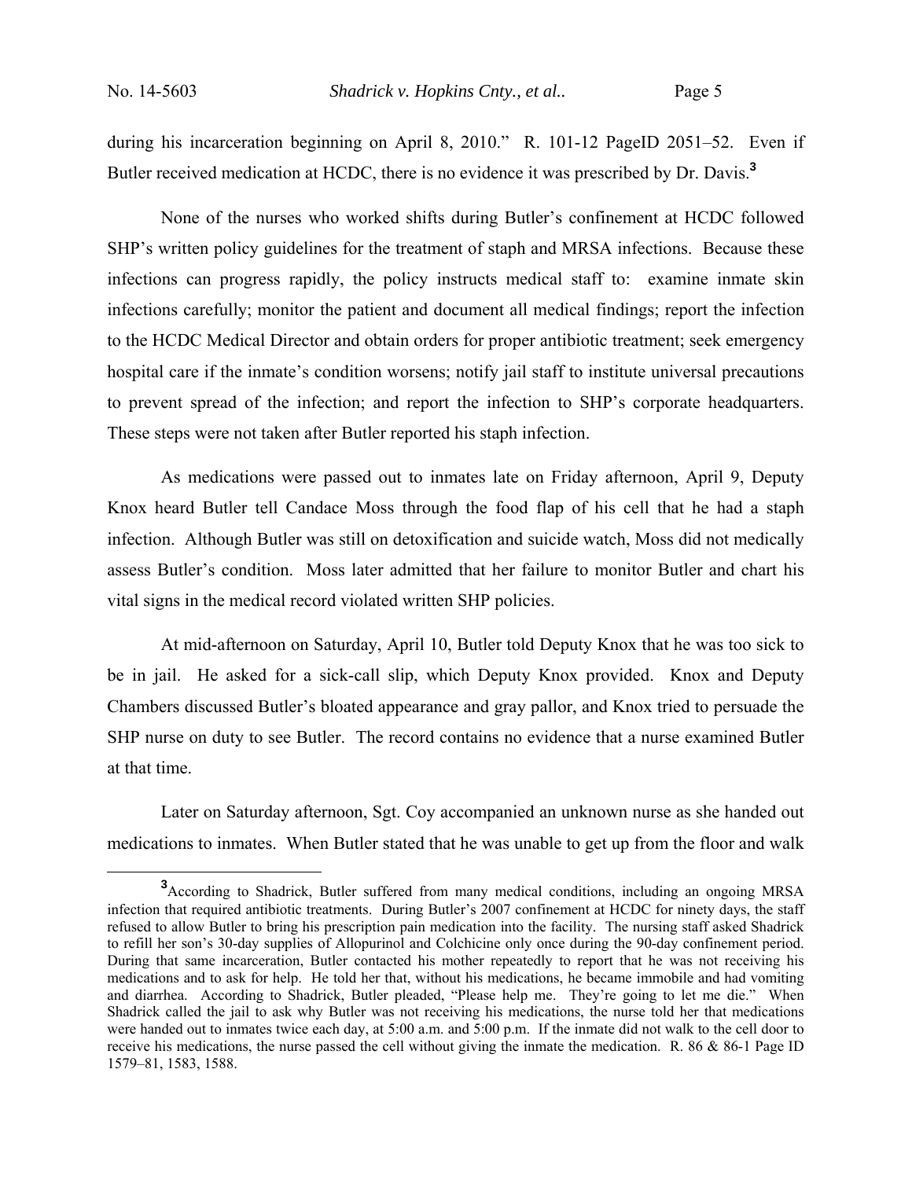during his incarceration beginning on April 8, 2010." R. 101-12 PageID 2051–52. Even if Butler received medication at HCDC, there is no evidence it was prescribed by Dr. Davis.[3]

None of the nurses who worked shifts during Butler's confinement at HCDC followed SHP's written policy guidelines for the treatment of staph and MRSA infections. Because these infections can progress rapidly, the policy instructs medical staff to: examine inmate skin infections carefully; monitor the patient and document all medical findings; report the infection to the HCDC Medical Director and obtain orders for proper antibiotic treatment; seek emergency hospital care if the inmate's condition worsens; notify jail staff to institute universal precautions to prevent spread of the infection; and report the infection to SHP's corporate headquarters. These steps were not taken after Butler reported his staph infection.

As medications were passed out to inmates late on Friday afternoon, April 9, Deputy Knox heard Butler tell Candace Moss through the food flap of his cell that he had a staph infection. Although Butler was still on detoxification and suicide watch, Moss did not medically assess Butler's condition. Moss later admitted that her failure to monitor Butler and chart his vital signs in the medical record violated written SHP policies.

At mid-afternoon on Saturday, April 10, Butler told Deputy Knox that he was too sick to be in jail. He asked for a sick-call slip, which Deputy Knox provided. Knox and Deputy Chambers discussed Butler's bloated appearance and gray pallor, and Knox tried to persuade the SHP nurse on duty to see Butler. The record contains no evidence that a nurse examined Butler at that time.

Later on Saturday afternoon, Sgt. Coy accompanied an unknown nurse as she handed out medications to inmates. When Butler stated that he was unable to get up from the floor and walk

---

[3] According to Shadrick, Butler suffered from many medical conditions, including an ongoing MRSA infection that required antibiotic treatments. During Butler's 2007 confinement at HCDC for ninety days, the staff refused to allow Butler to bring his prescription pain medication into the facility. The nursing staff asked Shadrick to refill her son's 30-day supplies of Allopurinol and Colchicine only once during the 90-day confinement period. During that same incarceration, Butler contacted his mother repeatedly to report that he was not receiving his medications and to ask for help. He told her that, without his medications, he became immobile and had vomiting and diarrhea. According to Shadrick, Butler pleaded, "Please help me. They're going to let me die." When Shadrick called the jail to ask why Butler was not receiving his medications, the nurse told her that medications were handed out to inmates twice each day, at 5:00 a.m. and 5:00 p.m. If the inmate did not walk to the cell door to receive his medications, the nurse passed the cell without giving the inmate the medication. R. 86 & 86-1 Page ID 1579–81, 1583, 1588.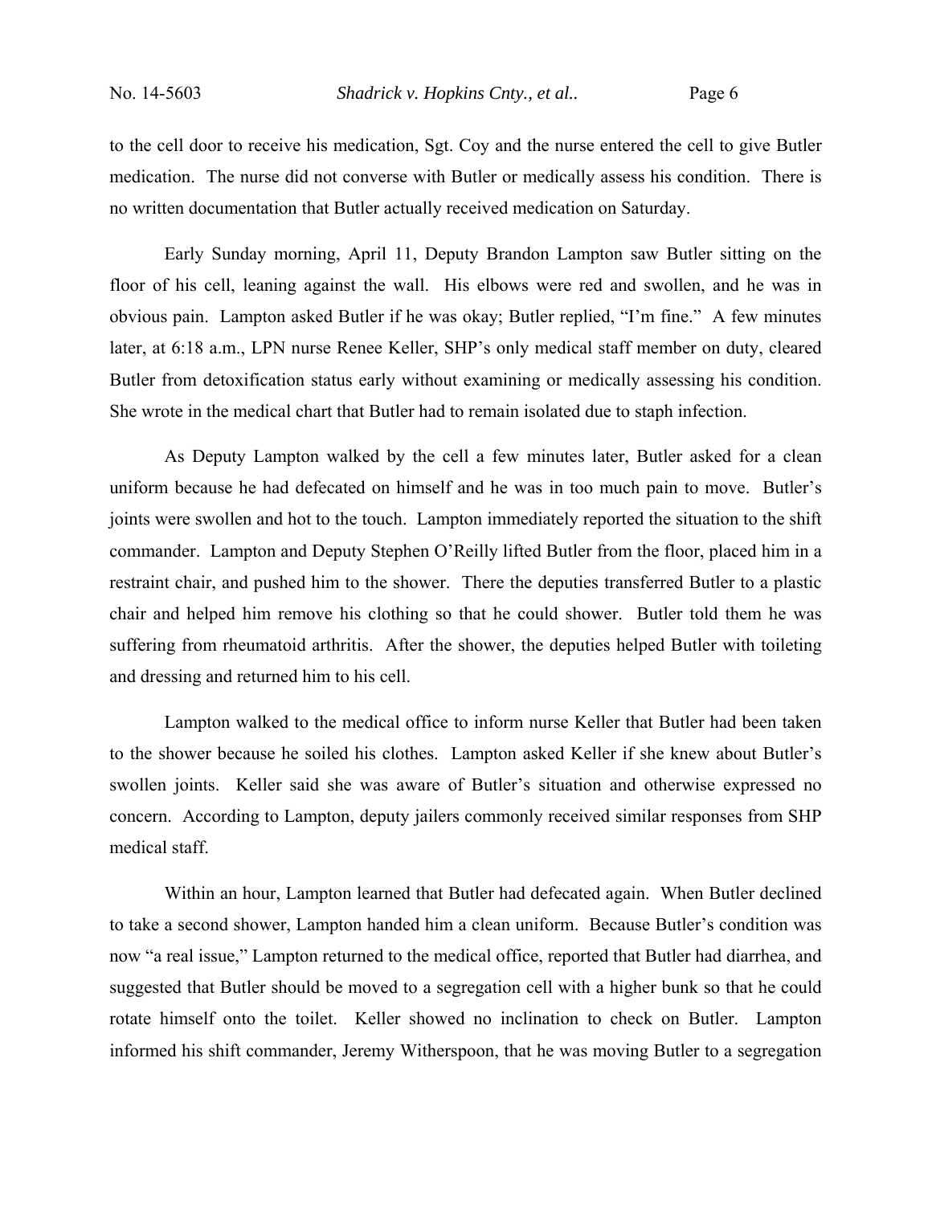to the cell door to receive his medication, Sgt. Coy and the nurse entered the cell to give Butler medication. The nurse did not converse with Butler or medically assess his condition. There is no written documentation that Butler actually received medication on Saturday.

Early Sunday morning, April 11, Deputy Brandon Lampton saw Butler sitting on the floor of his cell, leaning against the wall. His elbows were red and swollen, and he was in obvious pain. Lampton asked Butler if he was okay; Butler replied, "I'm fine." A few minutes later, at 6:18 a.m., LPN nurse Renee Keller, SHP's only medical staff member on duty, cleared Butler from detoxification status early without examining or medically assessing his condition. She wrote in the medical chart that Butler had to remain isolated due to staph infection.

As Deputy Lampton walked by the cell a few minutes later, Butler asked for a clean uniform because he had defecated on himself and he was in too much pain to move. Butler's joints were swollen and hot to the touch. Lampton immediately reported the situation to the shift commander. Lampton and Deputy Stephen O'Reilly lifted Butler from the floor, placed him in a restraint chair, and pushed him to the shower. There the deputies transferred Butler to a plastic chair and helped him remove his clothing so that he could shower. Butler told them he was suffering from rheumatoid arthritis. After the shower, the deputies helped Butler with toileting and dressing and returned him to his cell.

Lampton walked to the medical office to inform nurse Keller that Butler had been taken to the shower because he soiled his clothes. Lampton asked Keller if she knew about Butler's swollen joints. Keller said she was aware of Butler's situation and otherwise expressed no concern. According to Lampton, deputy jailers commonly received similar responses from SHP medical staff.

Within an hour, Lampton learned that Butler had defecated again. When Butler declined to take a second shower, Lampton handed him a clean uniform. Because Butler's condition was now "a real issue," Lampton returned to the medical office, reported that Butler had diarrhea, and suggested that Butler should be moved to a segregation cell with a higher bunk so that he could rotate himself onto the toilet. Keller showed no inclination to check on Butler. Lampton informed his shift commander, Jeremy Witherspoon, that he was moving Butler to a segregation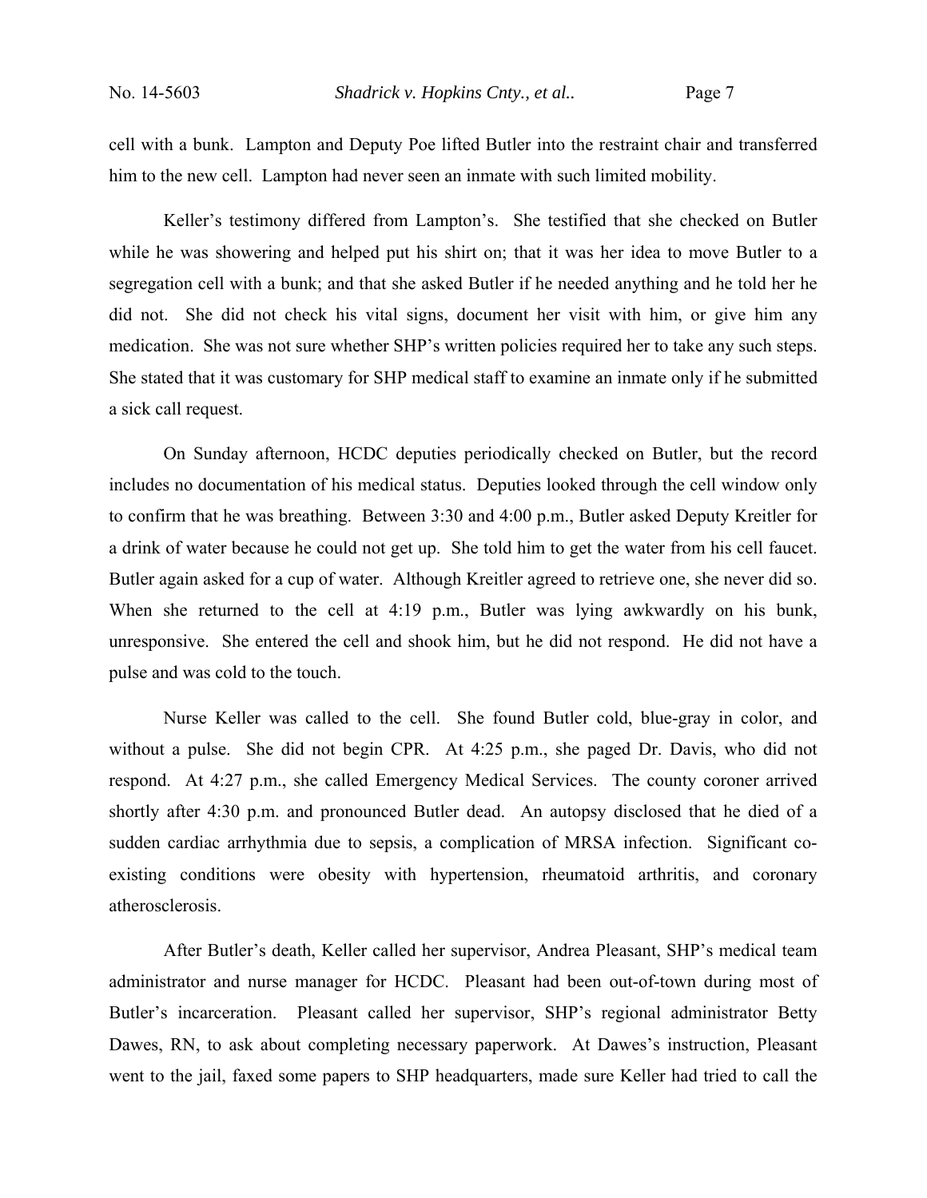cell with a bunk. Lampton and Deputy Poe lifted Butler into the restraint chair and transferred him to the new cell. Lampton had never seen an inmate with such limited mobility.

Keller's testimony differed from Lampton's. She testified that she checked on Butler while he was showering and helped put his shirt on; that it was her idea to move Butler to a segregation cell with a bunk; and that she asked Butler if he needed anything and he told her he did not. She did not check his vital signs, document her visit with him, or give him any medication. She was not sure whether SHP's written policies required her to take any such steps. She stated that it was customary for SHP medical staff to examine an inmate only if he submitted a sick call request.

On Sunday afternoon, HCDC deputies periodically checked on Butler, but the record includes no documentation of his medical status. Deputies looked through the cell window only to confirm that he was breathing. Between 3:30 and 4:00 p.m., Butler asked Deputy Kreitler for a drink of water because he could not get up. She told him to get the water from his cell faucet. Butler again asked for a cup of water. Although Kreitler agreed to retrieve one, she never did so. When she returned to the cell at 4:19 p.m., Butler was lying awkwardly on his bunk, unresponsive. She entered the cell and shook him, but he did not respond. He did not have a pulse and was cold to the touch.

Nurse Keller was called to the cell. She found Butler cold, blue-gray in color, and without a pulse. She did not begin CPR. At 4:25 p.m., she paged Dr. Davis, who did not respond. At 4:27 p.m., she called Emergency Medical Services. The county coroner arrived shortly after 4:30 p.m. and pronounced Butler dead. An autopsy disclosed that he died of a sudden cardiac arrhythmia due to sepsis, a complication of MRSA infection. Significant co-existing conditions were obesity with hypertension, rheumatoid arthritis, and coronary atherosclerosis.

After Butler's death, Keller called her supervisor, Andrea Pleasant, SHP's medical team administrator and nurse manager for HCDC. Pleasant had been out-of-town during most of Butler's incarceration. Pleasant called her supervisor, SHP's regional administrator Betty Dawes, RN, to ask about completing necessary paperwork. At Dawes's instruction, Pleasant went to the jail, faxed some papers to SHP headquarters, made sure Keller had tried to call the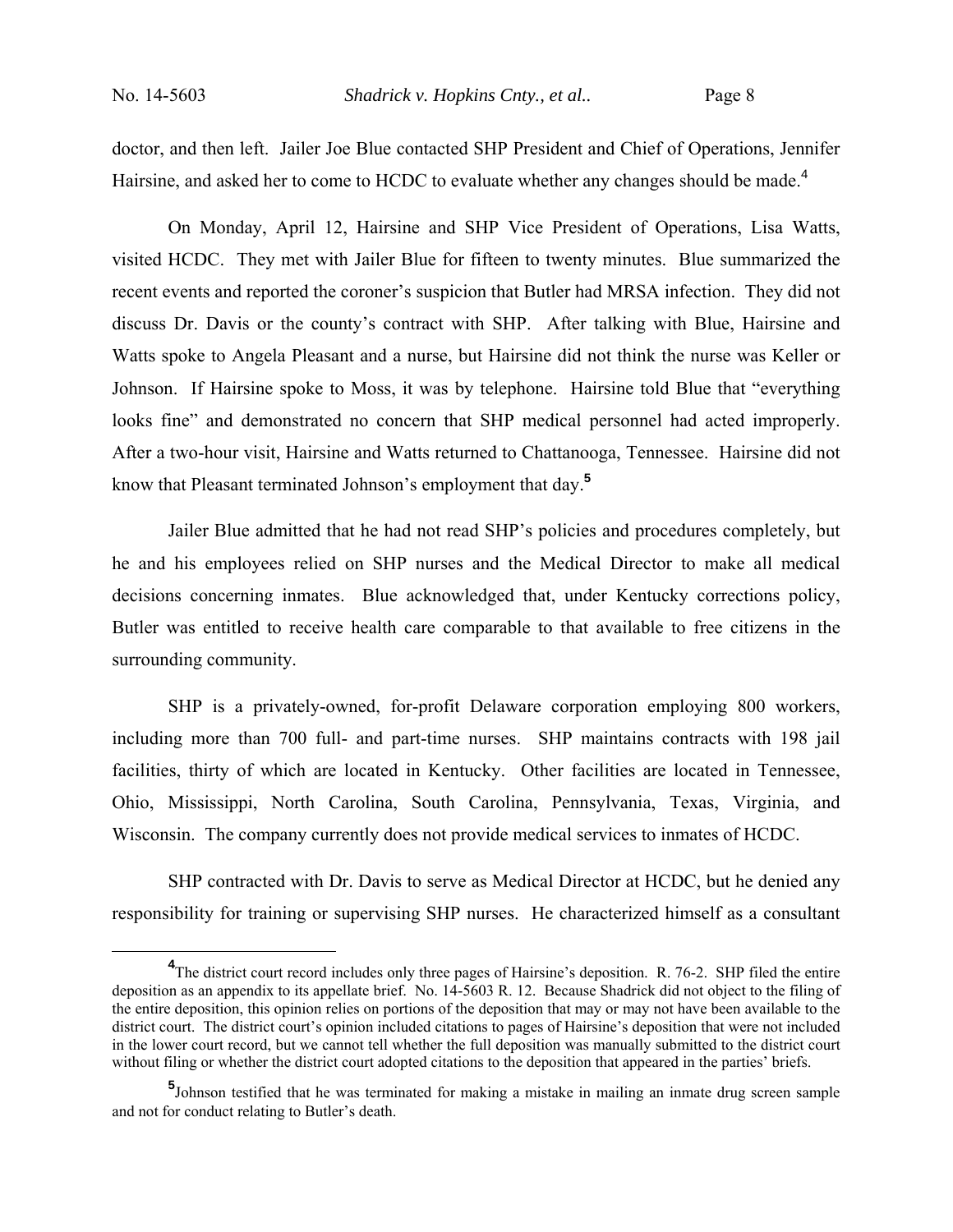doctor, and then left. Jailer Joe Blue contacted SHP President and Chief of Operations, Jennifer Hairsine, and asked her to come to HCDC to evaluate whether any changes should be made.[4]

On Monday, April 12, Hairsine and SHP Vice President of Operations, Lisa Watts, visited HCDC. They met with Jailer Blue for fifteen to twenty minutes. Blue summarized the recent events and reported the coroner's suspicion that Butler had MRSA infection. They did not discuss Dr. Davis or the county's contract with SHP. After talking with Blue, Hairsine and Watts spoke to Angela Pleasant and a nurse, but Hairsine did not think the nurse was Keller or Johnson. If Hairsine spoke to Moss, it was by telephone. Hairsine told Blue that "everything looks fine" and demonstrated no concern that SHP medical personnel had acted improperly. After a two-hour visit, Hairsine and Watts returned to Chattanooga, Tennessee. Hairsine did not know that Pleasant terminated Johnson's employment that day.[5]

Jailer Blue admitted that he had not read SHP's policies and procedures completely, but he and his employees relied on SHP nurses and the Medical Director to make all medical decisions concerning inmates. Blue acknowledged that, under Kentucky corrections policy, Butler was entitled to receive health care comparable to that available to free citizens in the surrounding community.

SHP is a privately-owned, for-profit Delaware corporation employing 800 workers, including more than 700 full- and part-time nurses. SHP maintains contracts with 198 jail facilities, thirty of which are located in Kentucky. Other facilities are located in Tennessee, Ohio, Mississippi, North Carolina, South Carolina, Pennsylvania, Texas, Virginia, and Wisconsin. The company currently does not provide medical services to inmates of HCDC.

SHP contracted with Dr. Davis to serve as Medical Director at HCDC, but he denied any responsibility for training or supervising SHP nurses. He characterized himself as a consultant

[4] The district court record includes only three pages of Hairsine's deposition. R. 76-2. SHP filed the entire deposition as an appendix to its appellate brief. No. 14-5603 R. 12. Because Shadrick did not object to the filing of the entire deposition, this opinion relies on portions of the deposition that may or may not have been available to the district court. The district court's opinion included citations to pages of Hairsine's deposition that were not included in the lower court record, but we cannot tell whether the full deposition was manually submitted to the district court without filing or whether the district court adopted citations to the deposition that appeared in the parties' briefs.

[5] Johnson testified that he was terminated for making a mistake in mailing an inmate drug screen sample and not for conduct relating to Butler's death.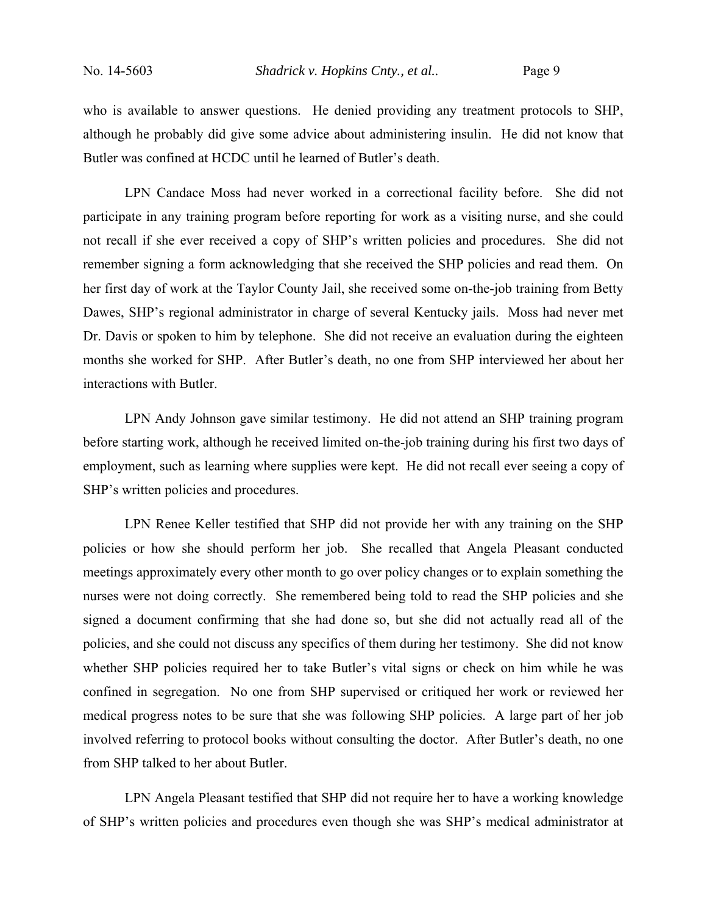who is available to answer questions. He denied providing any treatment protocols to SHP, although he probably did give some advice about administering insulin. He did not know that Butler was confined at HCDC until he learned of Butler's death.

LPN Candace Moss had never worked in a correctional facility before. She did not participate in any training program before reporting for work as a visiting nurse, and she could not recall if she ever received a copy of SHP's written policies and procedures. She did not remember signing a form acknowledging that she received the SHP policies and read them. On her first day of work at the Taylor County Jail, she received some on-the-job training from Betty Dawes, SHP's regional administrator in charge of several Kentucky jails. Moss had never met Dr. Davis or spoken to him by telephone. She did not receive an evaluation during the eighteen months she worked for SHP. After Butler's death, no one from SHP interviewed her about her interactions with Butler.

LPN Andy Johnson gave similar testimony. He did not attend an SHP training program before starting work, although he received limited on-the-job training during his first two days of employment, such as learning where supplies were kept. He did not recall ever seeing a copy of SHP's written policies and procedures.

LPN Renee Keller testified that SHP did not provide her with any training on the SHP policies or how she should perform her job. She recalled that Angela Pleasant conducted meetings approximately every other month to go over policy changes or to explain something the nurses were not doing correctly. She remembered being told to read the SHP policies and she signed a document confirming that she had done so, but she did not actually read all of the policies, and she could not discuss any specifics of them during her testimony. She did not know whether SHP policies required her to take Butler's vital signs or check on him while he was confined in segregation. No one from SHP supervised or critiqued her work or reviewed her medical progress notes to be sure that she was following SHP policies. A large part of her job involved referring to protocol books without consulting the doctor. After Butler's death, no one from SHP talked to her about Butler.

LPN Angela Pleasant testified that SHP did not require her to have a working knowledge of SHP's written policies and procedures even though she was SHP's medical administrator at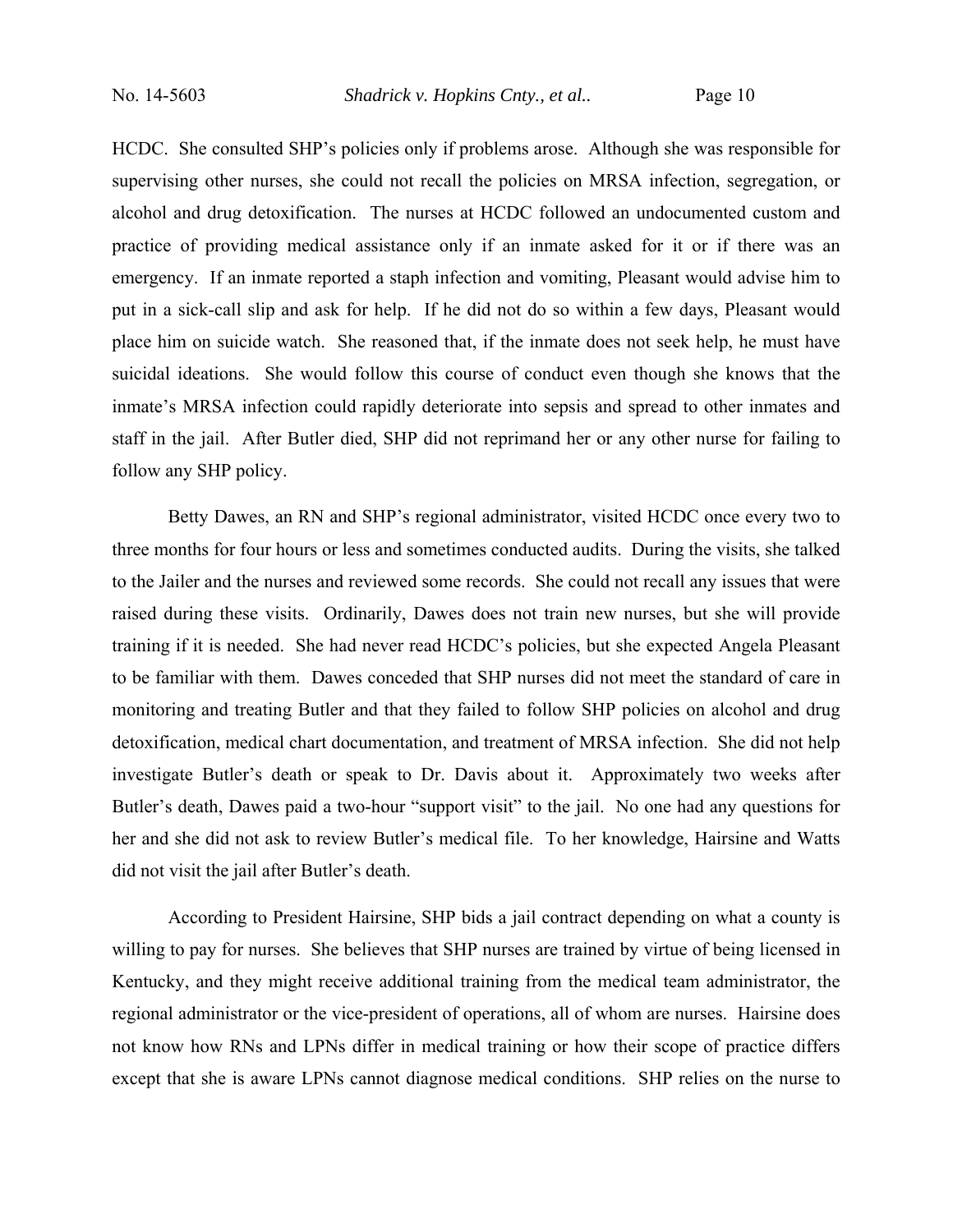HCDC. She consulted SHP's policies only if problems arose. Although she was responsible for supervising other nurses, she could not recall the policies on MRSA infection, segregation, or alcohol and drug detoxification. The nurses at HCDC followed an undocumented custom and practice of providing medical assistance only if an inmate asked for it or if there was an emergency. If an inmate reported a staph infection and vomiting, Pleasant would advise him to put in a sick-call slip and ask for help. If he did not do so within a few days, Pleasant would place him on suicide watch. She reasoned that, if the inmate does not seek help, he must have suicidal ideations. She would follow this course of conduct even though she knows that the inmate's MRSA infection could rapidly deteriorate into sepsis and spread to other inmates and staff in the jail. After Butler died, SHP did not reprimand her or any other nurse for failing to follow any SHP policy.

Betty Dawes, an RN and SHP's regional administrator, visited HCDC once every two to three months for four hours or less and sometimes conducted audits. During the visits, she talked to the Jailer and the nurses and reviewed some records. She could not recall any issues that were raised during these visits. Ordinarily, Dawes does not train new nurses, but she will provide training if it is needed. She had never read HCDC's policies, but she expected Angela Pleasant to be familiar with them. Dawes conceded that SHP nurses did not meet the standard of care in monitoring and treating Butler and that they failed to follow SHP policies on alcohol and drug detoxification, medical chart documentation, and treatment of MRSA infection. She did not help investigate Butler's death or speak to Dr. Davis about it. Approximately two weeks after Butler's death, Dawes paid a two-hour "support visit" to the jail. No one had any questions for her and she did not ask to review Butler's medical file. To her knowledge, Hairsine and Watts did not visit the jail after Butler's death.

According to President Hairsine, SHP bids a jail contract depending on what a county is willing to pay for nurses. She believes that SHP nurses are trained by virtue of being licensed in Kentucky, and they might receive additional training from the medical team administrator, the regional administrator or the vice-president of operations, all of whom are nurses. Hairsine does not know how RNs and LPNs differ in medical training or how their scope of practice differs except that she is aware LPNs cannot diagnose medical conditions. SHP relies on the nurse to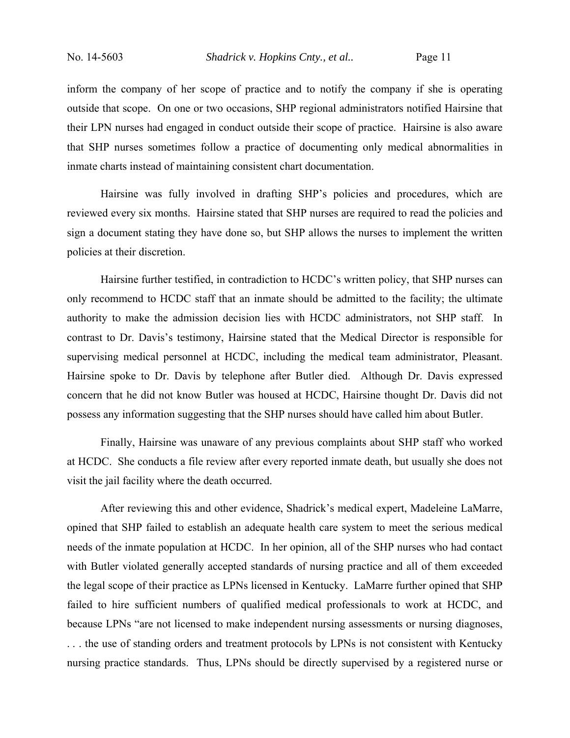inform the company of her scope of practice and to notify the company if she is operating outside that scope. On one or two occasions, SHP regional administrators notified Hairsine that their LPN nurses had engaged in conduct outside their scope of practice. Hairsine is also aware that SHP nurses sometimes follow a practice of documenting only medical abnormalities in inmate charts instead of maintaining consistent chart documentation.

Hairsine was fully involved in drafting SHP's policies and procedures, which are reviewed every six months. Hairsine stated that SHP nurses are required to read the policies and sign a document stating they have done so, but SHP allows the nurses to implement the written policies at their discretion.

Hairsine further testified, in contradiction to HCDC's written policy, that SHP nurses can only recommend to HCDC staff that an inmate should be admitted to the facility; the ultimate authority to make the admission decision lies with HCDC administrators, not SHP staff. In contrast to Dr. Davis's testimony, Hairsine stated that the Medical Director is responsible for supervising medical personnel at HCDC, including the medical team administrator, Pleasant. Hairsine spoke to Dr. Davis by telephone after Butler died. Although Dr. Davis expressed concern that he did not know Butler was housed at HCDC, Hairsine thought Dr. Davis did not possess any information suggesting that the SHP nurses should have called him about Butler.

Finally, Hairsine was unaware of any previous complaints about SHP staff who worked at HCDC. She conducts a file review after every reported inmate death, but usually she does not visit the jail facility where the death occurred.

After reviewing this and other evidence, Shadrick's medical expert, Madeleine LaMarre, opined that SHP failed to establish an adequate health care system to meet the serious medical needs of the inmate population at HCDC. In her opinion, all of the SHP nurses who had contact with Butler violated generally accepted standards of nursing practice and all of them exceeded the legal scope of their practice as LPNs licensed in Kentucky. LaMarre further opined that SHP failed to hire sufficient numbers of qualified medical professionals to work at HCDC, and because LPNs "are not licensed to make independent nursing assessments or nursing diagnoses, . . . the use of standing orders and treatment protocols by LPNs is not consistent with Kentucky nursing practice standards. Thus, LPNs should be directly supervised by a registered nurse or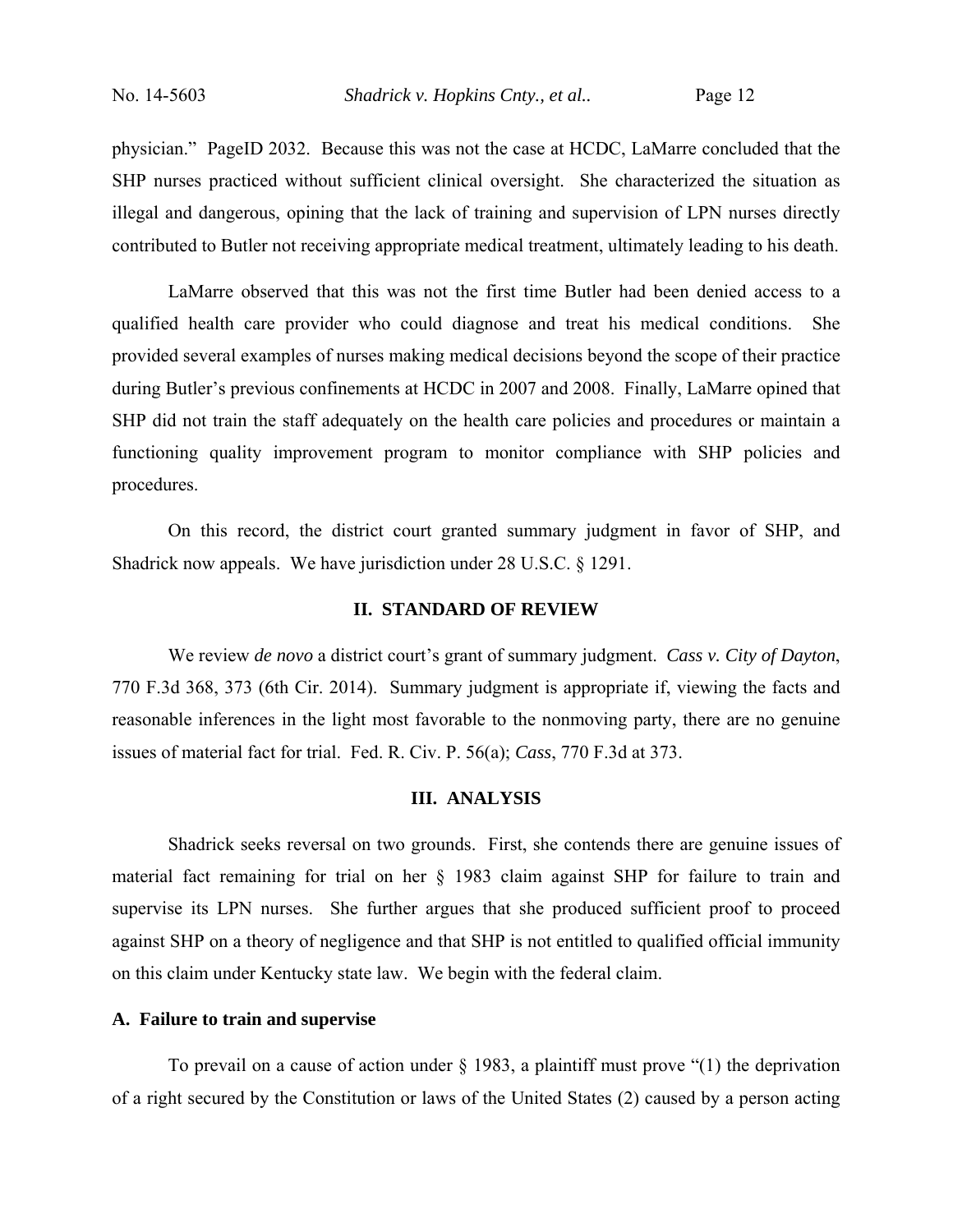physician." PageID 2032. Because this was not the case at HCDC, LaMarre concluded that the SHP nurses practiced without sufficient clinical oversight. She characterized the situation as illegal and dangerous, opining that the lack of training and supervision of LPN nurses directly contributed to Butler not receiving appropriate medical treatment, ultimately leading to his death.

LaMarre observed that this was not the first time Butler had been denied access to a qualified health care provider who could diagnose and treat his medical conditions. She provided several examples of nurses making medical decisions beyond the scope of their practice during Butler's previous confinements at HCDC in 2007 and 2008. Finally, LaMarre opined that SHP did not train the staff adequately on the health care policies and procedures or maintain a functioning quality improvement program to monitor compliance with SHP policies and procedures.

On this record, the district court granted summary judgment in favor of SHP, and Shadrick now appeals. We have jurisdiction under 28 U.S.C. § 1291.

## II. STANDARD OF REVIEW

We review *de novo* a district court's grant of summary judgment. *Cass v. City of Dayton*, 770 F.3d 368, 373 (6th Cir. 2014). Summary judgment is appropriate if, viewing the facts and reasonable inferences in the light most favorable to the nonmoving party, there are no genuine issues of material fact for trial. Fed. R. Civ. P. 56(a); *Cass*, 770 F.3d at 373.

## III. ANALYSIS

Shadrick seeks reversal on two grounds. First, she contends there are genuine issues of material fact remaining for trial on her § 1983 claim against SHP for failure to train and supervise its LPN nurses. She further argues that she produced sufficient proof to proceed against SHP on a theory of negligence and that SHP is not entitled to qualified official immunity on this claim under Kentucky state law. We begin with the federal claim.

### A. Failure to train and supervise

To prevail on a cause of action under § 1983, a plaintiff must prove "(1) the deprivation of a right secured by the Constitution or laws of the United States (2) caused by a person acting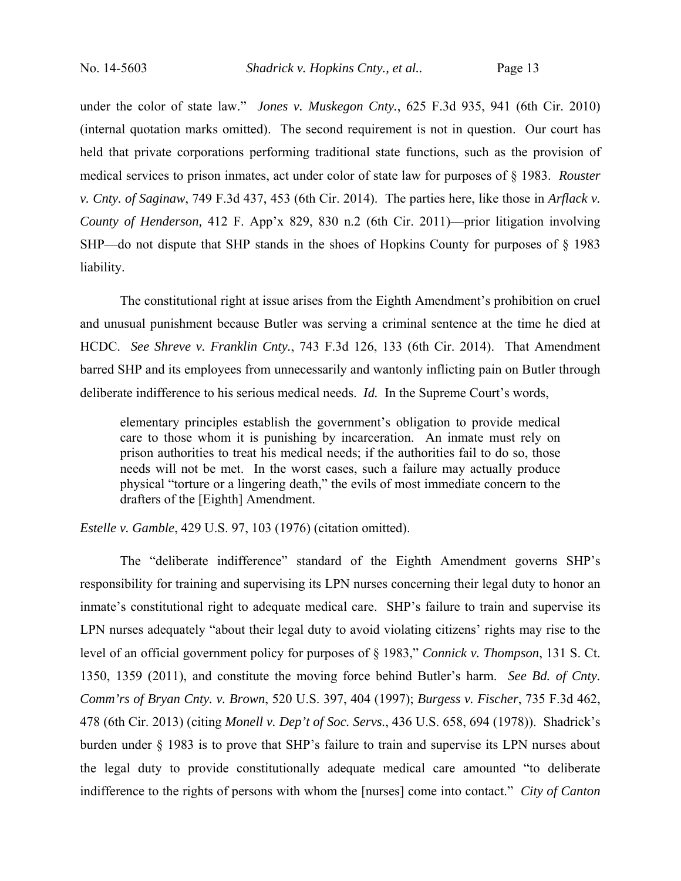under the color of state law." *Jones v. Muskegon Cnty.*, 625 F.3d 935, 941 (6th Cir. 2010) (internal quotation marks omitted). The second requirement is not in question. Our court has held that private corporations performing traditional state functions, such as the provision of medical services to prison inmates, act under color of state law for purposes of § 1983. *Rouster v. Cnty. of Saginaw*, 749 F.3d 437, 453 (6th Cir. 2014). The parties here, like those in *Arflack v. County of Henderson,* 412 F. App'x 829, 830 n.2 (6th Cir. 2011)—prior litigation involving SHP—do not dispute that SHP stands in the shoes of Hopkins County for purposes of § 1983 liability.

The constitutional right at issue arises from the Eighth Amendment's prohibition on cruel and unusual punishment because Butler was serving a criminal sentence at the time he died at HCDC. *See Shreve v. Franklin Cnty.*, 743 F.3d 126, 133 (6th Cir. 2014). That Amendment barred SHP and its employees from unnecessarily and wantonly inflicting pain on Butler through deliberate indifference to his serious medical needs. *Id.* In the Supreme Court's words,

> elementary principles establish the government's obligation to provide medical care to those whom it is punishing by incarceration. An inmate must rely on prison authorities to treat his medical needs; if the authorities fail to do so, those needs will not be met. In the worst cases, such a failure may actually produce physical "torture or a lingering death," the evils of most immediate concern to the drafters of the [Eighth] Amendment.

*Estelle v. Gamble*, 429 U.S. 97, 103 (1976) (citation omitted).

The "deliberate indifference" standard of the Eighth Amendment governs SHP's responsibility for training and supervising its LPN nurses concerning their legal duty to honor an inmate's constitutional right to adequate medical care. SHP's failure to train and supervise its LPN nurses adequately "about their legal duty to avoid violating citizens' rights may rise to the level of an official government policy for purposes of § 1983," *Connick v. Thompson*, 131 S. Ct. 1350, 1359 (2011), and constitute the moving force behind Butler's harm. *See Bd. of Cnty. Comm'rs of Bryan Cnty. v. Brown*, 520 U.S. 397, 404 (1997); *Burgess v. Fischer*, 735 F.3d 462, 478 (6th Cir. 2013) (citing *Monell v. Dep't of Soc. Servs.*, 436 U.S. 658, 694 (1978)). Shadrick's burden under § 1983 is to prove that SHP's failure to train and supervise its LPN nurses about the legal duty to provide constitutionally adequate medical care amounted "to deliberate indifference to the rights of persons with whom the [nurses] come into contact." *City of Canton*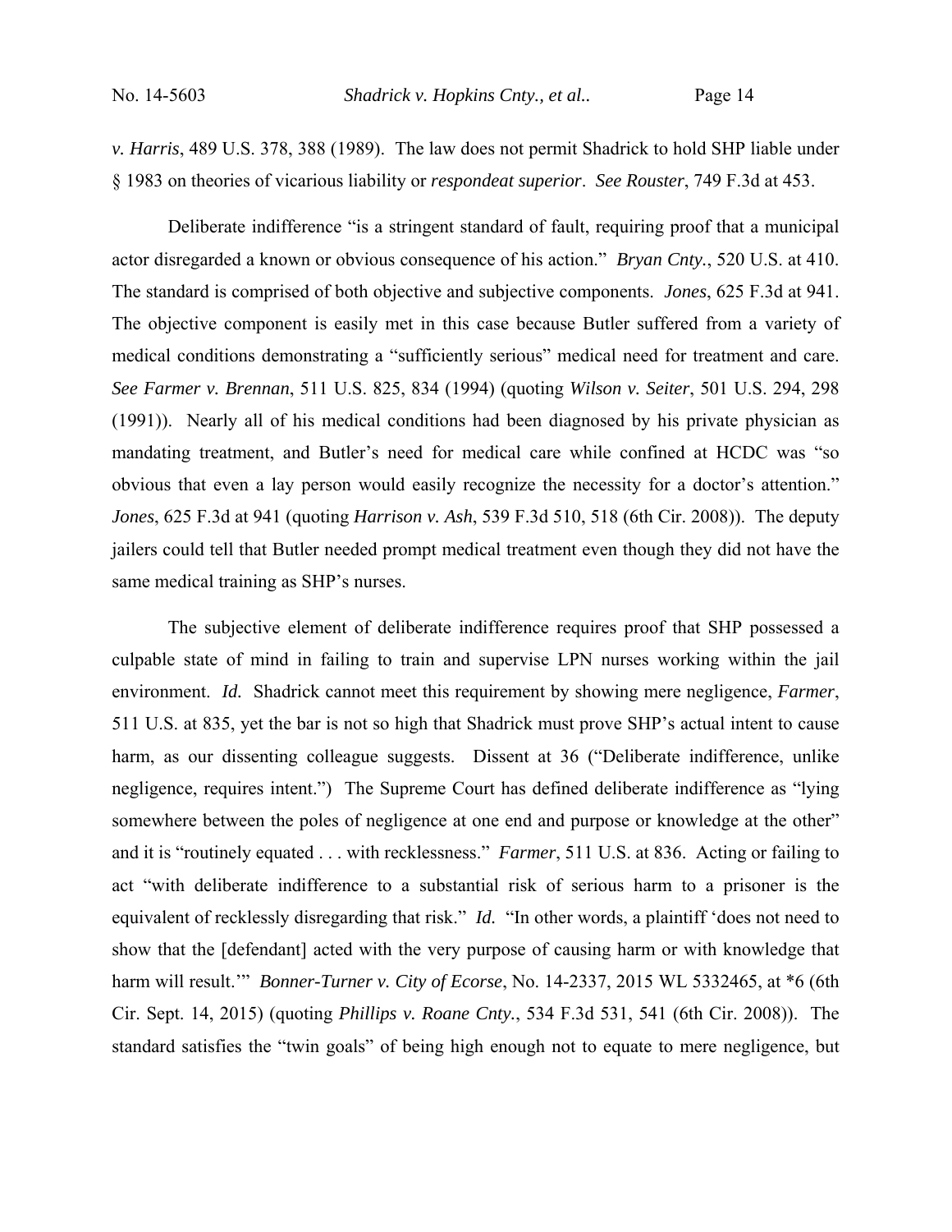*v. Harris*, 489 U.S. 378, 388 (1989). The law does not permit Shadrick to hold SHP liable under § 1983 on theories of vicarious liability or *respondeat superior*. *See Rouster*, 749 F.3d at 453.

Deliberate indifference "is a stringent standard of fault, requiring proof that a municipal actor disregarded a known or obvious consequence of his action." *Bryan Cnty.*, 520 U.S. at 410. The standard is comprised of both objective and subjective components. *Jones*, 625 F.3d at 941. The objective component is easily met in this case because Butler suffered from a variety of medical conditions demonstrating a "sufficiently serious" medical need for treatment and care. *See Farmer v. Brennan*, 511 U.S. 825, 834 (1994) (quoting *Wilson v. Seiter*, 501 U.S. 294, 298 (1991)). Nearly all of his medical conditions had been diagnosed by his private physician as mandating treatment, and Butler's need for medical care while confined at HCDC was "so obvious that even a lay person would easily recognize the necessity for a doctor's attention." *Jones*, 625 F.3d at 941 (quoting *Harrison v. Ash*, 539 F.3d 510, 518 (6th Cir. 2008)). The deputy jailers could tell that Butler needed prompt medical treatment even though they did not have the same medical training as SHP's nurses.

The subjective element of deliberate indifference requires proof that SHP possessed a culpable state of mind in failing to train and supervise LPN nurses working within the jail environment. *Id.* Shadrick cannot meet this requirement by showing mere negligence, *Farmer*, 511 U.S. at 835, yet the bar is not so high that Shadrick must prove SHP's actual intent to cause harm, as our dissenting colleague suggests. Dissent at 36 ("Deliberate indifference, unlike negligence, requires intent.") The Supreme Court has defined deliberate indifference as "lying somewhere between the poles of negligence at one end and purpose or knowledge at the other" and it is "routinely equated . . . with recklessness." *Farmer*, 511 U.S. at 836. Acting or failing to act "with deliberate indifference to a substantial risk of serious harm to a prisoner is the equivalent of recklessly disregarding that risk." *Id.* "In other words, a plaintiff 'does not need to show that the [defendant] acted with the very purpose of causing harm or with knowledge that harm will result.'" *Bonner-Turner v. City of Ecorse*, No. 14-2337, 2015 WL 5332465, at *6 (6th Cir. Sept. 14, 2015) (quoting *Phillips v. Roane Cnty.*, 534 F.3d 531, 541 (6th Cir. 2008)). The standard satisfies the "twin goals" of being high enough not to equate to mere negligence, but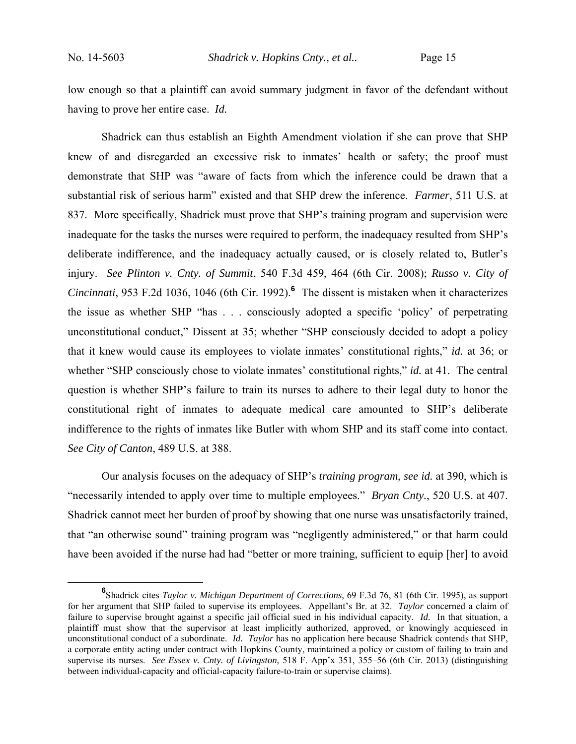low enough so that a plaintiff can avoid summary judgment in favor of the defendant without having to prove her entire case. *Id.*

Shadrick can thus establish an Eighth Amendment violation if she can prove that SHP knew of and disregarded an excessive risk to inmates' health or safety; the proof must demonstrate that SHP was "aware of facts from which the inference could be drawn that a substantial risk of serious harm" existed and that SHP drew the inference. *Farmer*, 511 U.S. at 837. More specifically, Shadrick must prove that SHP's training program and supervision were inadequate for the tasks the nurses were required to perform, the inadequacy resulted from SHP's deliberate indifference, and the inadequacy actually caused, or is closely related to, Butler's injury. *See Plinton v. Cnty. of Summit*, 540 F.3d 459, 464 (6th Cir. 2008); *Russo v. City of Cincinnati*, 953 F.2d 1036, 1046 (6th Cir. 1992).[6] The dissent is mistaken when it characterizes the issue as whether SHP "has . . . consciously adopted a specific 'policy' of perpetrating unconstitutional conduct," Dissent at 35; whether "SHP consciously decided to adopt a policy that it knew would cause its employees to violate inmates' constitutional rights," *id.* at 36; or whether "SHP consciously chose to violate inmates' constitutional rights," *id.* at 41. The central question is whether SHP's failure to train its nurses to adhere to their legal duty to honor the constitutional right of inmates to adequate medical care amounted to SHP's deliberate indifference to the rights of inmates like Butler with whom SHP and its staff come into contact. *See City of Canton*, 489 U.S. at 388.

Our analysis focuses on the adequacy of SHP's *training program*, *see id.* at 390, which is "necessarily intended to apply over time to multiple employees." *Bryan Cnty.*, 520 U.S. at 407. Shadrick cannot meet her burden of proof by showing that one nurse was unsatisfactorily trained, that "an otherwise sound" training program was "negligently administered," or that harm could have been avoided if the nurse had had "better or more training, sufficient to equip [her] to avoid

[6] Shadrick cites *Taylor v. Michigan Department of Corrections*, 69 F.3d 76, 81 (6th Cir. 1995), as support for her argument that SHP failed to supervise its employees. Appellant's Br. at 32. *Taylor* concerned a claim of failure to supervise brought against a specific jail official sued in his individual capacity. *Id.* In that situation, a plaintiff must show that the supervisor at least implicitly authorized, approved, or knowingly acquiesced in unconstitutional conduct of a subordinate. *Id.* *Taylor* has no application here because Shadrick contends that SHP, a corporate entity acting under contract with Hopkins County, maintained a policy or custom of failing to train and supervise its nurses. *See Essex v. Cnty. of Livingston*, 518 F. App'x 351, 355–56 (6th Cir. 2013) (distinguishing between individual-capacity and official-capacity failure-to-train or supervise claims).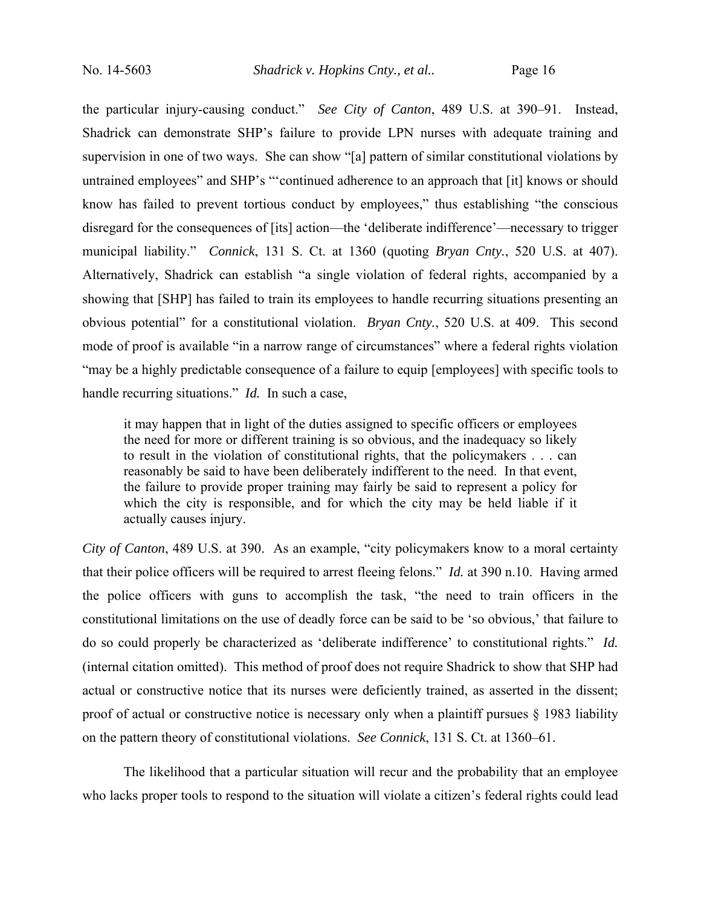the particular injury-causing conduct." *See City of Canton*, 489 U.S. at 390–91. Instead, Shadrick can demonstrate SHP's failure to provide LPN nurses with adequate training and supervision in one of two ways. She can show "[a] pattern of similar constitutional violations by untrained employees" and SHP's "'continued adherence to an approach that [it] knows or should know has failed to prevent tortious conduct by employees," thus establishing "the conscious disregard for the consequences of [its] action—the 'deliberate indifference'—necessary to trigger municipal liability." *Connick*, 131 S. Ct. at 1360 (quoting *Bryan Cnty.*, 520 U.S. at 407). Alternatively, Shadrick can establish "a single violation of federal rights, accompanied by a showing that [SHP] has failed to train its employees to handle recurring situations presenting an obvious potential" for a constitutional violation. *Bryan Cnty.*, 520 U.S. at 409. This second mode of proof is available "in a narrow range of circumstances" where a federal rights violation "may be a highly predictable consequence of a failure to equip [employees] with specific tools to handle recurring situations." *Id.* In such a case,

> it may happen that in light of the duties assigned to specific officers or employees the need for more or different training is so obvious, and the inadequacy so likely to result in the violation of constitutional rights, that the policymakers . . . can reasonably be said to have been deliberately indifferent to the need. In that event, the failure to provide proper training may fairly be said to represent a policy for which the city is responsible, and for which the city may be held liable if it actually causes injury.

*City of Canton*, 489 U.S. at 390. As an example, "city policymakers know to a moral certainty that their police officers will be required to arrest fleeing felons." *Id.* at 390 n.10. Having armed the police officers with guns to accomplish the task, "the need to train officers in the constitutional limitations on the use of deadly force can be said to be 'so obvious,' that failure to do so could properly be characterized as 'deliberate indifference' to constitutional rights." *Id.* (internal citation omitted). This method of proof does not require Shadrick to show that SHP had actual or constructive notice that its nurses were deficiently trained, as asserted in the dissent; proof of actual or constructive notice is necessary only when a plaintiff pursues § 1983 liability on the pattern theory of constitutional violations. *See Connick*, 131 S. Ct. at 1360–61.

The likelihood that a particular situation will recur and the probability that an employee who lacks proper tools to respond to the situation will violate a citizen's federal rights could lead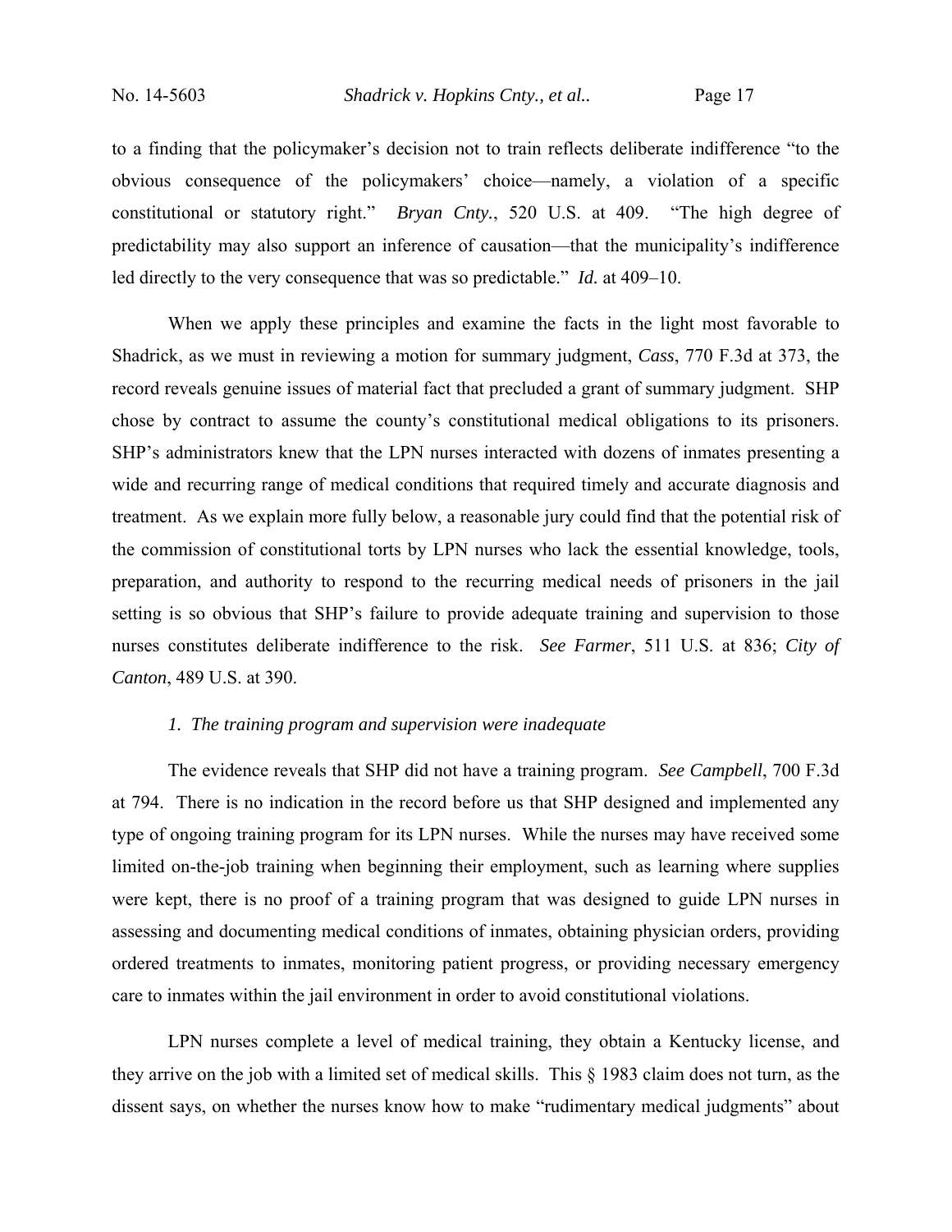to a finding that the policymaker's decision not to train reflects deliberate indifference "to the obvious consequence of the policymakers' choice—namely, a violation of a specific constitutional or statutory right." *Bryan Cnty.*, 520 U.S. at 409. "The high degree of predictability may also support an inference of causation—that the municipality's indifference led directly to the very consequence that was so predictable." *Id.* at 409–10.

When we apply these principles and examine the facts in the light most favorable to Shadrick, as we must in reviewing a motion for summary judgment, *Cass*, 770 F.3d at 373, the record reveals genuine issues of material fact that precluded a grant of summary judgment. SHP chose by contract to assume the county's constitutional medical obligations to its prisoners. SHP's administrators knew that the LPN nurses interacted with dozens of inmates presenting a wide and recurring range of medical conditions that required timely and accurate diagnosis and treatment. As we explain more fully below, a reasonable jury could find that the potential risk of the commission of constitutional torts by LPN nurses who lack the essential knowledge, tools, preparation, and authority to respond to the recurring medical needs of prisoners in the jail setting is so obvious that SHP's failure to provide adequate training and supervision to those nurses constitutes deliberate indifference to the risk. *See Farmer*, 511 U.S. at 836; *City of Canton*, 489 U.S. at 390.

*1. The training program and supervision were inadequate*

The evidence reveals that SHP did not have a training program. *See Campbell*, 700 F.3d at 794. There is no indication in the record before us that SHP designed and implemented any type of ongoing training program for its LPN nurses. While the nurses may have received some limited on-the-job training when beginning their employment, such as learning where supplies were kept, there is no proof of a training program that was designed to guide LPN nurses in assessing and documenting medical conditions of inmates, obtaining physician orders, providing ordered treatments to inmates, monitoring patient progress, or providing necessary emergency care to inmates within the jail environment in order to avoid constitutional violations.

LPN nurses complete a level of medical training, they obtain a Kentucky license, and they arrive on the job with a limited set of medical skills. This § 1983 claim does not turn, as the dissent says, on whether the nurses know how to make "rudimentary medical judgments" about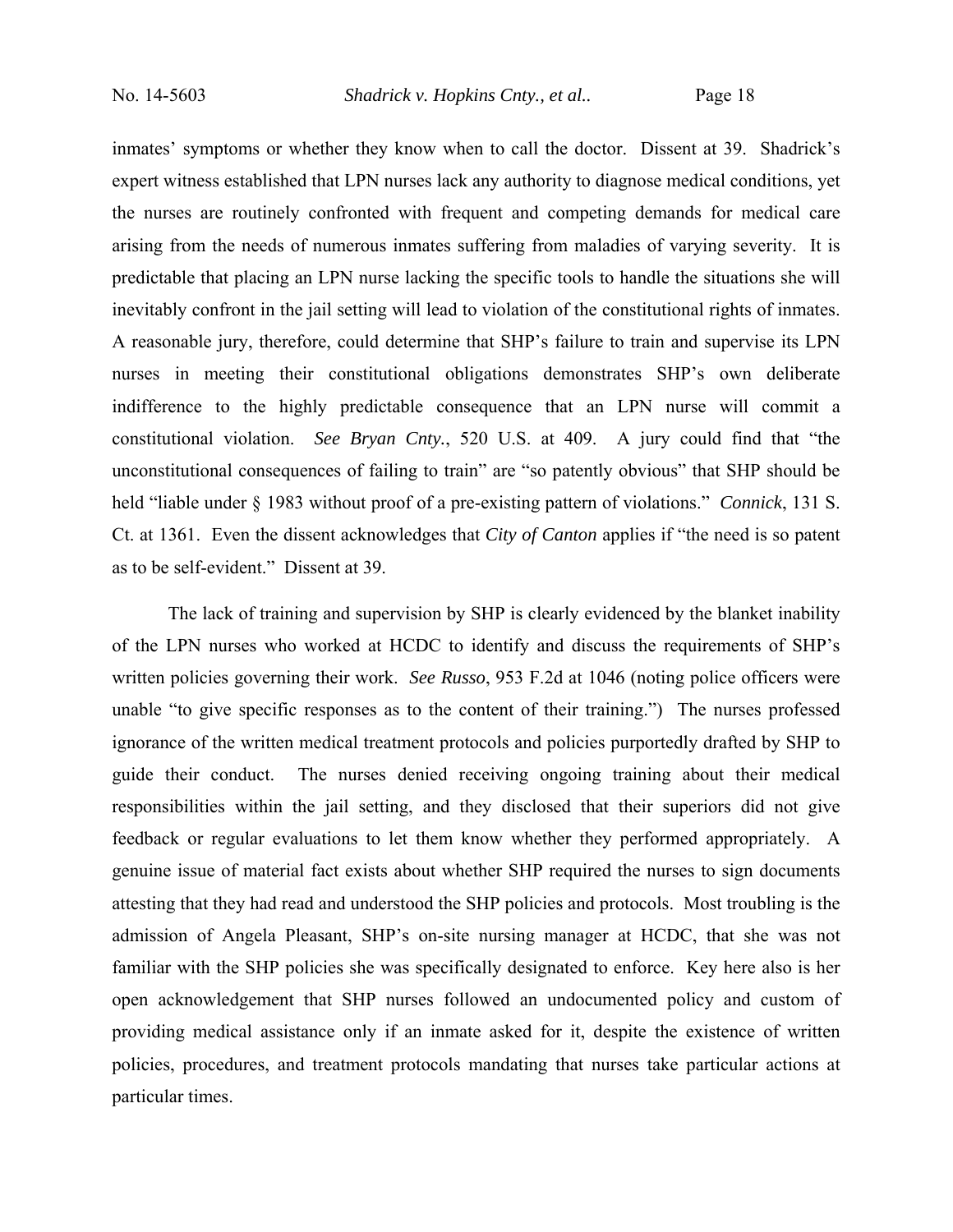inmates' symptoms or whether they know when to call the doctor. Dissent at 39. Shadrick's expert witness established that LPN nurses lack any authority to diagnose medical conditions, yet the nurses are routinely confronted with frequent and competing demands for medical care arising from the needs of numerous inmates suffering from maladies of varying severity. It is predictable that placing an LPN nurse lacking the specific tools to handle the situations she will inevitably confront in the jail setting will lead to violation of the constitutional rights of inmates. A reasonable jury, therefore, could determine that SHP's failure to train and supervise its LPN nurses in meeting their constitutional obligations demonstrates SHP's own deliberate indifference to the highly predictable consequence that an LPN nurse will commit a constitutional violation. *See Bryan Cnty.*, 520 U.S. at 409. A jury could find that "the unconstitutional consequences of failing to train" are "so patently obvious" that SHP should be held "liable under § 1983 without proof of a pre-existing pattern of violations." *Connick*, 131 S. Ct. at 1361. Even the dissent acknowledges that *City of Canton* applies if "the need is so patent as to be self-evident." Dissent at 39.

The lack of training and supervision by SHP is clearly evidenced by the blanket inability of the LPN nurses who worked at HCDC to identify and discuss the requirements of SHP's written policies governing their work. *See Russo*, 953 F.2d at 1046 (noting police officers were unable "to give specific responses as to the content of their training.") The nurses professed ignorance of the written medical treatment protocols and policies purportedly drafted by SHP to guide their conduct. The nurses denied receiving ongoing training about their medical responsibilities within the jail setting, and they disclosed that their superiors did not give feedback or regular evaluations to let them know whether they performed appropriately. A genuine issue of material fact exists about whether SHP required the nurses to sign documents attesting that they had read and understood the SHP policies and protocols. Most troubling is the admission of Angela Pleasant, SHP's on-site nursing manager at HCDC, that she was not familiar with the SHP policies she was specifically designated to enforce. Key here also is her open acknowledgement that SHP nurses followed an undocumented policy and custom of providing medical assistance only if an inmate asked for it, despite the existence of written policies, procedures, and treatment protocols mandating that nurses take particular actions at particular times.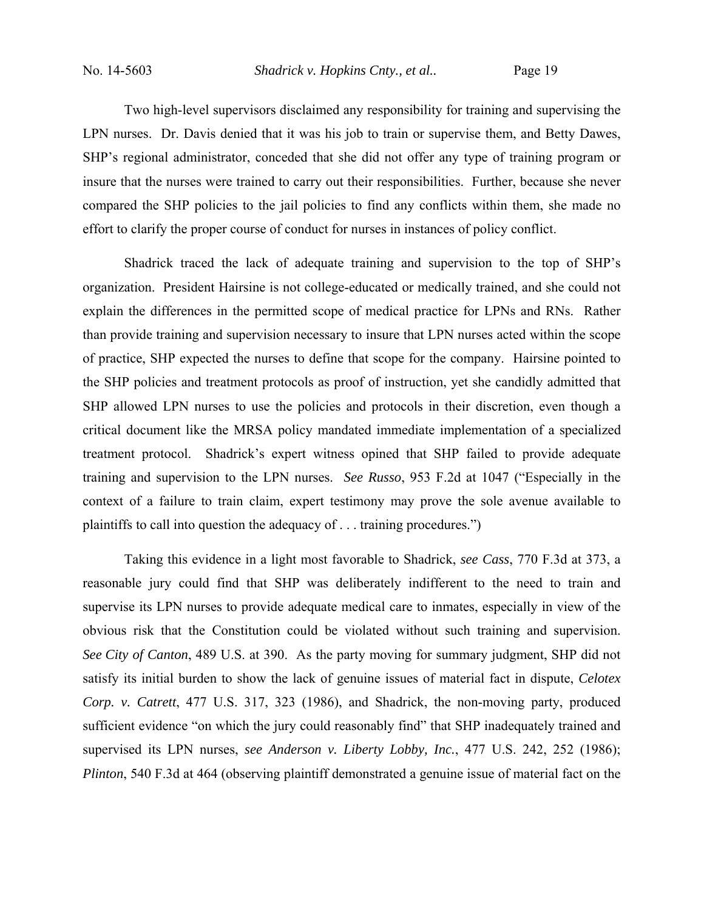Two high-level supervisors disclaimed any responsibility for training and supervising the LPN nurses. Dr. Davis denied that it was his job to train or supervise them, and Betty Dawes, SHP's regional administrator, conceded that she did not offer any type of training program or insure that the nurses were trained to carry out their responsibilities. Further, because she never compared the SHP policies to the jail policies to find any conflicts within them, she made no effort to clarify the proper course of conduct for nurses in instances of policy conflict.

Shadrick traced the lack of adequate training and supervision to the top of SHP's organization. President Hairsine is not college-educated or medically trained, and she could not explain the differences in the permitted scope of medical practice for LPNs and RNs. Rather than provide training and supervision necessary to insure that LPN nurses acted within the scope of practice, SHP expected the nurses to define that scope for the company. Hairsine pointed to the SHP policies and treatment protocols as proof of instruction, yet she candidly admitted that SHP allowed LPN nurses to use the policies and protocols in their discretion, even though a critical document like the MRSA policy mandated immediate implementation of a specialized treatment protocol. Shadrick's expert witness opined that SHP failed to provide adequate training and supervision to the LPN nurses. *See Russo*, 953 F.2d at 1047 ("Especially in the context of a failure to train claim, expert testimony may prove the sole avenue available to plaintiffs to call into question the adequacy of . . . training procedures.")

Taking this evidence in a light most favorable to Shadrick, *see Cass*, 770 F.3d at 373, a reasonable jury could find that SHP was deliberately indifferent to the need to train and supervise its LPN nurses to provide adequate medical care to inmates, especially in view of the obvious risk that the Constitution could be violated without such training and supervision. *See City of Canton*, 489 U.S. at 390. As the party moving for summary judgment, SHP did not satisfy its initial burden to show the lack of genuine issues of material fact in dispute, *Celotex Corp. v. Catrett*, 477 U.S. 317, 323 (1986), and Shadrick, the non-moving party, produced sufficient evidence "on which the jury could reasonably find" that SHP inadequately trained and supervised its LPN nurses, *see Anderson v. Liberty Lobby, Inc.*, 477 U.S. 242, 252 (1986); *Plinton*, 540 F.3d at 464 (observing plaintiff demonstrated a genuine issue of material fact on the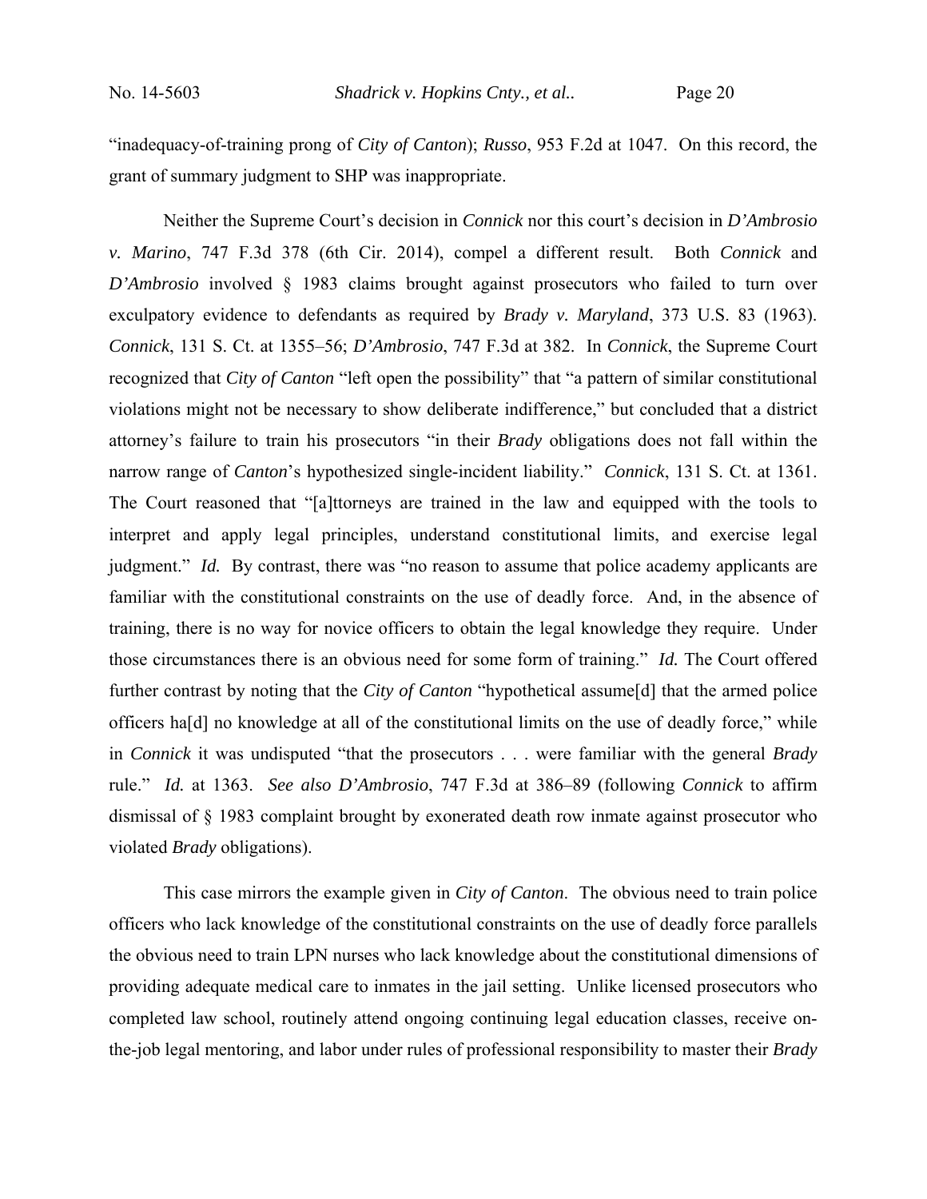"inadequacy-of-training prong of *City of Canton*); *Russo*, 953 F.2d at 1047. On this record, the grant of summary judgment to SHP was inappropriate.

Neither the Supreme Court's decision in *Connick* nor this court's decision in *D'Ambrosio v. Marino*, 747 F.3d 378 (6th Cir. 2014), compel a different result. Both *Connick* and *D'Ambrosio* involved § 1983 claims brought against prosecutors who failed to turn over exculpatory evidence to defendants as required by *Brady v. Maryland*, 373 U.S. 83 (1963). *Connick*, 131 S. Ct. at 1355–56; *D'Ambrosio*, 747 F.3d at 382. In *Connick*, the Supreme Court recognized that *City of Canton* "left open the possibility" that "a pattern of similar constitutional violations might not be necessary to show deliberate indifference," but concluded that a district attorney's failure to train his prosecutors "in their *Brady* obligations does not fall within the narrow range of *Canton*'s hypothesized single-incident liability." *Connick*, 131 S. Ct. at 1361. The Court reasoned that "[a]ttorneys are trained in the law and equipped with the tools to interpret and apply legal principles, understand constitutional limits, and exercise legal judgment." *Id.* By contrast, there was "no reason to assume that police academy applicants are familiar with the constitutional constraints on the use of deadly force. And, in the absence of training, there is no way for novice officers to obtain the legal knowledge they require. Under those circumstances there is an obvious need for some form of training." *Id.* The Court offered further contrast by noting that the *City of Canton* "hypothetical assume[d] that the armed police officers ha[d] no knowledge at all of the constitutional limits on the use of deadly force," while in *Connick* it was undisputed "that the prosecutors . . . were familiar with the general *Brady* rule." *Id.* at 1363. *See also D'Ambrosio*, 747 F.3d at 386–89 (following *Connick* to affirm dismissal of § 1983 complaint brought by exonerated death row inmate against prosecutor who violated *Brady* obligations).

This case mirrors the example given in *City of Canton*. The obvious need to train police officers who lack knowledge of the constitutional constraints on the use of deadly force parallels the obvious need to train LPN nurses who lack knowledge about the constitutional dimensions of providing adequate medical care to inmates in the jail setting. Unlike licensed prosecutors who completed law school, routinely attend ongoing continuing legal education classes, receive on-the-job legal mentoring, and labor under rules of professional responsibility to master their *Brady*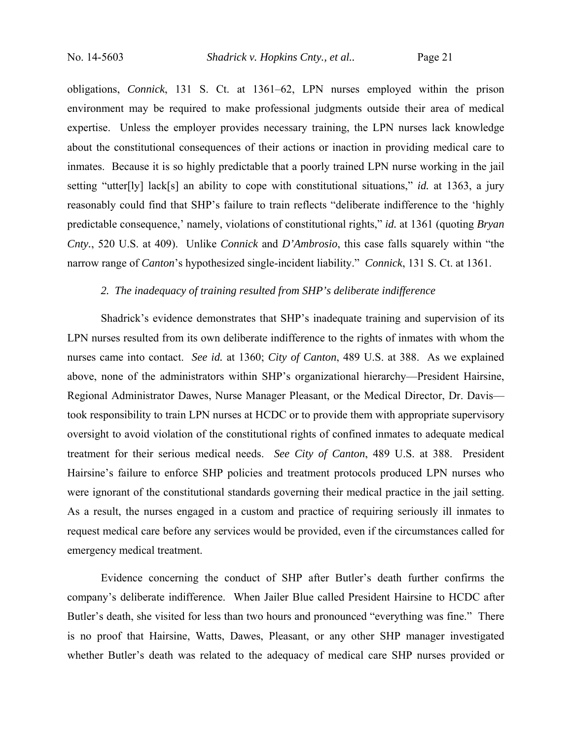obligations, *Connick*, 131 S. Ct. at 1361–62, LPN nurses employed within the prison environment may be required to make professional judgments outside their area of medical expertise. Unless the employer provides necessary training, the LPN nurses lack knowledge about the constitutional consequences of their actions or inaction in providing medical care to inmates. Because it is so highly predictable that a poorly trained LPN nurse working in the jail setting "utter[ly] lack[s] an ability to cope with constitutional situations," *id.* at 1363, a jury reasonably could find that SHP's failure to train reflects "deliberate indifference to the 'highly predictable consequence,' namely, violations of constitutional rights," *id.* at 1361 (quoting *Bryan Cnty.*, 520 U.S. at 409). Unlike *Connick* and *D'Ambrosio*, this case falls squarely within "the narrow range of *Canton*'s hypothesized single-incident liability." *Connick*, 131 S. Ct. at 1361.

*2. The inadequacy of training resulted from SHP's deliberate indifference*

Shadrick's evidence demonstrates that SHP's inadequate training and supervision of its LPN nurses resulted from its own deliberate indifference to the rights of inmates with whom the nurses came into contact. *See id.* at 1360; *City of Canton*, 489 U.S. at 388. As we explained above, none of the administrators within SHP's organizational hierarchy—President Hairsine, Regional Administrator Dawes, Nurse Manager Pleasant, or the Medical Director, Dr. Davis—took responsibility to train LPN nurses at HCDC or to provide them with appropriate supervisory oversight to avoid violation of the constitutional rights of confined inmates to adequate medical treatment for their serious medical needs. *See City of Canton*, 489 U.S. at 388. President Hairsine's failure to enforce SHP policies and treatment protocols produced LPN nurses who were ignorant of the constitutional standards governing their medical practice in the jail setting. As a result, the nurses engaged in a custom and practice of requiring seriously ill inmates to request medical care before any services would be provided, even if the circumstances called for emergency medical treatment.

Evidence concerning the conduct of SHP after Butler's death further confirms the company's deliberate indifference. When Jailer Blue called President Hairsine to HCDC after Butler's death, she visited for less than two hours and pronounced "everything was fine." There is no proof that Hairsine, Watts, Dawes, Pleasant, or any other SHP manager investigated whether Butler's death was related to the adequacy of medical care SHP nurses provided or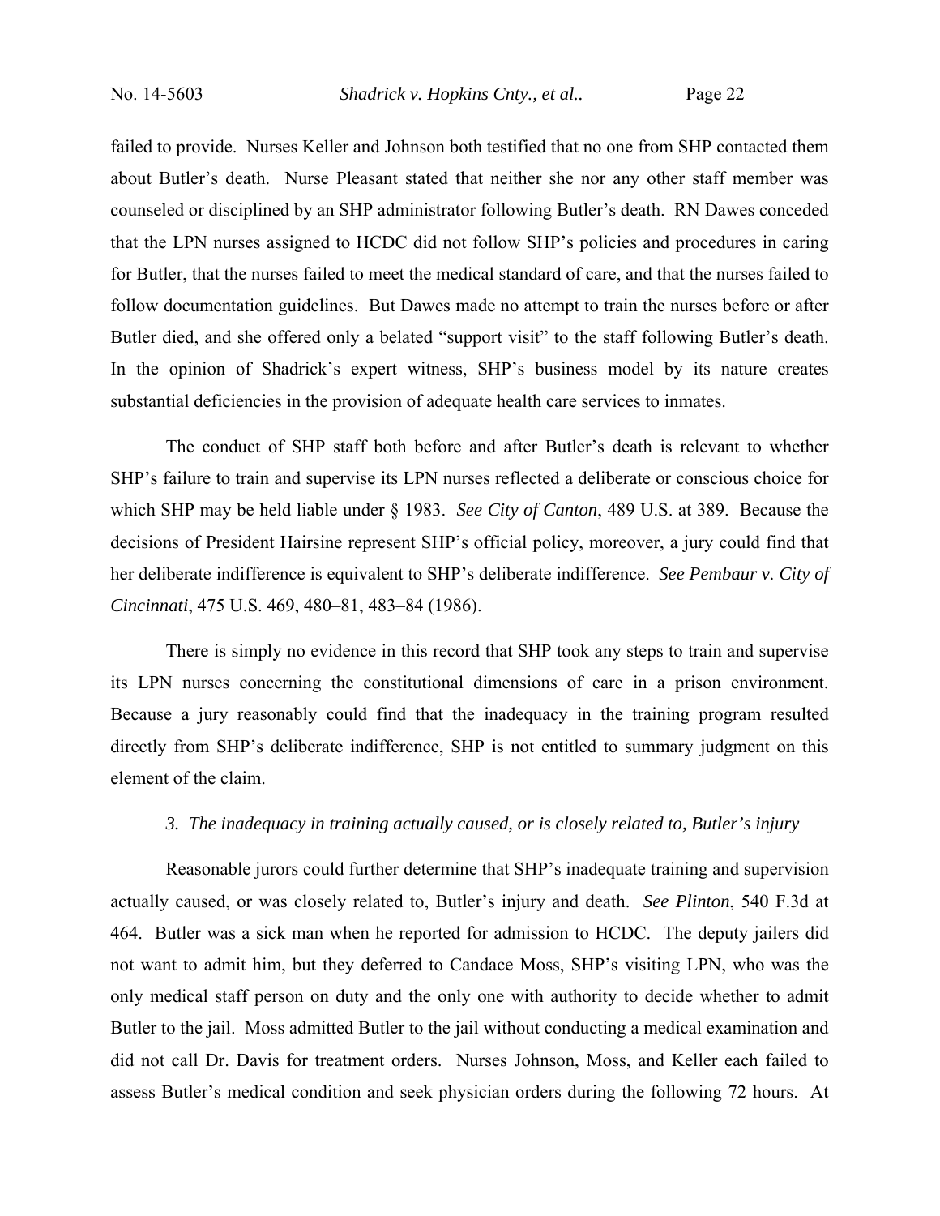failed to provide. Nurses Keller and Johnson both testified that no one from SHP contacted them about Butler's death. Nurse Pleasant stated that neither she nor any other staff member was counseled or disciplined by an SHP administrator following Butler's death. RN Dawes conceded that the LPN nurses assigned to HCDC did not follow SHP's policies and procedures in caring for Butler, that the nurses failed to meet the medical standard of care, and that the nurses failed to follow documentation guidelines. But Dawes made no attempt to train the nurses before or after Butler died, and she offered only a belated "support visit" to the staff following Butler's death. In the opinion of Shadrick's expert witness, SHP's business model by its nature creates substantial deficiencies in the provision of adequate health care services to inmates.

The conduct of SHP staff both before and after Butler's death is relevant to whether SHP's failure to train and supervise its LPN nurses reflected a deliberate or conscious choice for which SHP may be held liable under § 1983. *See City of Canton*, 489 U.S. at 389. Because the decisions of President Hairsine represent SHP's official policy, moreover, a jury could find that her deliberate indifference is equivalent to SHP's deliberate indifference. *See Pembaur v. City of Cincinnati*, 475 U.S. 469, 480–81, 483–84 (1986).

There is simply no evidence in this record that SHP took any steps to train and supervise its LPN nurses concerning the constitutional dimensions of care in a prison environment. Because a jury reasonably could find that the inadequacy in the training program resulted directly from SHP's deliberate indifference, SHP is not entitled to summary judgment on this element of the claim.

*3. The inadequacy in training actually caused, or is closely related to, Butler's injury*

Reasonable jurors could further determine that SHP's inadequate training and supervision actually caused, or was closely related to, Butler's injury and death. *See Plinton*, 540 F.3d at 464. Butler was a sick man when he reported for admission to HCDC. The deputy jailers did not want to admit him, but they deferred to Candace Moss, SHP's visiting LPN, who was the only medical staff person on duty and the only one with authority to decide whether to admit Butler to the jail. Moss admitted Butler to the jail without conducting a medical examination and did not call Dr. Davis for treatment orders. Nurses Johnson, Moss, and Keller each failed to assess Butler's medical condition and seek physician orders during the following 72 hours. At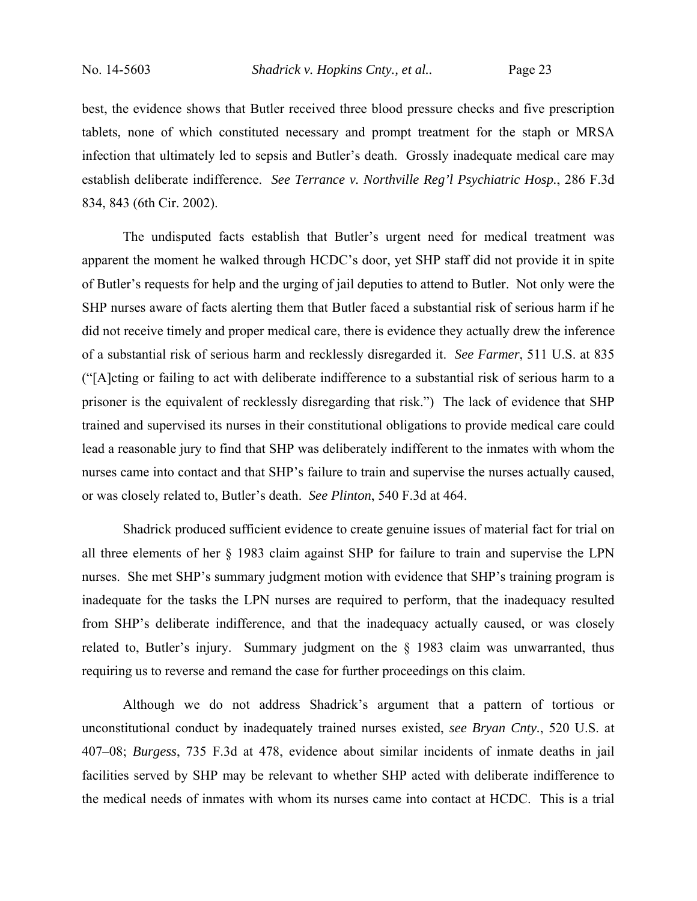best, the evidence shows that Butler received three blood pressure checks and five prescription tablets, none of which constituted necessary and prompt treatment for the staph or MRSA infection that ultimately led to sepsis and Butler's death. Grossly inadequate medical care may establish deliberate indifference. *See Terrance v. Northville Reg'l Psychiatric Hosp.*, 286 F.3d 834, 843 (6th Cir. 2002).

The undisputed facts establish that Butler's urgent need for medical treatment was apparent the moment he walked through HCDC's door, yet SHP staff did not provide it in spite of Butler's requests for help and the urging of jail deputies to attend to Butler. Not only were the SHP nurses aware of facts alerting them that Butler faced a substantial risk of serious harm if he did not receive timely and proper medical care, there is evidence they actually drew the inference of a substantial risk of serious harm and recklessly disregarded it. *See Farmer*, 511 U.S. at 835 ("[A]cting or failing to act with deliberate indifference to a substantial risk of serious harm to a prisoner is the equivalent of recklessly disregarding that risk.") The lack of evidence that SHP trained and supervised its nurses in their constitutional obligations to provide medical care could lead a reasonable jury to find that SHP was deliberately indifferent to the inmates with whom the nurses came into contact and that SHP's failure to train and supervise the nurses actually caused, or was closely related to, Butler's death. *See Plinton*, 540 F.3d at 464.

Shadrick produced sufficient evidence to create genuine issues of material fact for trial on all three elements of her § 1983 claim against SHP for failure to train and supervise the LPN nurses. She met SHP's summary judgment motion with evidence that SHP's training program is inadequate for the tasks the LPN nurses are required to perform, that the inadequacy resulted from SHP's deliberate indifference, and that the inadequacy actually caused, or was closely related to, Butler's injury. Summary judgment on the § 1983 claim was unwarranted, thus requiring us to reverse and remand the case for further proceedings on this claim.

Although we do not address Shadrick's argument that a pattern of tortious or unconstitutional conduct by inadequately trained nurses existed, *see Bryan Cnty.*, 520 U.S. at 407–08; *Burgess*, 735 F.3d at 478, evidence about similar incidents of inmate deaths in jail facilities served by SHP may be relevant to whether SHP acted with deliberate indifference to the medical needs of inmates with whom its nurses came into contact at HCDC. This is a trial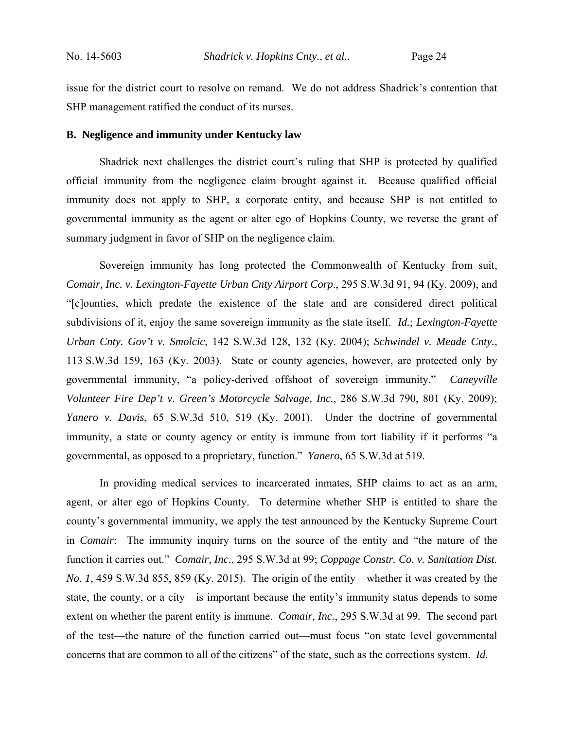issue for the district court to resolve on remand. We do not address Shadrick's contention that SHP management ratified the conduct of its nurses.

**B. Negligence and immunity under Kentucky law**

Shadrick next challenges the district court's ruling that SHP is protected by qualified official immunity from the negligence claim brought against it. Because qualified official immunity does not apply to SHP, a corporate entity, and because SHP is not entitled to governmental immunity as the agent or alter ego of Hopkins County, we reverse the grant of summary judgment in favor of SHP on the negligence claim.

Sovereign immunity has long protected the Commonwealth of Kentucky from suit, *Comair, Inc. v. Lexington-Fayette Urban Cnty Airport Corp*., 295 S.W.3d 91, 94 (Ky. 2009), and "[c]ounties, which predate the existence of the state and are considered direct political subdivisions of it, enjoy the same sovereign immunity as the state itself. *Id.*; *Lexington-Fayette Urban Cnty. Gov't v. Smolcic*, 142 S.W.3d 128, 132 (Ky. 2004); *Schwindel v. Meade Cnty.*, 113 S.W.3d 159, 163 (Ky. 2003). State or county agencies, however, are protected only by governmental immunity, "a policy-derived offshoot of sovereign immunity." *Caneyville Volunteer Fire Dep't v. Green's Motorcycle Salvage, Inc.*, 286 S.W.3d 790, 801 (Ky. 2009); *Yanero v. Davis*, 65 S.W.3d 510, 519 (Ky. 2001). Under the doctrine of governmental immunity, a state or county agency or entity is immune from tort liability if it performs "a governmental, as opposed to a proprietary, function." *Yanero*, 65 S.W.3d at 519.

In providing medical services to incarcerated inmates, SHP claims to act as an arm, agent, or alter ego of Hopkins County. To determine whether SHP is entitled to share the county's governmental immunity, we apply the test announced by the Kentucky Supreme Court in *Comair*: The immunity inquiry turns on the source of the entity and "the nature of the function it carries out." *Comair, Inc.*, 295 S.W.3d at 99; *Coppage Constr. Co. v. Sanitation Dist. No. 1*, 459 S.W.3d 855, 859 (Ky. 2015). The origin of the entity—whether it was created by the state, the county, or a city—is important because the entity's immunity status depends to some extent on whether the parent entity is immune. *Comair, Inc.*, 295 S.W.3d at 99. The second part of the test—the nature of the function carried out—must focus "on state level governmental concerns that are common to all of the citizens" of the state, such as the corrections system. *Id.*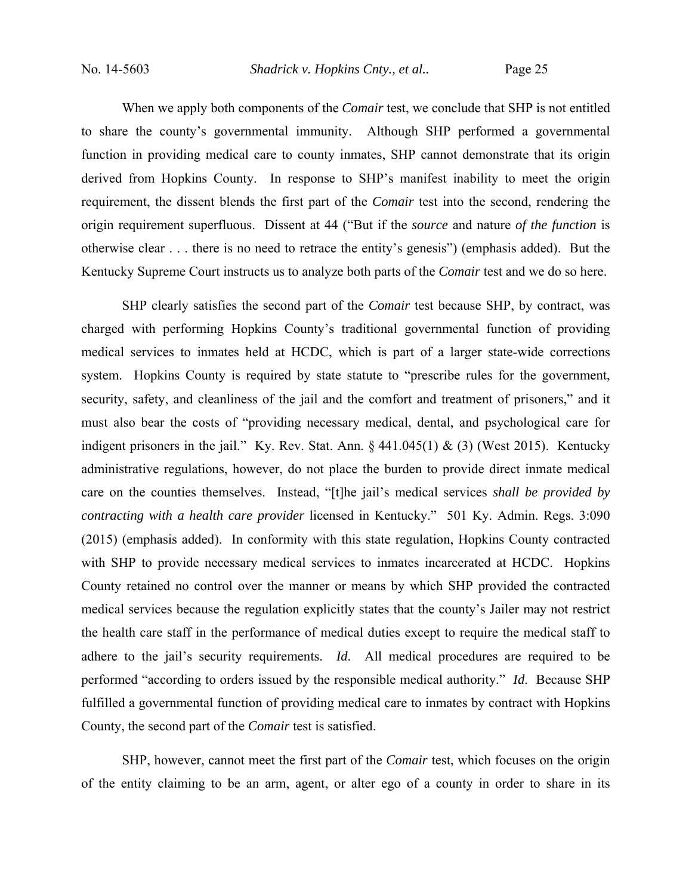When we apply both components of the *Comair* test, we conclude that SHP is not entitled to share the county's governmental immunity. Although SHP performed a governmental function in providing medical care to county inmates, SHP cannot demonstrate that its origin derived from Hopkins County. In response to SHP's manifest inability to meet the origin requirement, the dissent blends the first part of the *Comair* test into the second, rendering the origin requirement superfluous. Dissent at 44 ("But if the *source* and nature *of the function* is otherwise clear . . . there is no need to retrace the entity's genesis") (emphasis added). But the Kentucky Supreme Court instructs us to analyze both parts of the *Comair* test and we do so here.

SHP clearly satisfies the second part of the *Comair* test because SHP, by contract, was charged with performing Hopkins County's traditional governmental function of providing medical services to inmates held at HCDC, which is part of a larger state-wide corrections system. Hopkins County is required by state statute to "prescribe rules for the government, security, safety, and cleanliness of the jail and the comfort and treatment of prisoners," and it must also bear the costs of "providing necessary medical, dental, and psychological care for indigent prisoners in the jail." Ky. Rev. Stat. Ann. § 441.045(1) & (3) (West 2015). Kentucky administrative regulations, however, do not place the burden to provide direct inmate medical care on the counties themselves. Instead, "[t]he jail's medical services *shall be provided by contracting with a health care provider* licensed in Kentucky." 501 Ky. Admin. Regs. 3:090 (2015) (emphasis added). In conformity with this state regulation, Hopkins County contracted with SHP to provide necessary medical services to inmates incarcerated at HCDC. Hopkins County retained no control over the manner or means by which SHP provided the contracted medical services because the regulation explicitly states that the county's Jailer may not restrict the health care staff in the performance of medical duties except to require the medical staff to adhere to the jail's security requirements. *Id*. All medical procedures are required to be performed "according to orders issued by the responsible medical authority." *Id*. Because SHP fulfilled a governmental function of providing medical care to inmates by contract with Hopkins County, the second part of the *Comair* test is satisfied.

SHP, however, cannot meet the first part of the *Comair* test, which focuses on the origin of the entity claiming to be an arm, agent, or alter ego of a county in order to share in its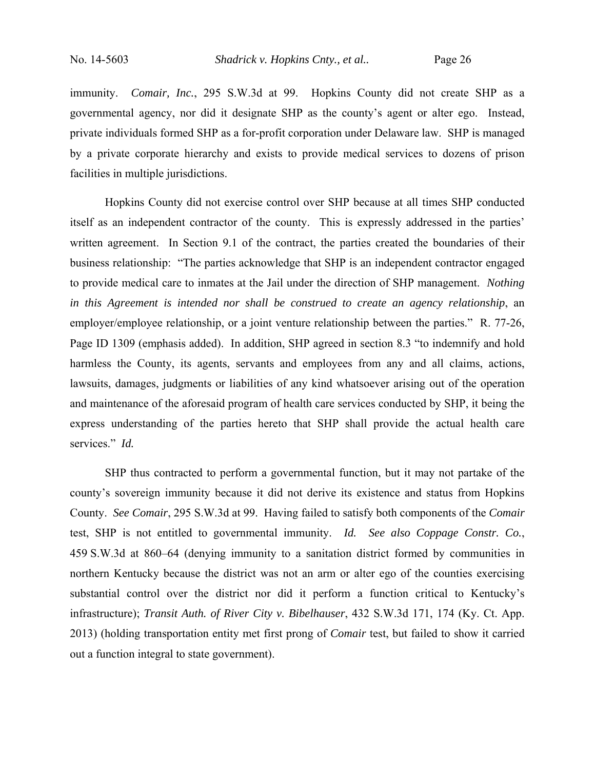immunity. *Comair, Inc.*, 295 S.W.3d at 99. Hopkins County did not create SHP as a governmental agency, nor did it designate SHP as the county's agent or alter ego. Instead, private individuals formed SHP as a for-profit corporation under Delaware law. SHP is managed by a private corporate hierarchy and exists to provide medical services to dozens of prison facilities in multiple jurisdictions.

Hopkins County did not exercise control over SHP because at all times SHP conducted itself as an independent contractor of the county. This is expressly addressed in the parties' written agreement. In Section 9.1 of the contract, the parties created the boundaries of their business relationship: "The parties acknowledge that SHP is an independent contractor engaged to provide medical care to inmates at the Jail under the direction of SHP management. *Nothing in this Agreement is intended nor shall be construed to create an agency relationship*, an employer/employee relationship, or a joint venture relationship between the parties." R. 77-26, Page ID 1309 (emphasis added). In addition, SHP agreed in section 8.3 "to indemnify and hold harmless the County, its agents, servants and employees from any and all claims, actions, lawsuits, damages, judgments or liabilities of any kind whatsoever arising out of the operation and maintenance of the aforesaid program of health care services conducted by SHP, it being the express understanding of the parties hereto that SHP shall provide the actual health care services." *Id.*

SHP thus contracted to perform a governmental function, but it may not partake of the county's sovereign immunity because it did not derive its existence and status from Hopkins County. *See Comair*, 295 S.W.3d at 99. Having failed to satisfy both components of the *Comair* test, SHP is not entitled to governmental immunity. *Id.* *See also Coppage Constr. Co.*, 459 S.W.3d at 860–64 (denying immunity to a sanitation district formed by communities in northern Kentucky because the district was not an arm or alter ego of the counties exercising substantial control over the district nor did it perform a function critical to Kentucky's infrastructure); *Transit Auth. of River City v. Bibelhauser*, 432 S.W.3d 171, 174 (Ky. Ct. App. 2013) (holding transportation entity met first prong of *Comair* test, but failed to show it carried out a function integral to state government).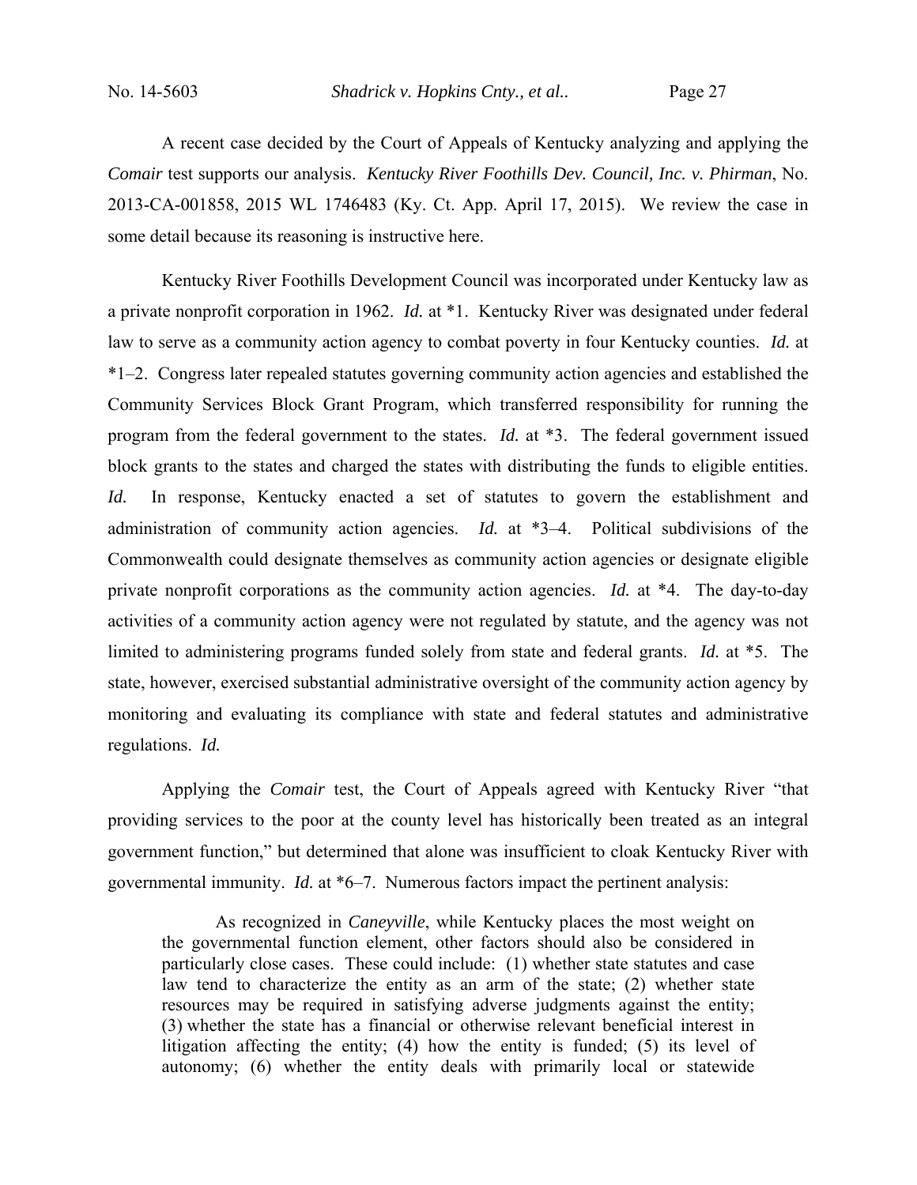A recent case decided by the Court of Appeals of Kentucky analyzing and applying the *Comair* test supports our analysis. *Kentucky River Foothills Dev. Council, Inc. v. Phirman*, No. 2013-CA-001858, 2015 WL 1746483 (Ky. Ct. App. April 17, 2015). We review the case in some detail because its reasoning is instructive here.

Kentucky River Foothills Development Council was incorporated under Kentucky law as a private nonprofit corporation in 1962. *Id.* at *1. Kentucky River was designated under federal law to serve as a community action agency to combat poverty in four Kentucky counties. *Id.* at *1–2. Congress later repealed statutes governing community action agencies and established the Community Services Block Grant Program, which transferred responsibility for running the program from the federal government to the states. *Id.* at *3. The federal government issued block grants to the states and charged the states with distributing the funds to eligible entities. *Id.* In response, Kentucky enacted a set of statutes to govern the establishment and administration of community action agencies. *Id.* at *3–4. Political subdivisions of the Commonwealth could designate themselves as community action agencies or designate eligible private nonprofit corporations as the community action agencies. *Id.* at *4. The day-to-day activities of a community action agency were not regulated by statute, and the agency was not limited to administering programs funded solely from state and federal grants. *Id.* at *5. The state, however, exercised substantial administrative oversight of the community action agency by monitoring and evaluating its compliance with state and federal statutes and administrative regulations. *Id.*

Applying the *Comair* test, the Court of Appeals agreed with Kentucky River "that providing services to the poor at the county level has historically been treated as an integral government function," but determined that alone was insufficient to cloak Kentucky River with governmental immunity. *Id.* at *6–7. Numerous factors impact the pertinent analysis:

> As recognized in *Caneyville*, while Kentucky places the most weight on the governmental function element, other factors should also be considered in particularly close cases. These could include: (1) whether state statutes and case law tend to characterize the entity as an arm of the state; (2) whether state resources may be required in satisfying adverse judgments against the entity; (3) whether the state has a financial or otherwise relevant beneficial interest in litigation affecting the entity; (4) how the entity is funded; (5) its level of autonomy; (6) whether the entity deals with primarily local or statewide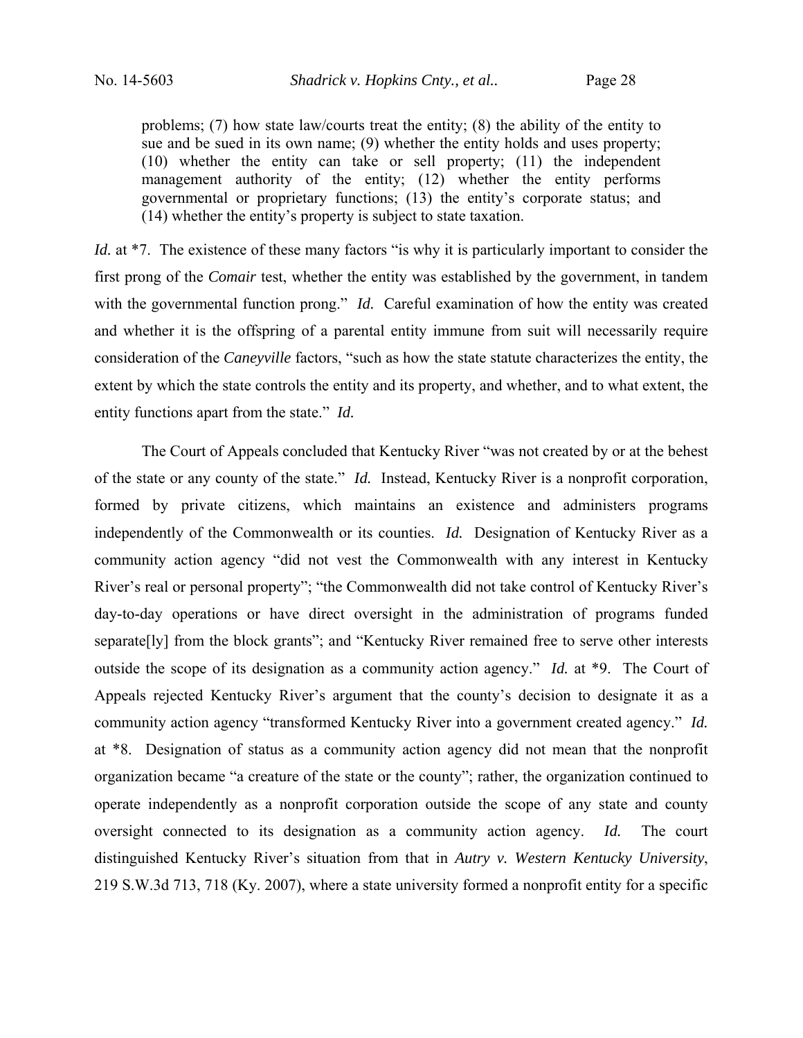> problems; (7) how state law/courts treat the entity; (8) the ability of the entity to sue and be sued in its own name; (9) whether the entity holds and uses property; (10) whether the entity can take or sell property; (11) the independent management authority of the entity; (12) whether the entity performs governmental or proprietary functions; (13) the entity's corporate status; and (14) whether the entity's property is subject to state taxation.

*Id.* at *7. The existence of these many factors "is why it is particularly important to consider the first prong of the *Comair* test, whether the entity was established by the government, in tandem with the governmental function prong." *Id.* Careful examination of how the entity was created and whether it is the offspring of a parental entity immune from suit will necessarily require consideration of the *Caneyville* factors, "such as how the state statute characterizes the entity, the extent by which the state controls the entity and its property, and whether, and to what extent, the entity functions apart from the state." *Id.*

The Court of Appeals concluded that Kentucky River "was not created by or at the behest of the state or any county of the state." *Id.* Instead, Kentucky River is a nonprofit corporation, formed by private citizens, which maintains an existence and administers programs independently of the Commonwealth or its counties. *Id.* Designation of Kentucky River as a community action agency "did not vest the Commonwealth with any interest in Kentucky River's real or personal property"; "the Commonwealth did not take control of Kentucky River's day-to-day operations or have direct oversight in the administration of programs funded separate[ly] from the block grants"; and "Kentucky River remained free to serve other interests outside the scope of its designation as a community action agency." *Id.* at *9. The Court of Appeals rejected Kentucky River's argument that the county's decision to designate it as a community action agency "transformed Kentucky River into a government created agency." *Id.* at *8. Designation of status as a community action agency did not mean that the nonprofit organization became "a creature of the state or the county"; rather, the organization continued to operate independently as a nonprofit corporation outside the scope of any state and county oversight connected to its designation as a community action agency. *Id.* The court distinguished Kentucky River's situation from that in *Autry v. Western Kentucky University*, 219 S.W.3d 713, 718 (Ky. 2007), where a state university formed a nonprofit entity for a specific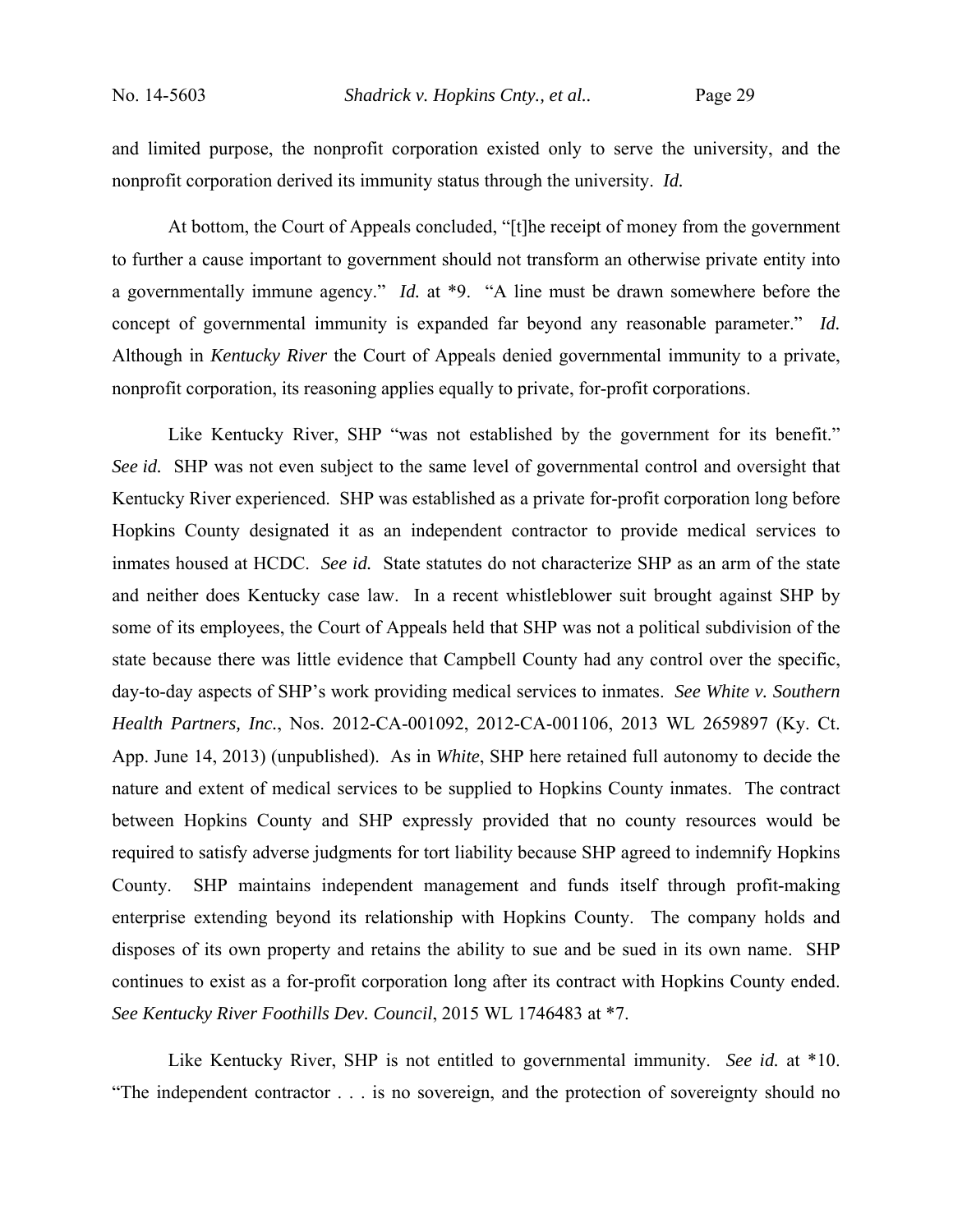and limited purpose, the nonprofit corporation existed only to serve the university, and the nonprofit corporation derived its immunity status through the university. *Id.*

At bottom, the Court of Appeals concluded, "[t]he receipt of money from the government to further a cause important to government should not transform an otherwise private entity into a governmentally immune agency." *Id.* at *9. "A line must be drawn somewhere before the concept of governmental immunity is expanded far beyond any reasonable parameter." *Id.* Although in *Kentucky River* the Court of Appeals denied governmental immunity to a private, nonprofit corporation, its reasoning applies equally to private, for-profit corporations.

Like Kentucky River, SHP "was not established by the government for its benefit." *See id.* SHP was not even subject to the same level of governmental control and oversight that Kentucky River experienced. SHP was established as a private for-profit corporation long before Hopkins County designated it as an independent contractor to provide medical services to inmates housed at HCDC. *See id.* State statutes do not characterize SHP as an arm of the state and neither does Kentucky case law. In a recent whistleblower suit brought against SHP by some of its employees, the Court of Appeals held that SHP was not a political subdivision of the state because there was little evidence that Campbell County had any control over the specific, day-to-day aspects of SHP's work providing medical services to inmates. *See White v. Southern Health Partners, Inc.*, Nos. 2012-CA-001092, 2012-CA-001106, 2013 WL 2659897 (Ky. Ct. App. June 14, 2013) (unpublished). As in *White*, SHP here retained full autonomy to decide the nature and extent of medical services to be supplied to Hopkins County inmates. The contract between Hopkins County and SHP expressly provided that no county resources would be required to satisfy adverse judgments for tort liability because SHP agreed to indemnify Hopkins County. SHP maintains independent management and funds itself through profit-making enterprise extending beyond its relationship with Hopkins County. The company holds and disposes of its own property and retains the ability to sue and be sued in its own name. SHP continues to exist as a for-profit corporation long after its contract with Hopkins County ended. *See Kentucky River Foothills Dev. Council*, 2015 WL 1746483 at *7.

Like Kentucky River, SHP is not entitled to governmental immunity. *See id.* at *10. "The independent contractor . . . is no sovereign, and the protection of sovereignty should no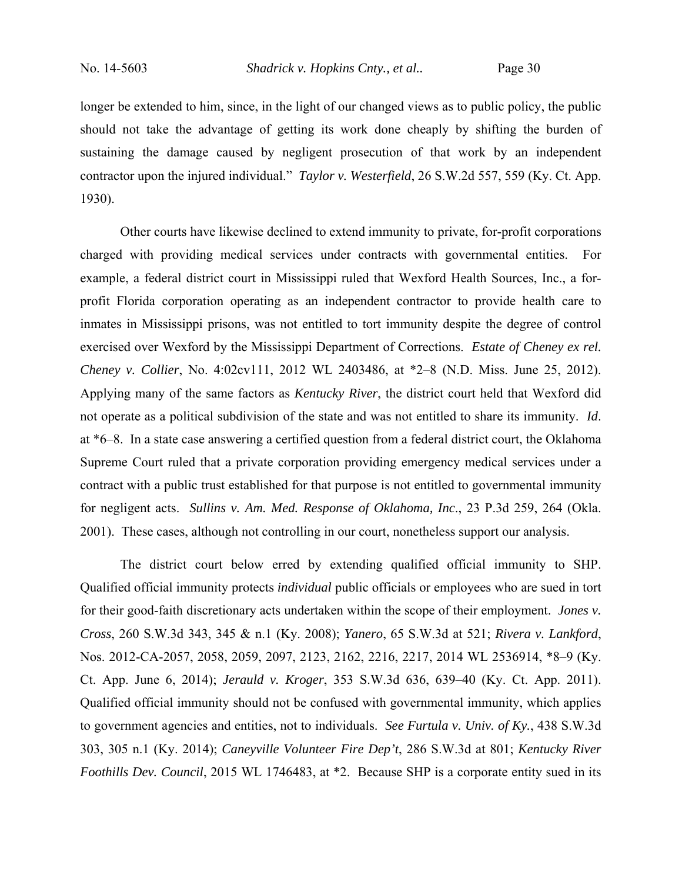longer be extended to him, since, in the light of our changed views as to public policy, the public should not take the advantage of getting its work done cheaply by shifting the burden of sustaining the damage caused by negligent prosecution of that work by an independent contractor upon the injured individual." *Taylor v. Westerfield*, 26 S.W.2d 557, 559 (Ky. Ct. App. 1930).

Other courts have likewise declined to extend immunity to private, for-profit corporations charged with providing medical services under contracts with governmental entities. For example, a federal district court in Mississippi ruled that Wexford Health Sources, Inc., a for-profit Florida corporation operating as an independent contractor to provide health care to inmates in Mississippi prisons, was not entitled to tort immunity despite the degree of control exercised over Wexford by the Mississippi Department of Corrections. *Estate of Cheney ex rel. Cheney v. Collier*, No. 4:02cv111, 2012 WL 2403486, at *2–8 (N.D. Miss. June 25, 2012). Applying many of the same factors as *Kentucky River*, the district court held that Wexford did not operate as a political subdivision of the state and was not entitled to share its immunity. *Id*. at *6–8. In a state case answering a certified question from a federal district court, the Oklahoma Supreme Court ruled that a private corporation providing emergency medical services under a contract with a public trust established for that purpose is not entitled to governmental immunity for negligent acts. *Sullins v. Am. Med. Response of Oklahoma, Inc*., 23 P.3d 259, 264 (Okla. 2001). These cases, although not controlling in our court, nonetheless support our analysis.

The district court below erred by extending qualified official immunity to SHP. Qualified official immunity protects *individual* public officials or employees who are sued in tort for their good-faith discretionary acts undertaken within the scope of their employment. *Jones v. Cross*, 260 S.W.3d 343, 345 & n.1 (Ky. 2008); *Yanero*, 65 S.W.3d at 521; *Rivera v. Lankford*, Nos. 2012-CA-2057, 2058, 2059, 2097, 2123, 2162, 2216, 2217, 2014 WL 2536914, *8–9 (Ky. Ct. App. June 6, 2014); *Jerauld v. Kroger*, 353 S.W.3d 636, 639–40 (Ky. Ct. App. 2011). Qualified official immunity should not be confused with governmental immunity, which applies to government agencies and entities, not to individuals. *See Furtula v. Univ. of Ky.*, 438 S.W.3d 303, 305 n.1 (Ky. 2014); *Caneyville Volunteer Fire Dep't*, 286 S.W.3d at 801; *Kentucky River Foothills Dev. Council*, 2015 WL 1746483, at *2. Because SHP is a corporate entity sued in its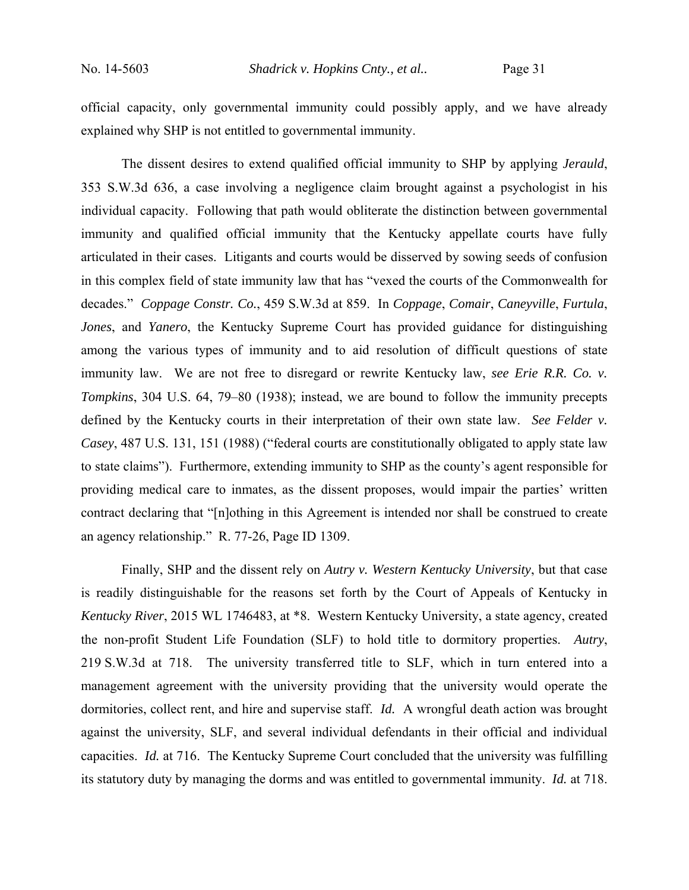official capacity, only governmental immunity could possibly apply, and we have already explained why SHP is not entitled to governmental immunity.

The dissent desires to extend qualified official immunity to SHP by applying *Jerauld*, 353 S.W.3d 636, a case involving a negligence claim brought against a psychologist in his individual capacity. Following that path would obliterate the distinction between governmental immunity and qualified official immunity that the Kentucky appellate courts have fully articulated in their cases. Litigants and courts would be disserved by sowing seeds of confusion in this complex field of state immunity law that has "vexed the courts of the Commonwealth for decades." *Coppage Constr. Co.*, 459 S.W.3d at 859. In *Coppage*, *Comair*, *Caneyville*, *Furtula*, *Jones*, and *Yanero*, the Kentucky Supreme Court has provided guidance for distinguishing among the various types of immunity and to aid resolution of difficult questions of state immunity law. We are not free to disregard or rewrite Kentucky law, *see Erie R.R. Co. v. Tompkins*, 304 U.S. 64, 79–80 (1938); instead, we are bound to follow the immunity precepts defined by the Kentucky courts in their interpretation of their own state law. *See Felder v. Casey*, 487 U.S. 131, 151 (1988) ("federal courts are constitutionally obligated to apply state law to state claims"). Furthermore, extending immunity to SHP as the county's agent responsible for providing medical care to inmates, as the dissent proposes, would impair the parties' written contract declaring that "[n]othing in this Agreement is intended nor shall be construed to create an agency relationship." R. 77-26, Page ID 1309.

Finally, SHP and the dissent rely on *Autry v. Western Kentucky University*, but that case is readily distinguishable for the reasons set forth by the Court of Appeals of Kentucky in *Kentucky River*, 2015 WL 1746483, at *8. Western Kentucky University, a state agency, created the non-profit Student Life Foundation (SLF) to hold title to dormitory properties. *Autry*, 219 S.W.3d at 718. The university transferred title to SLF, which in turn entered into a management agreement with the university providing that the university would operate the dormitories, collect rent, and hire and supervise staff. *Id.* A wrongful death action was brought against the university, SLF, and several individual defendants in their official and individual capacities. *Id.* at 716. The Kentucky Supreme Court concluded that the university was fulfilling its statutory duty by managing the dorms and was entitled to governmental immunity. *Id.* at 718.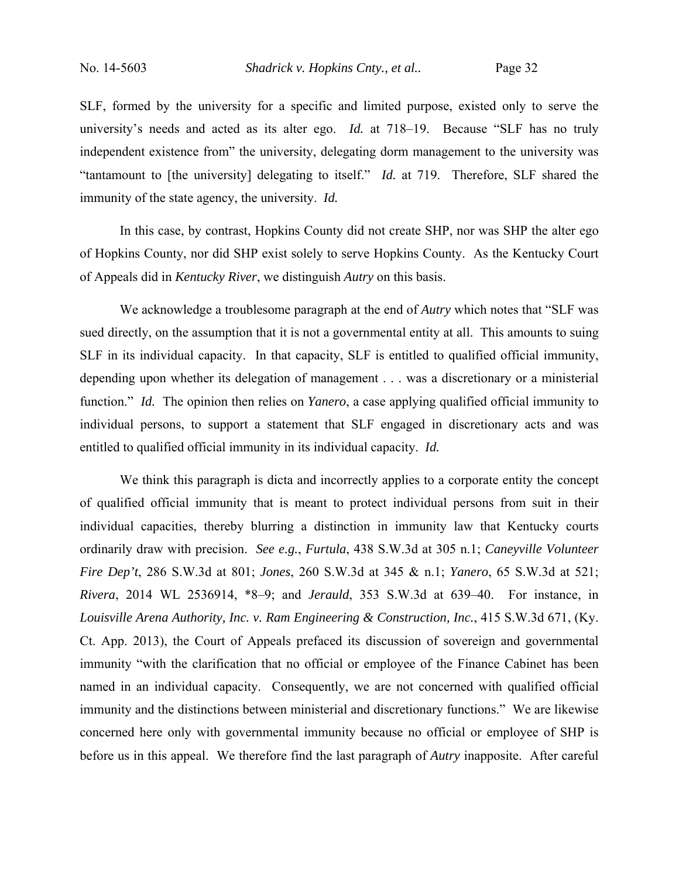SLF, formed by the university for a specific and limited purpose, existed only to serve the university's needs and acted as its alter ego. *Id.* at 718–19. Because "SLF has no truly independent existence from" the university, delegating dorm management to the university was "tantamount to [the university] delegating to itself." *Id.* at 719. Therefore, SLF shared the immunity of the state agency, the university. *Id.*

In this case, by contrast, Hopkins County did not create SHP, nor was SHP the alter ego of Hopkins County, nor did SHP exist solely to serve Hopkins County. As the Kentucky Court of Appeals did in *Kentucky River*, we distinguish *Autry* on this basis.

We acknowledge a troublesome paragraph at the end of *Autry* which notes that "SLF was sued directly, on the assumption that it is not a governmental entity at all. This amounts to suing SLF in its individual capacity. In that capacity, SLF is entitled to qualified official immunity, depending upon whether its delegation of management . . . was a discretionary or a ministerial function." *Id.* The opinion then relies on *Yanero*, a case applying qualified official immunity to individual persons, to support a statement that SLF engaged in discretionary acts and was entitled to qualified official immunity in its individual capacity. *Id.*

We think this paragraph is dicta and incorrectly applies to a corporate entity the concept of qualified official immunity that is meant to protect individual persons from suit in their individual capacities, thereby blurring a distinction in immunity law that Kentucky courts ordinarily draw with precision. *See e.g.*, *Furtula*, 438 S.W.3d at 305 n.1; *Caneyville Volunteer Fire Dep't*, 286 S.W.3d at 801; *Jones*, 260 S.W.3d at 345 & n.1; *Yanero*, 65 S.W.3d at 521; *Rivera*, 2014 WL 2536914, *8–9; and *Jerauld*, 353 S.W.3d at 639–40. For instance, in *Louisville Arena Authority, Inc. v. Ram Engineering & Construction, Inc.*, 415 S.W.3d 671, (Ky. Ct. App. 2013), the Court of Appeals prefaced its discussion of sovereign and governmental immunity "with the clarification that no official or employee of the Finance Cabinet has been named in an individual capacity. Consequently, we are not concerned with qualified official immunity and the distinctions between ministerial and discretionary functions." We are likewise concerned here only with governmental immunity because no official or employee of SHP is before us in this appeal. We therefore find the last paragraph of *Autry* inapposite. After careful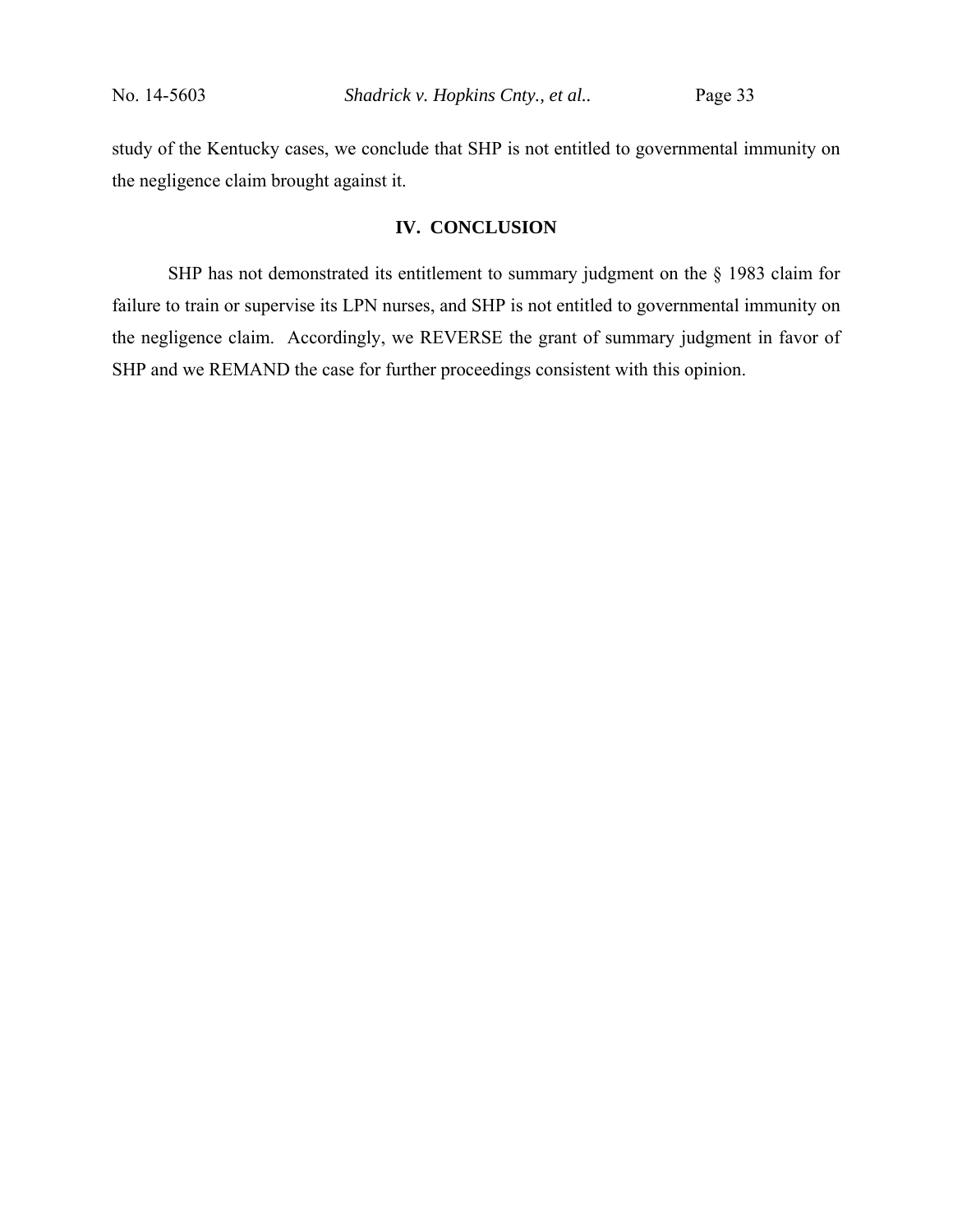study of the Kentucky cases, we conclude that SHP is not entitled to governmental immunity on the negligence claim brought against it.

## IV. CONCLUSION

SHP has not demonstrated its entitlement to summary judgment on the § 1983 claim for failure to train or supervise its LPN nurses, and SHP is not entitled to governmental immunity on the negligence claim. Accordingly, we REVERSE the grant of summary judgment in favor of SHP and we REMAND the case for further proceedings consistent with this opinion.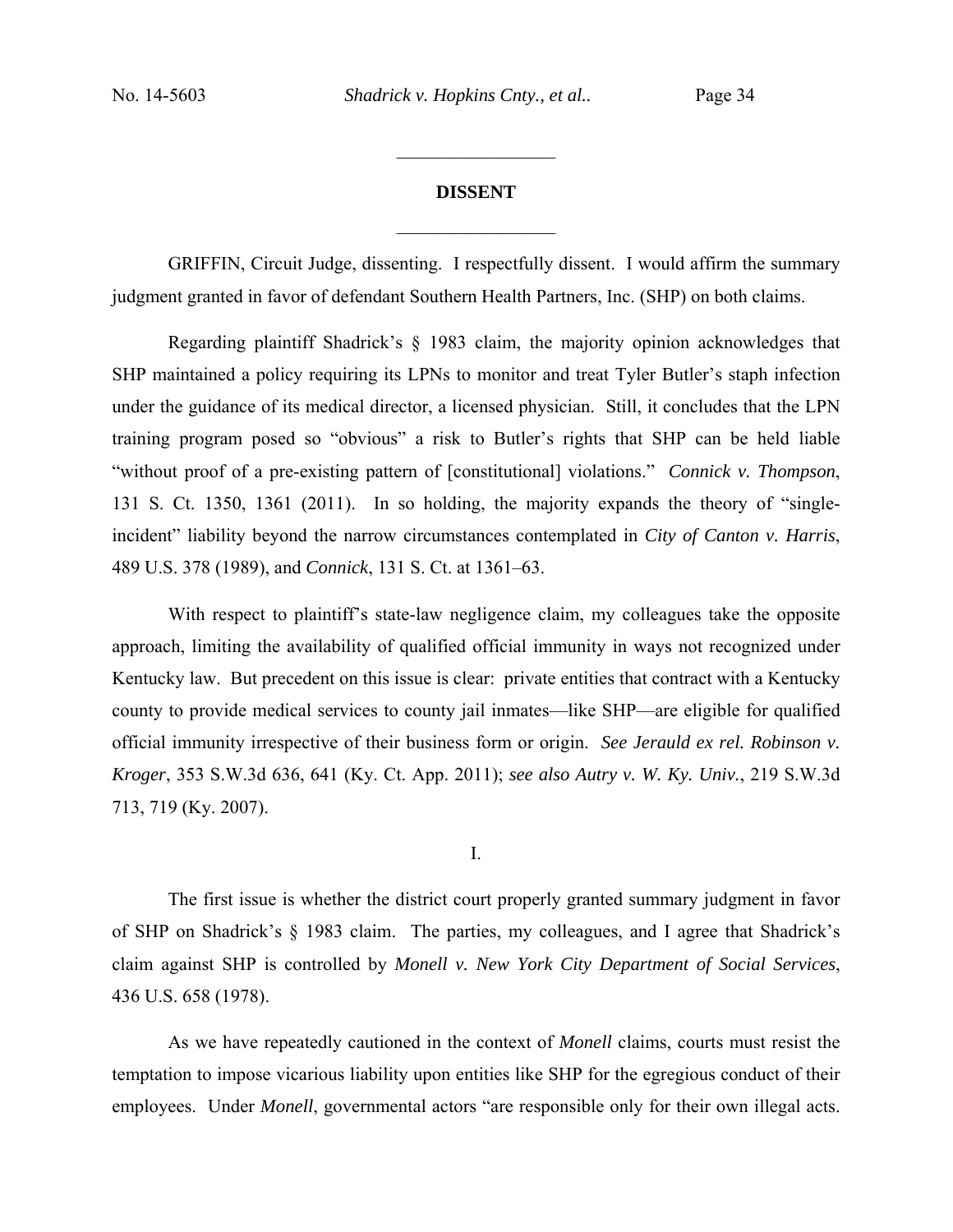## DISSENT

GRIFFIN, Circuit Judge, dissenting. I respectfully dissent. I would affirm the summary judgment granted in favor of defendant Southern Health Partners, Inc. (SHP) on both claims.

Regarding plaintiff Shadrick's § 1983 claim, the majority opinion acknowledges that SHP maintained a policy requiring its LPNs to monitor and treat Tyler Butler's staph infection under the guidance of its medical director, a licensed physician. Still, it concludes that the LPN training program posed so "obvious" a risk to Butler's rights that SHP can be held liable "without proof of a pre-existing pattern of [constitutional] violations." *Connick v. Thompson*, 131 S. Ct. 1350, 1361 (2011). In so holding, the majority expands the theory of "single-incident" liability beyond the narrow circumstances contemplated in *City of Canton v. Harris*, 489 U.S. 378 (1989), and *Connick*, 131 S. Ct. at 1361–63.

With respect to plaintiff's state-law negligence claim, my colleagues take the opposite approach, limiting the availability of qualified official immunity in ways not recognized under Kentucky law. But precedent on this issue is clear: private entities that contract with a Kentucky county to provide medical services to county jail inmates—like SHP—are eligible for qualified official immunity irrespective of their business form or origin. *See Jerauld ex rel. Robinson v. Kroger*, 353 S.W.3d 636, 641 (Ky. Ct. App. 2011); *see also Autry v. W. Ky. Univ.*, 219 S.W.3d 713, 719 (Ky. 2007).

### I.

The first issue is whether the district court properly granted summary judgment in favor of SHP on Shadrick's § 1983 claim. The parties, my colleagues, and I agree that Shadrick's claim against SHP is controlled by *Monell v. New York City Department of Social Services*, 436 U.S. 658 (1978).

As we have repeatedly cautioned in the context of *Monell* claims, courts must resist the temptation to impose vicarious liability upon entities like SHP for the egregious conduct of their employees. Under *Monell*, governmental actors "are responsible only for their own illegal acts.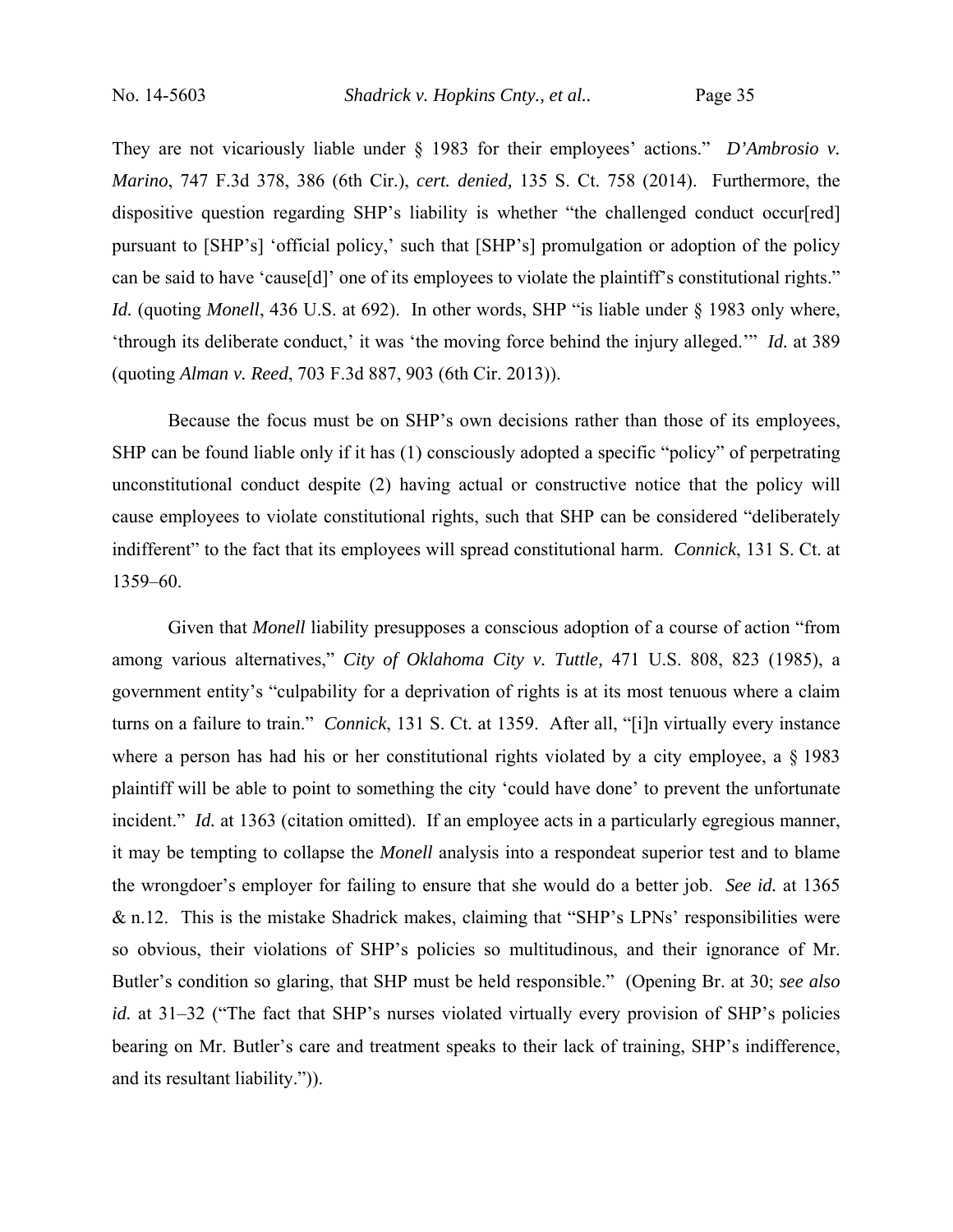They are not vicariously liable under § 1983 for their employees' actions." *D'Ambrosio v. Marino*, 747 F.3d 378, 386 (6th Cir.), *cert. denied,* 135 S. Ct. 758 (2014). Furthermore, the dispositive question regarding SHP's liability is whether "the challenged conduct occur[red] pursuant to [SHP's] 'official policy,' such that [SHP's] promulgation or adoption of the policy can be said to have 'cause[d]' one of its employees to violate the plaintiff's constitutional rights." *Id.* (quoting *Monell*, 436 U.S. at 692). In other words, SHP "is liable under § 1983 only where, 'through its deliberate conduct,' it was 'the moving force behind the injury alleged.'" *Id.* at 389 (quoting *Alman v. Reed*, 703 F.3d 887, 903 (6th Cir. 2013)).

Because the focus must be on SHP's own decisions rather than those of its employees, SHP can be found liable only if it has (1) consciously adopted a specific "policy" of perpetrating unconstitutional conduct despite (2) having actual or constructive notice that the policy will cause employees to violate constitutional rights, such that SHP can be considered "deliberately indifferent" to the fact that its employees will spread constitutional harm. *Connick*, 131 S. Ct. at 1359–60.

Given that *Monell* liability presupposes a conscious adoption of a course of action "from among various alternatives," *City of Oklahoma City v. Tuttle,* 471 U.S. 808, 823 (1985), a government entity's "culpability for a deprivation of rights is at its most tenuous where a claim turns on a failure to train." *Connick*, 131 S. Ct. at 1359. After all, "[i]n virtually every instance where a person has had his or her constitutional rights violated by a city employee, a § 1983 plaintiff will be able to point to something the city 'could have done' to prevent the unfortunate incident." *Id.* at 1363 (citation omitted). If an employee acts in a particularly egregious manner, it may be tempting to collapse the *Monell* analysis into a respondeat superior test and to blame the wrongdoer's employer for failing to ensure that she would do a better job. *See id.* at 1365 & n.12. This is the mistake Shadrick makes, claiming that "SHP's LPNs' responsibilities were so obvious, their violations of SHP's policies so multitudinous, and their ignorance of Mr. Butler's condition so glaring, that SHP must be held responsible." (Opening Br. at 30; *see also id.* at 31–32 ("The fact that SHP's nurses violated virtually every provision of SHP's policies bearing on Mr. Butler's care and treatment speaks to their lack of training, SHP's indifference, and its resultant liability.")).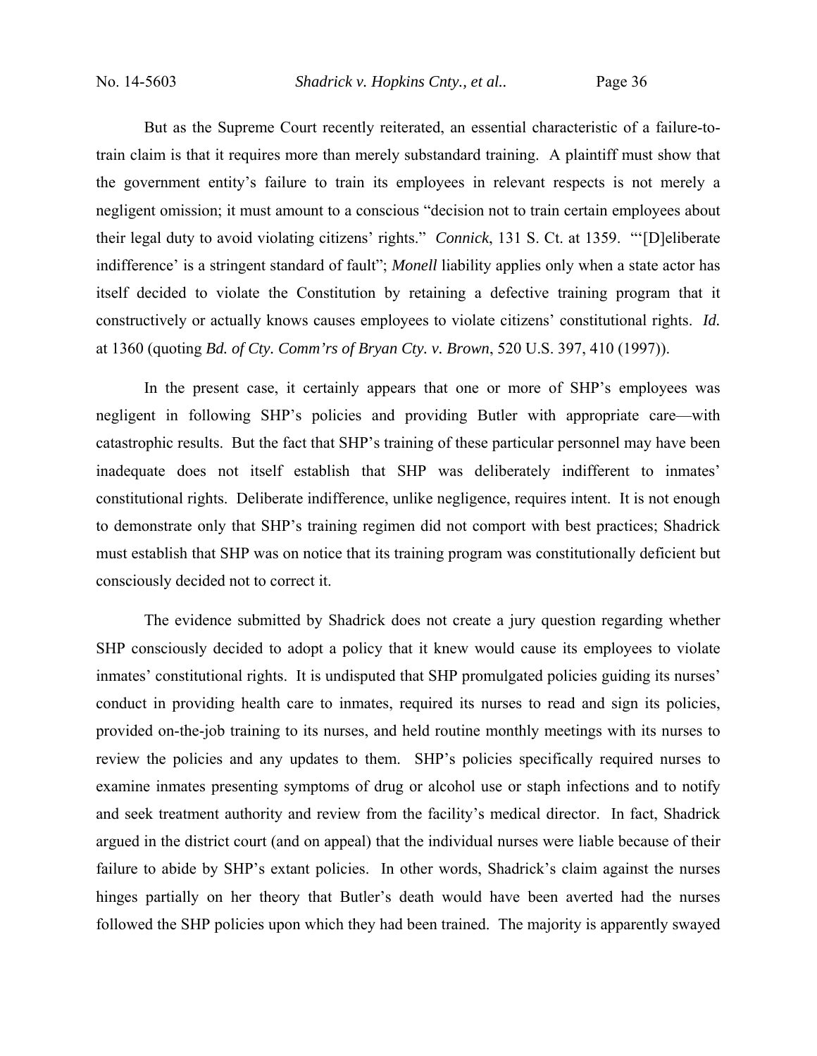But as the Supreme Court recently reiterated, an essential characteristic of a failure-to-train claim is that it requires more than merely substandard training. A plaintiff must show that the government entity's failure to train its employees in relevant respects is not merely a negligent omission; it must amount to a conscious "decision not to train certain employees about their legal duty to avoid violating citizens' rights." *Connick*, 131 S. Ct. at 1359. "'[D]eliberate indifference' is a stringent standard of fault"; *Monell* liability applies only when a state actor has itself decided to violate the Constitution by retaining a defective training program that it constructively or actually knows causes employees to violate citizens' constitutional rights. *Id.* at 1360 (quoting *Bd. of Cty. Comm'rs of Bryan Cty. v. Brown*, 520 U.S. 397, 410 (1997)).

In the present case, it certainly appears that one or more of SHP's employees was negligent in following SHP's policies and providing Butler with appropriate care—with catastrophic results. But the fact that SHP's training of these particular personnel may have been inadequate does not itself establish that SHP was deliberately indifferent to inmates' constitutional rights. Deliberate indifference, unlike negligence, requires intent. It is not enough to demonstrate only that SHP's training regimen did not comport with best practices; Shadrick must establish that SHP was on notice that its training program was constitutionally deficient but consciously decided not to correct it.

The evidence submitted by Shadrick does not create a jury question regarding whether SHP consciously decided to adopt a policy that it knew would cause its employees to violate inmates' constitutional rights. It is undisputed that SHP promulgated policies guiding its nurses' conduct in providing health care to inmates, required its nurses to read and sign its policies, provided on-the-job training to its nurses, and held routine monthly meetings with its nurses to review the policies and any updates to them. SHP's policies specifically required nurses to examine inmates presenting symptoms of drug or alcohol use or staph infections and to notify and seek treatment authority and review from the facility's medical director. In fact, Shadrick argued in the district court (and on appeal) that the individual nurses were liable because of their failure to abide by SHP's extant policies. In other words, Shadrick's claim against the nurses hinges partially on her theory that Butler's death would have been averted had the nurses followed the SHP policies upon which they had been trained. The majority is apparently swayed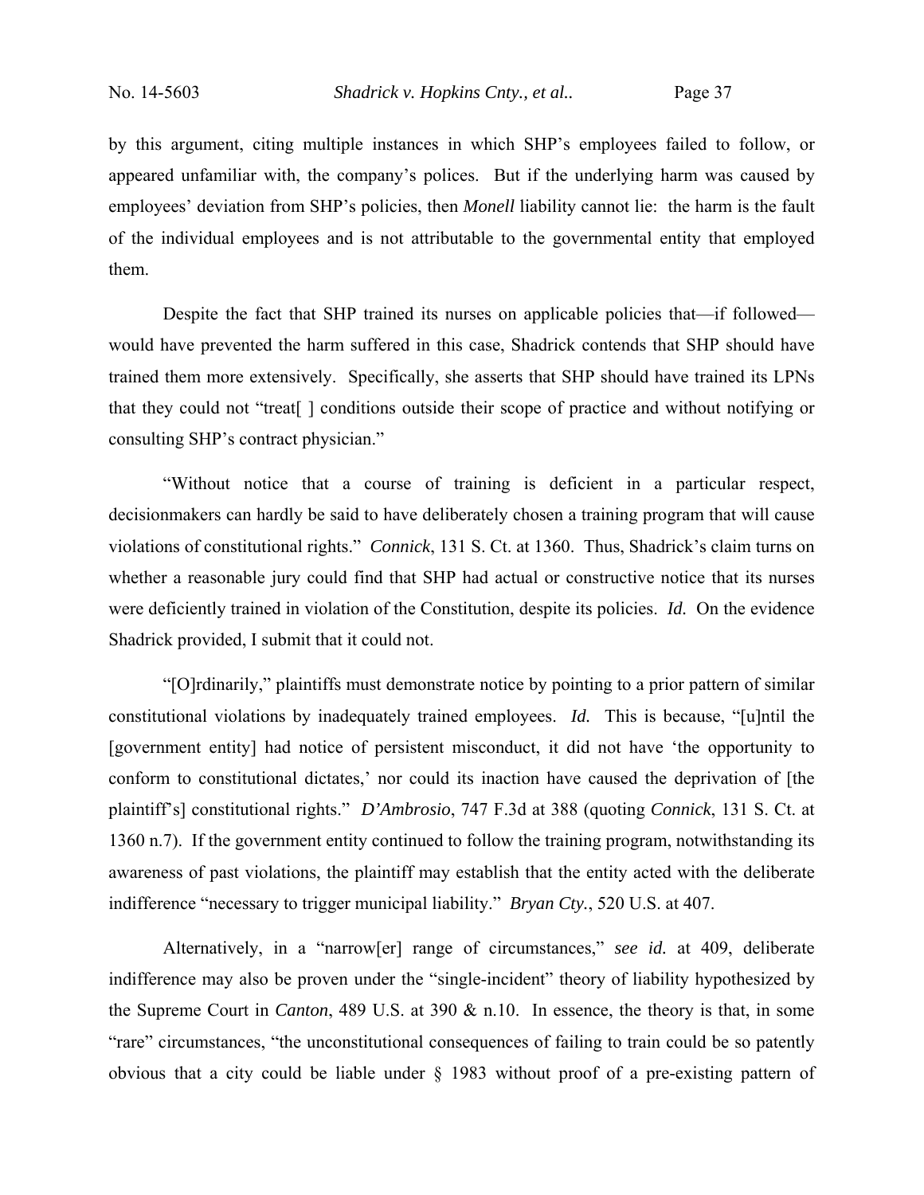by this argument, citing multiple instances in which SHP's employees failed to follow, or appeared unfamiliar with, the company's polices. But if the underlying harm was caused by employees' deviation from SHP's policies, then *Monell* liability cannot lie: the harm is the fault of the individual employees and is not attributable to the governmental entity that employed them.

Despite the fact that SHP trained its nurses on applicable policies that—if followed—would have prevented the harm suffered in this case, Shadrick contends that SHP should have trained them more extensively. Specifically, she asserts that SHP should have trained its LPNs that they could not "treat[ ] conditions outside their scope of practice and without notifying or consulting SHP's contract physician."

"Without notice that a course of training is deficient in a particular respect, decisionmakers can hardly be said to have deliberately chosen a training program that will cause violations of constitutional rights." *Connick*, 131 S. Ct. at 1360. Thus, Shadrick's claim turns on whether a reasonable jury could find that SHP had actual or constructive notice that its nurses were deficiently trained in violation of the Constitution, despite its policies. *Id.* On the evidence Shadrick provided, I submit that it could not.

"[O]rdinarily," plaintiffs must demonstrate notice by pointing to a prior pattern of similar constitutional violations by inadequately trained employees. *Id.* This is because, "[u]ntil the [government entity] had notice of persistent misconduct, it did not have 'the opportunity to conform to constitutional dictates,' nor could its inaction have caused the deprivation of [the plaintiff's] constitutional rights." *D'Ambrosio*, 747 F.3d at 388 (quoting *Connick*, 131 S. Ct. at 1360 n.7). If the government entity continued to follow the training program, notwithstanding its awareness of past violations, the plaintiff may establish that the entity acted with the deliberate indifference "necessary to trigger municipal liability." *Bryan Cty.*, 520 U.S. at 407.

Alternatively, in a "narrow[er] range of circumstances," *see id.* at 409, deliberate indifference may also be proven under the "single-incident" theory of liability hypothesized by the Supreme Court in *Canton*, 489 U.S. at 390 & n.10. In essence, the theory is that, in some "rare" circumstances, "the unconstitutional consequences of failing to train could be so patently obvious that a city could be liable under § 1983 without proof of a pre-existing pattern of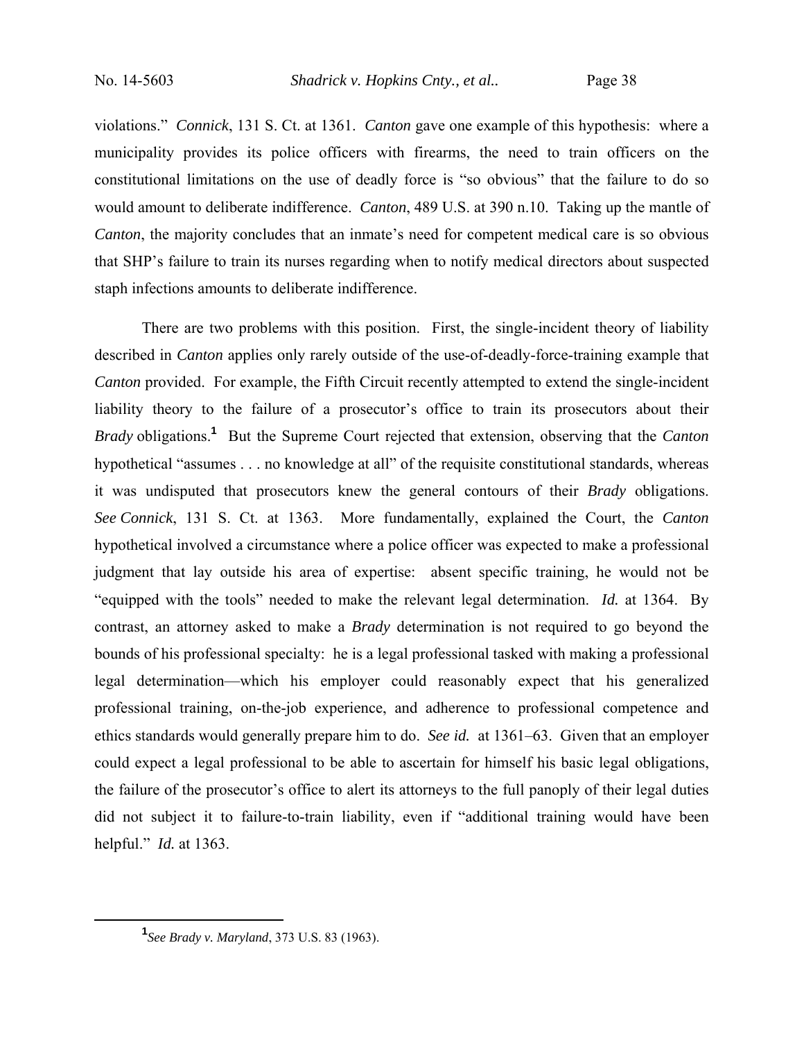violations." *Connick*, 131 S. Ct. at 1361. *Canton* gave one example of this hypothesis: where a municipality provides its police officers with firearms, the need to train officers on the constitutional limitations on the use of deadly force is "so obvious" that the failure to do so would amount to deliberate indifference. *Canton*, 489 U.S. at 390 n.10. Taking up the mantle of *Canton*, the majority concludes that an inmate's need for competent medical care is so obvious that SHP's failure to train its nurses regarding when to notify medical directors about suspected staph infections amounts to deliberate indifference.

There are two problems with this position. First, the single-incident theory of liability described in *Canton* applies only rarely outside of the use-of-deadly-force-training example that *Canton* provided. For example, the Fifth Circuit recently attempted to extend the single-incident liability theory to the failure of a prosecutor's office to train its prosecutors about their *Brady* obligations.[1] But the Supreme Court rejected that extension, observing that the *Canton* hypothetical "assumes . . . no knowledge at all" of the requisite constitutional standards, whereas it was undisputed that prosecutors knew the general contours of their *Brady* obligations. *See Connick*, 131 S. Ct. at 1363. More fundamentally, explained the Court, the *Canton* hypothetical involved a circumstance where a police officer was expected to make a professional judgment that lay outside his area of expertise: absent specific training, he would not be "equipped with the tools" needed to make the relevant legal determination. *Id.* at 1364. By contrast, an attorney asked to make a *Brady* determination is not required to go beyond the bounds of his professional specialty: he is a legal professional tasked with making a professional legal determination—which his employer could reasonably expect that his generalized professional training, on-the-job experience, and adherence to professional competence and ethics standards would generally prepare him to do. *See id.* at 1361–63. Given that an employer could expect a legal professional to be able to ascertain for himself his basic legal obligations, the failure of the prosecutor's office to alert its attorneys to the full panoply of their legal duties did not subject it to failure-to-train liability, even if "additional training would have been helpful." *Id.* at 1363.

[1] *See Brady v. Maryland*, 373 U.S. 83 (1963).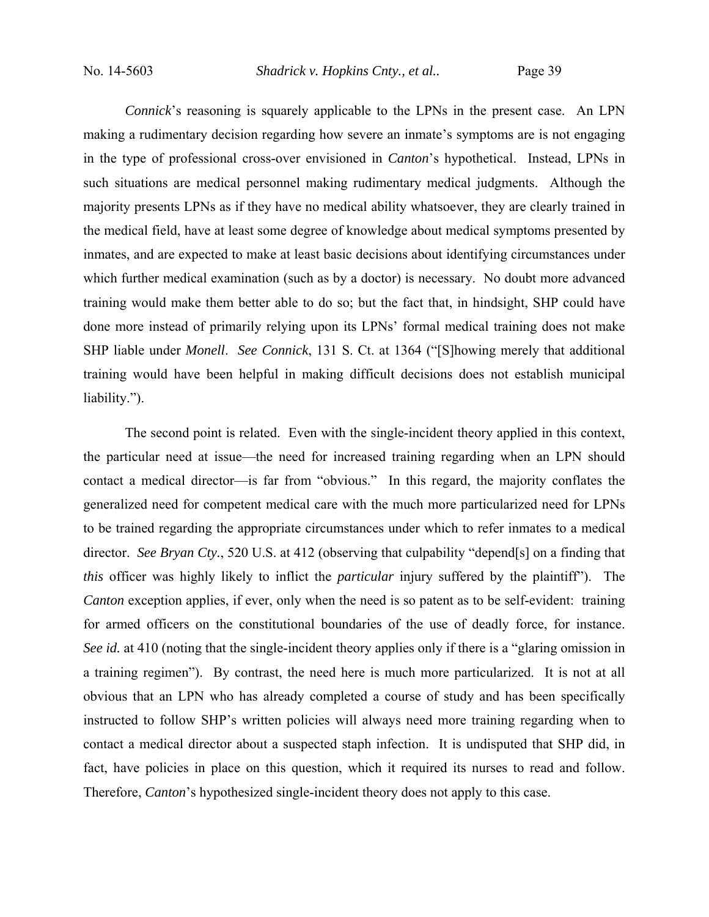*Connick*'s reasoning is squarely applicable to the LPNs in the present case. An LPN making a rudimentary decision regarding how severe an inmate's symptoms are is not engaging in the type of professional cross-over envisioned in *Canton*'s hypothetical. Instead, LPNs in such situations are medical personnel making rudimentary medical judgments. Although the majority presents LPNs as if they have no medical ability whatsoever, they are clearly trained in the medical field, have at least some degree of knowledge about medical symptoms presented by inmates, and are expected to make at least basic decisions about identifying circumstances under which further medical examination (such as by a doctor) is necessary. No doubt more advanced training would make them better able to do so; but the fact that, in hindsight, SHP could have done more instead of primarily relying upon its LPNs' formal medical training does not make SHP liable under *Monell*. *See Connick*, 131 S. Ct. at 1364 ("[S]howing merely that additional training would have been helpful in making difficult decisions does not establish municipal liability.").

The second point is related. Even with the single-incident theory applied in this context, the particular need at issue—the need for increased training regarding when an LPN should contact a medical director—is far from "obvious." In this regard, the majority conflates the generalized need for competent medical care with the much more particularized need for LPNs to be trained regarding the appropriate circumstances under which to refer inmates to a medical director. *See Bryan Cty.*, 520 U.S. at 412 (observing that culpability "depend[s] on a finding that *this* officer was highly likely to inflict the *particular* injury suffered by the plaintiff"). The *Canton* exception applies, if ever, only when the need is so patent as to be self-evident: training for armed officers on the constitutional boundaries of the use of deadly force, for instance. *See id.* at 410 (noting that the single-incident theory applies only if there is a "glaring omission in a training regimen"). By contrast, the need here is much more particularized. It is not at all obvious that an LPN who has already completed a course of study and has been specifically instructed to follow SHP's written policies will always need more training regarding when to contact a medical director about a suspected staph infection. It is undisputed that SHP did, in fact, have policies in place on this question, which it required its nurses to read and follow. Therefore, *Canton*'s hypothesized single-incident theory does not apply to this case.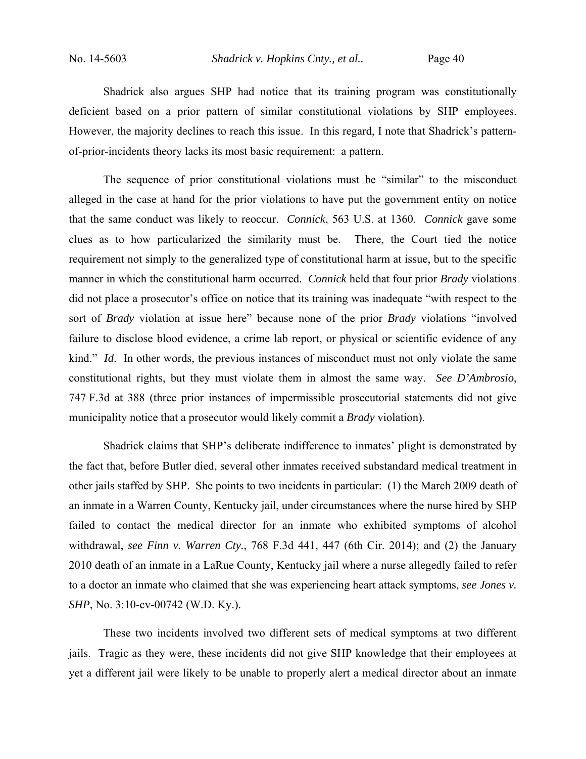Shadrick also argues SHP had notice that its training program was constitutionally deficient based on a prior pattern of similar constitutional violations by SHP employees. However, the majority declines to reach this issue. In this regard, I note that Shadrick's pattern-of-prior-incidents theory lacks its most basic requirement: a pattern.

The sequence of prior constitutional violations must be "similar" to the misconduct alleged in the case at hand for the prior violations to have put the government entity on notice that the same conduct was likely to reoccur. *Connick*, 563 U.S. at 1360. *Connick* gave some clues as to how particularized the similarity must be. There, the Court tied the notice requirement not simply to the generalized type of constitutional harm at issue, but to the specific manner in which the constitutional harm occurred. *Connick* held that four prior *Brady* violations did not place a prosecutor's office on notice that its training was inadequate "with respect to the sort of *Brady* violation at issue here" because none of the prior *Brady* violations "involved failure to disclose blood evidence, a crime lab report, or physical or scientific evidence of any kind." *Id*. In other words, the previous instances of misconduct must not only violate the same constitutional rights, but they must violate them in almost the same way. *See D'Ambrosio*, 747 F.3d at 388 (three prior instances of impermissible prosecutorial statements did not give municipality notice that a prosecutor would likely commit a *Brady* violation).

Shadrick claims that SHP's deliberate indifference to inmates' plight is demonstrated by the fact that, before Butler died, several other inmates received substandard medical treatment in other jails staffed by SHP. She points to two incidents in particular: (1) the March 2009 death of an inmate in a Warren County, Kentucky jail, under circumstances where the nurse hired by SHP failed to contact the medical director for an inmate who exhibited symptoms of alcohol withdrawal, *see Finn v. Warren Cty.*, 768 F.3d 441, 447 (6th Cir. 2014); and (2) the January 2010 death of an inmate in a LaRue County, Kentucky jail where a nurse allegedly failed to refer to a doctor an inmate who claimed that she was experiencing heart attack symptoms, *see Jones v. SHP*, No. 3:10-cv-00742 (W.D. Ky.).

These two incidents involved two different sets of medical symptoms at two different jails. Tragic as they were, these incidents did not give SHP knowledge that their employees at yet a different jail were likely to be unable to properly alert a medical director about an inmate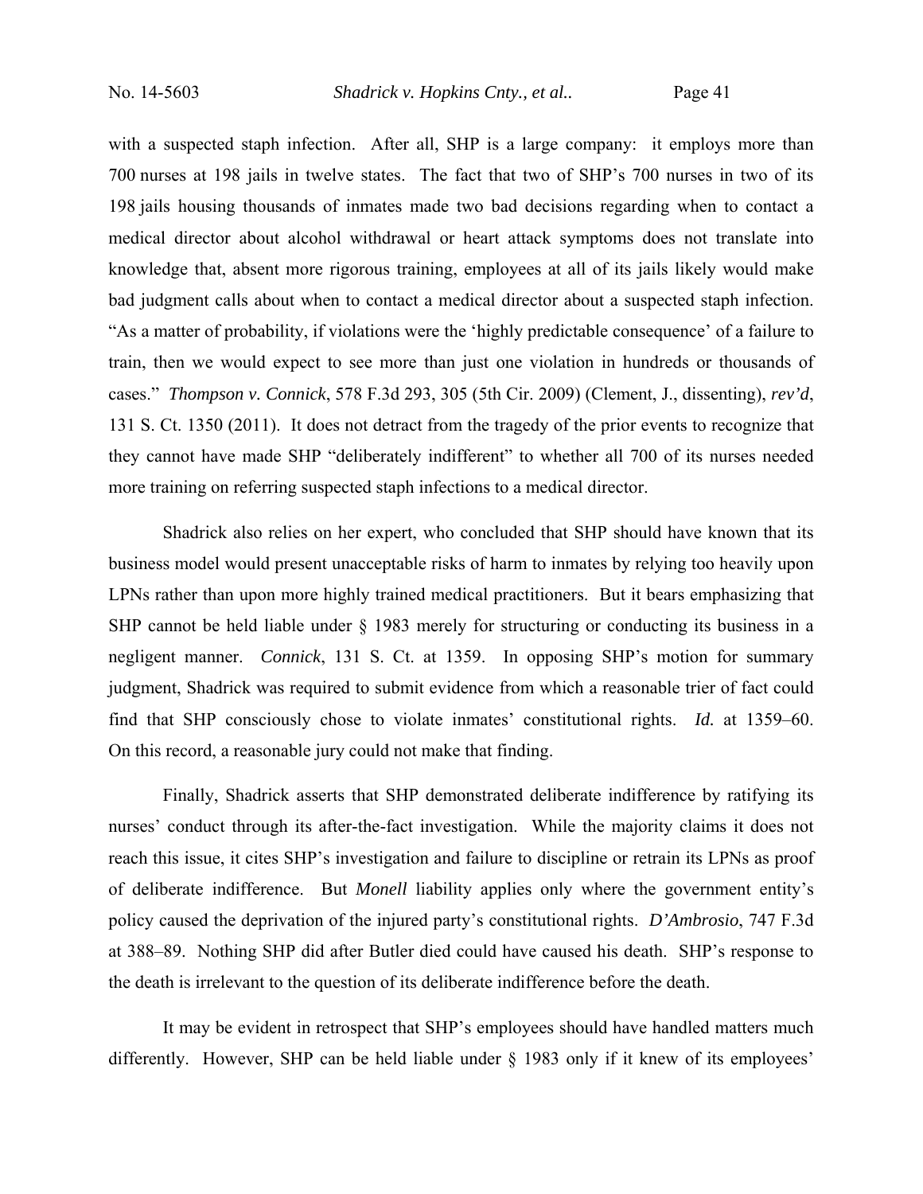with a suspected staph infection. After all, SHP is a large company: it employs more than 700 nurses at 198 jails in twelve states. The fact that two of SHP's 700 nurses in two of its 198 jails housing thousands of inmates made two bad decisions regarding when to contact a medical director about alcohol withdrawal or heart attack symptoms does not translate into knowledge that, absent more rigorous training, employees at all of its jails likely would make bad judgment calls about when to contact a medical director about a suspected staph infection. "As a matter of probability, if violations were the 'highly predictable consequence' of a failure to train, then we would expect to see more than just one violation in hundreds or thousands of cases." *Thompson v. Connick*, 578 F.3d 293, 305 (5th Cir. 2009) (Clement, J., dissenting), *rev'd*, 131 S. Ct. 1350 (2011). It does not detract from the tragedy of the prior events to recognize that they cannot have made SHP "deliberately indifferent" to whether all 700 of its nurses needed more training on referring suspected staph infections to a medical director.

Shadrick also relies on her expert, who concluded that SHP should have known that its business model would present unacceptable risks of harm to inmates by relying too heavily upon LPNs rather than upon more highly trained medical practitioners. But it bears emphasizing that SHP cannot be held liable under § 1983 merely for structuring or conducting its business in a negligent manner. *Connick*, 131 S. Ct. at 1359. In opposing SHP's motion for summary judgment, Shadrick was required to submit evidence from which a reasonable trier of fact could find that SHP consciously chose to violate inmates' constitutional rights. *Id.* at 1359–60. On this record, a reasonable jury could not make that finding.

Finally, Shadrick asserts that SHP demonstrated deliberate indifference by ratifying its nurses' conduct through its after-the-fact investigation. While the majority claims it does not reach this issue, it cites SHP's investigation and failure to discipline or retrain its LPNs as proof of deliberate indifference. But *Monell* liability applies only where the government entity's policy caused the deprivation of the injured party's constitutional rights. *D'Ambrosio*, 747 F.3d at 388–89. Nothing SHP did after Butler died could have caused his death. SHP's response to the death is irrelevant to the question of its deliberate indifference before the death.

It may be evident in retrospect that SHP's employees should have handled matters much differently. However, SHP can be held liable under § 1983 only if it knew of its employees'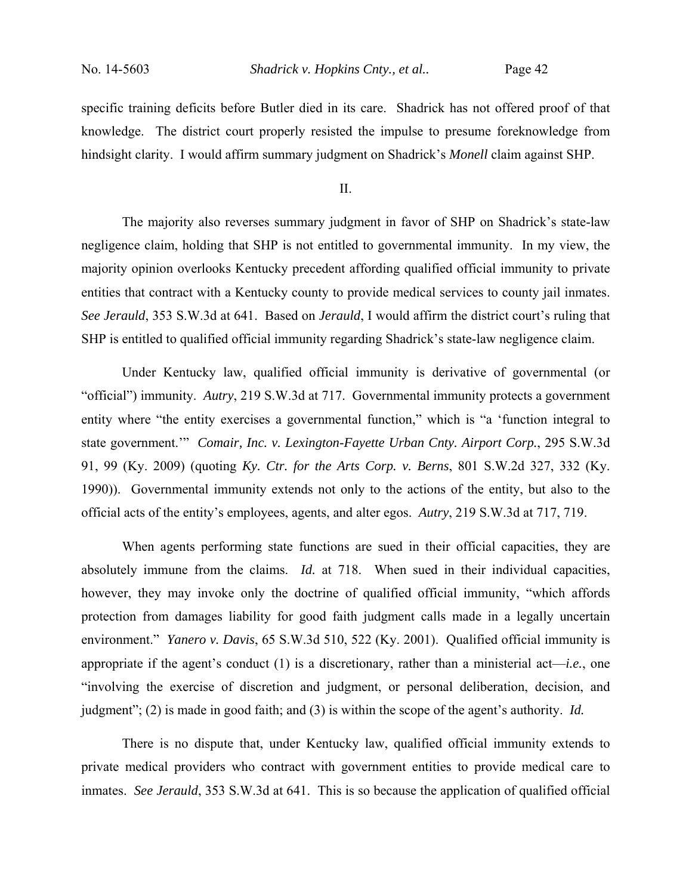specific training deficits before Butler died in its care. Shadrick has not offered proof of that knowledge. The district court properly resisted the impulse to presume foreknowledge from hindsight clarity. I would affirm summary judgment on Shadrick's *Monell* claim against SHP.

## II.

The majority also reverses summary judgment in favor of SHP on Shadrick's state-law negligence claim, holding that SHP is not entitled to governmental immunity. In my view, the majority opinion overlooks Kentucky precedent affording qualified official immunity to private entities that contract with a Kentucky county to provide medical services to county jail inmates. *See Jerauld*, 353 S.W.3d at 641. Based on *Jerauld*, I would affirm the district court's ruling that SHP is entitled to qualified official immunity regarding Shadrick's state-law negligence claim.

Under Kentucky law, qualified official immunity is derivative of governmental (or "official") immunity. *Autry*, 219 S.W.3d at 717. Governmental immunity protects a government entity where "the entity exercises a governmental function," which is "a 'function integral to state government.'" *Comair, Inc. v. Lexington-Fayette Urban Cnty. Airport Corp.*, 295 S.W.3d 91, 99 (Ky. 2009) (quoting *Ky. Ctr. for the Arts Corp. v. Berns*, 801 S.W.2d 327, 332 (Ky. 1990)). Governmental immunity extends not only to the actions of the entity, but also to the official acts of the entity's employees, agents, and alter egos. *Autry*, 219 S.W.3d at 717, 719.

When agents performing state functions are sued in their official capacities, they are absolutely immune from the claims. *Id.* at 718. When sued in their individual capacities, however, they may invoke only the doctrine of qualified official immunity, "which affords protection from damages liability for good faith judgment calls made in a legally uncertain environment." *Yanero v. Davis*, 65 S.W.3d 510, 522 (Ky. 2001). Qualified official immunity is appropriate if the agent's conduct (1) is a discretionary, rather than a ministerial act—*i.e.*, one "involving the exercise of discretion and judgment, or personal deliberation, decision, and judgment"; (2) is made in good faith; and (3) is within the scope of the agent's authority. *Id.*

There is no dispute that, under Kentucky law, qualified official immunity extends to private medical providers who contract with government entities to provide medical care to inmates. *See Jerauld*, 353 S.W.3d at 641. This is so because the application of qualified official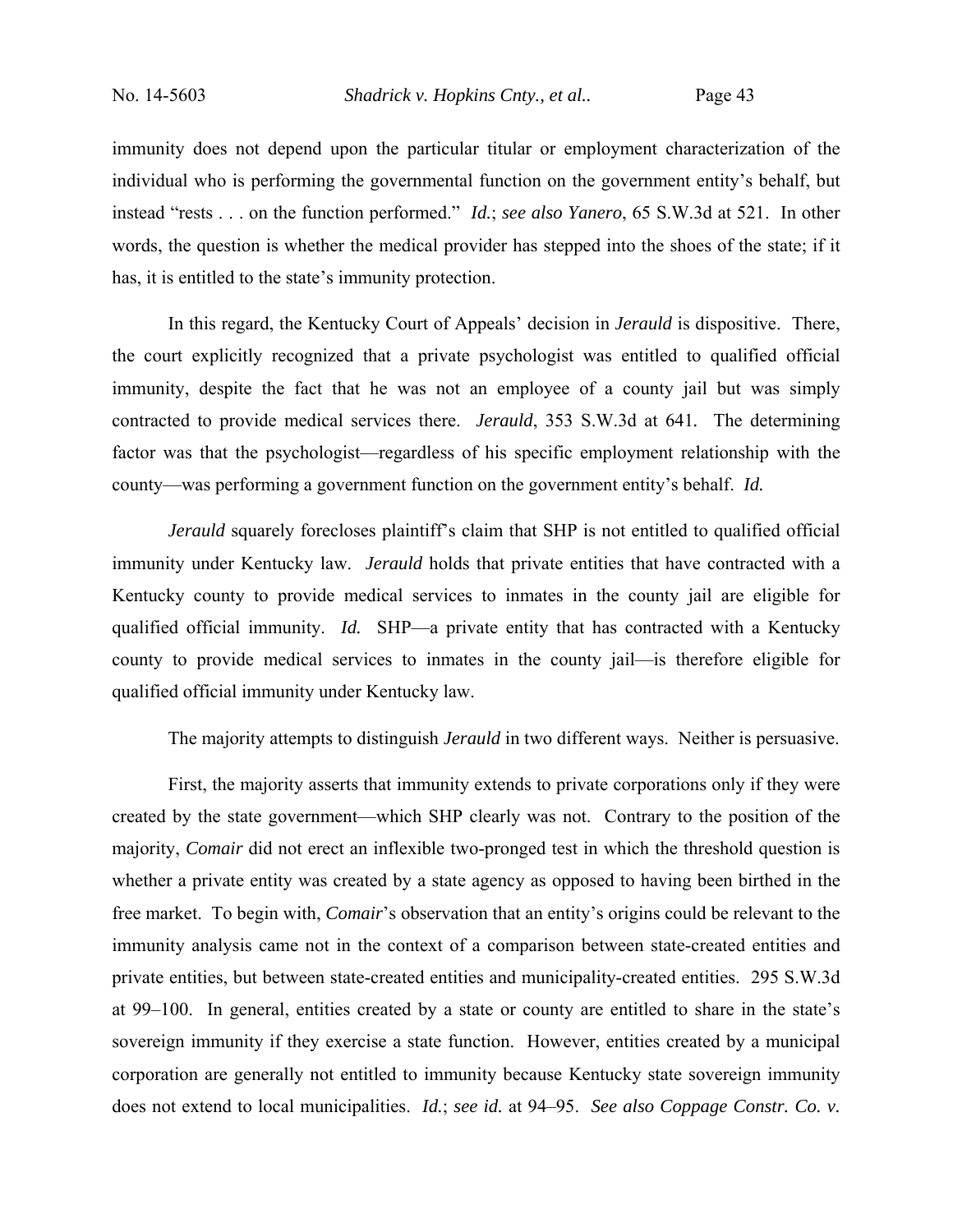immunity does not depend upon the particular titular or employment characterization of the individual who is performing the governmental function on the government entity's behalf, but instead "rests . . . on the function performed." *Id.*; *see also Yanero*, 65 S.W.3d at 521. In other words, the question is whether the medical provider has stepped into the shoes of the state; if it has, it is entitled to the state's immunity protection.

In this regard, the Kentucky Court of Appeals' decision in *Jerauld* is dispositive. There, the court explicitly recognized that a private psychologist was entitled to qualified official immunity, despite the fact that he was not an employee of a county jail but was simply contracted to provide medical services there. *Jerauld*, 353 S.W.3d at 641. The determining factor was that the psychologist—regardless of his specific employment relationship with the county—was performing a government function on the government entity's behalf. *Id.*

*Jerauld* squarely forecloses plaintiff's claim that SHP is not entitled to qualified official immunity under Kentucky law. *Jerauld* holds that private entities that have contracted with a Kentucky county to provide medical services to inmates in the county jail are eligible for qualified official immunity. *Id.* SHP—a private entity that has contracted with a Kentucky county to provide medical services to inmates in the county jail—is therefore eligible for qualified official immunity under Kentucky law.

The majority attempts to distinguish *Jerauld* in two different ways. Neither is persuasive.

First, the majority asserts that immunity extends to private corporations only if they were created by the state government—which SHP clearly was not. Contrary to the position of the majority, *Comair* did not erect an inflexible two-pronged test in which the threshold question is whether a private entity was created by a state agency as opposed to having been birthed in the free market. To begin with, *Comair*'s observation that an entity's origins could be relevant to the immunity analysis came not in the context of a comparison between state-created entities and private entities, but between state-created entities and municipality-created entities. 295 S.W.3d at 99–100. In general, entities created by a state or county are entitled to share in the state's sovereign immunity if they exercise a state function. However, entities created by a municipal corporation are generally not entitled to immunity because Kentucky state sovereign immunity does not extend to local municipalities. *Id.*; *see id.* at 94–95. *See also Coppage Constr. Co. v.*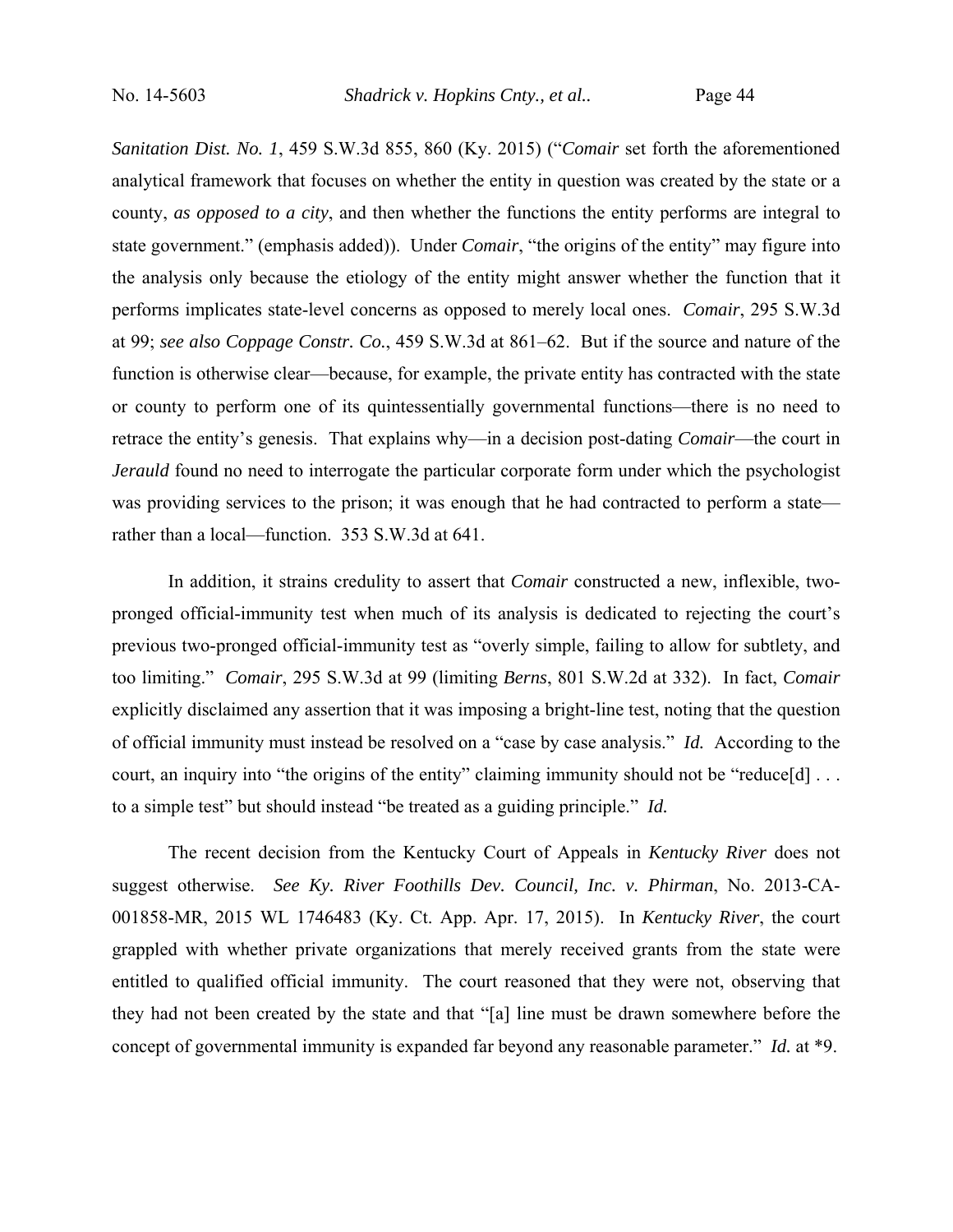*Sanitation Dist. No. 1*, 459 S.W.3d 855, 860 (Ky. 2015) ("*Comair* set forth the aforementioned analytical framework that focuses on whether the entity in question was created by the state or a county, *as opposed to a city*, and then whether the functions the entity performs are integral to state government." (emphasis added)). Under *Comair*, "the origins of the entity" may figure into the analysis only because the etiology of the entity might answer whether the function that it performs implicates state-level concerns as opposed to merely local ones. *Comair*, 295 S.W.3d at 99; *see also Coppage Constr. Co.*, 459 S.W.3d at 861–62. But if the source and nature of the function is otherwise clear—because, for example, the private entity has contracted with the state or county to perform one of its quintessentially governmental functions—there is no need to retrace the entity's genesis. That explains why—in a decision post-dating *Comair*—the court in *Jerauld* found no need to interrogate the particular corporate form under which the psychologist was providing services to the prison; it was enough that he had contracted to perform a state—rather than a local—function. 353 S.W.3d at 641.

In addition, it strains credulity to assert that *Comair* constructed a new, inflexible, two-pronged official-immunity test when much of its analysis is dedicated to rejecting the court's previous two-pronged official-immunity test as "overly simple, failing to allow for subtlety, and too limiting." *Comair*, 295 S.W.3d at 99 (limiting *Berns*, 801 S.W.2d at 332). In fact, *Comair* explicitly disclaimed any assertion that it was imposing a bright-line test, noting that the question of official immunity must instead be resolved on a "case by case analysis." *Id.* According to the court, an inquiry into "the origins of the entity" claiming immunity should not be "reduce[d] . . . to a simple test" but should instead "be treated as a guiding principle." *Id.*

The recent decision from the Kentucky Court of Appeals in *Kentucky River* does not suggest otherwise. *See Ky. River Foothills Dev. Council, Inc. v. Phirman*, No. 2013-CA-001858-MR, 2015 WL 1746483 (Ky. Ct. App. Apr. 17, 2015). In *Kentucky River*, the court grappled with whether private organizations that merely received grants from the state were entitled to qualified official immunity. The court reasoned that they were not, observing that they had not been created by the state and that "[a] line must be drawn somewhere before the concept of governmental immunity is expanded far beyond any reasonable parameter." *Id.* at *9.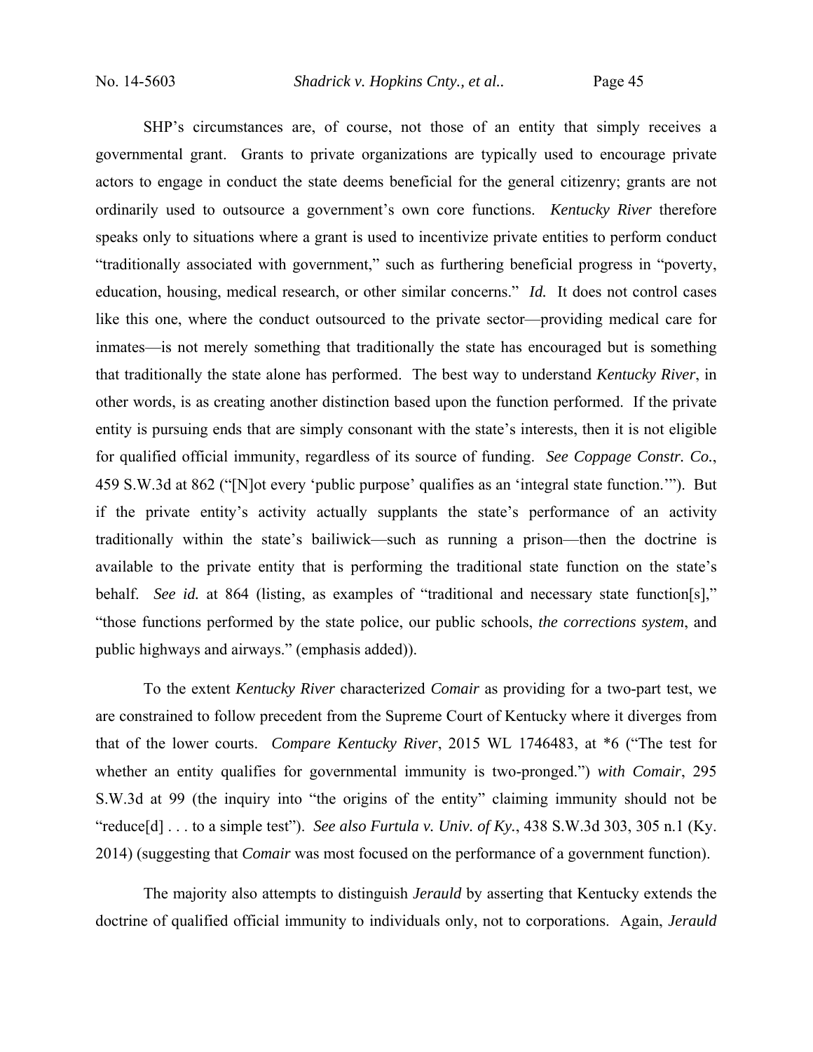SHP's circumstances are, of course, not those of an entity that simply receives a governmental grant. Grants to private organizations are typically used to encourage private actors to engage in conduct the state deems beneficial for the general citizenry; grants are not ordinarily used to outsource a government's own core functions. *Kentucky River* therefore speaks only to situations where a grant is used to incentivize private entities to perform conduct "traditionally associated with government," such as furthering beneficial progress in "poverty, education, housing, medical research, or other similar concerns." *Id.* It does not control cases like this one, where the conduct outsourced to the private sector—providing medical care for inmates—is not merely something that traditionally the state has encouraged but is something that traditionally the state alone has performed. The best way to understand *Kentucky River*, in other words, is as creating another distinction based upon the function performed. If the private entity is pursuing ends that are simply consonant with the state's interests, then it is not eligible for qualified official immunity, regardless of its source of funding. *See Coppage Constr. Co.*, 459 S.W.3d at 862 ("[N]ot every 'public purpose' qualifies as an 'integral state function.'"). But if the private entity's activity actually supplants the state's performance of an activity traditionally within the state's bailiwick—such as running a prison—then the doctrine is available to the private entity that is performing the traditional state function on the state's behalf. *See id.* at 864 (listing, as examples of "traditional and necessary state function[s]," "those functions performed by the state police, our public schools, *the corrections system*, and public highways and airways." (emphasis added)).

To the extent *Kentucky River* characterized *Comair* as providing for a two-part test, we are constrained to follow precedent from the Supreme Court of Kentucky where it diverges from that of the lower courts. *Compare Kentucky River*, 2015 WL 1746483, at *6 ("The test for whether an entity qualifies for governmental immunity is two-pronged.") *with Comair*, 295 S.W.3d at 99 (the inquiry into "the origins of the entity" claiming immunity should not be "reduce[d] . . . to a simple test"). *See also Furtula v. Univ. of Ky.*, 438 S.W.3d 303, 305 n.1 (Ky. 2014) (suggesting that *Comair* was most focused on the performance of a government function).

The majority also attempts to distinguish *Jerauld* by asserting that Kentucky extends the doctrine of qualified official immunity to individuals only, not to corporations. Again, *Jerauld*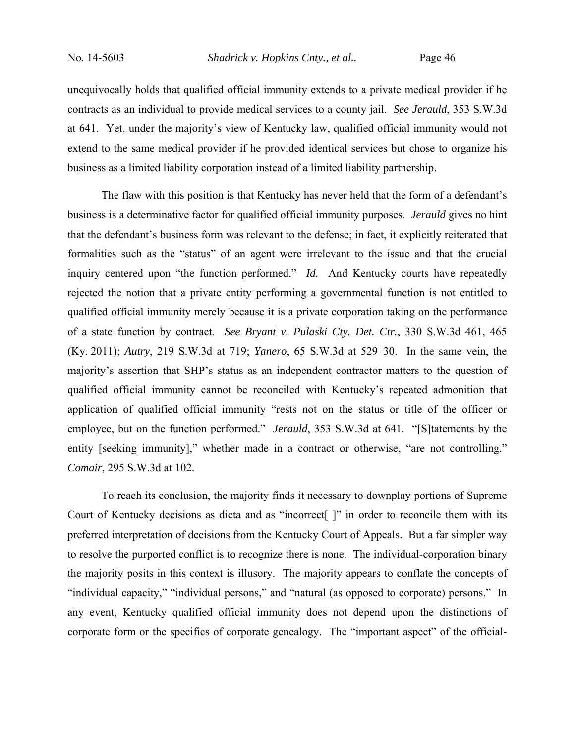unequivocally holds that qualified official immunity extends to a private medical provider if he contracts as an individual to provide medical services to a county jail. *See Jerauld*, 353 S.W.3d at 641. Yet, under the majority's view of Kentucky law, qualified official immunity would not extend to the same medical provider if he provided identical services but chose to organize his business as a limited liability corporation instead of a limited liability partnership.

The flaw with this position is that Kentucky has never held that the form of a defendant's business is a determinative factor for qualified official immunity purposes. *Jerauld* gives no hint that the defendant's business form was relevant to the defense; in fact, it explicitly reiterated that formalities such as the "status" of an agent were irrelevant to the issue and that the crucial inquiry centered upon "the function performed." *Id.* And Kentucky courts have repeatedly rejected the notion that a private entity performing a governmental function is not entitled to qualified official immunity merely because it is a private corporation taking on the performance of a state function by contract. *See Bryant v. Pulaski Cty. Det. Ctr.*, 330 S.W.3d 461, 465 (Ky. 2011); *Autry*, 219 S.W.3d at 719; *Yanero*, 65 S.W.3d at 529–30. In the same vein, the majority's assertion that SHP's status as an independent contractor matters to the question of qualified official immunity cannot be reconciled with Kentucky's repeated admonition that application of qualified official immunity "rests not on the status or title of the officer or employee, but on the function performed." *Jerauld*, 353 S.W.3d at 641. "[S]tatements by the entity [seeking immunity]," whether made in a contract or otherwise, "are not controlling." *Comair*, 295 S.W.3d at 102.

To reach its conclusion, the majority finds it necessary to downplay portions of Supreme Court of Kentucky decisions as dicta and as "incorrect[ ]" in order to reconcile them with its preferred interpretation of decisions from the Kentucky Court of Appeals. But a far simpler way to resolve the purported conflict is to recognize there is none. The individual-corporation binary the majority posits in this context is illusory. The majority appears to conflate the concepts of "individual capacity," "individual persons," and "natural (as opposed to corporate) persons." In any event, Kentucky qualified official immunity does not depend upon the distinctions of corporate form or the specifics of corporate genealogy. The "important aspect" of the official-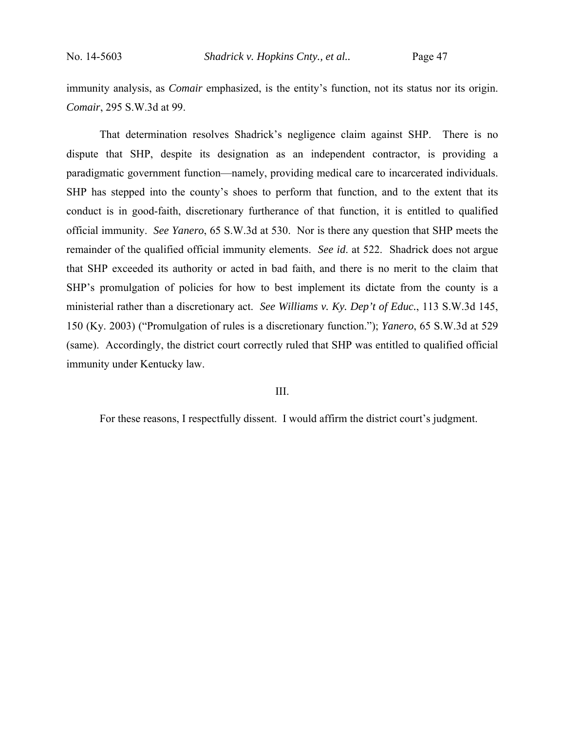immunity analysis, as *Comair* emphasized, is the entity's function, not its status nor its origin. *Comair*, 295 S.W.3d at 99.

That determination resolves Shadrick's negligence claim against SHP. There is no dispute that SHP, despite its designation as an independent contractor, is providing a paradigmatic government function—namely, providing medical care to incarcerated individuals. SHP has stepped into the county's shoes to perform that function, and to the extent that its conduct is in good-faith, discretionary furtherance of that function, it is entitled to qualified official immunity. *See Yanero*, 65 S.W.3d at 530. Nor is there any question that SHP meets the remainder of the qualified official immunity elements. *See id*. at 522. Shadrick does not argue that SHP exceeded its authority or acted in bad faith, and there is no merit to the claim that SHP's promulgation of policies for how to best implement its dictate from the county is a ministerial rather than a discretionary act. *See Williams v. Ky. Dep't of Educ.*, 113 S.W.3d 145, 150 (Ky. 2003) ("Promulgation of rules is a discretionary function."); *Yanero*, 65 S.W.3d at 529 (same). Accordingly, the district court correctly ruled that SHP was entitled to qualified official immunity under Kentucky law.

## III.

For these reasons, I respectfully dissent. I would affirm the district court's judgment.